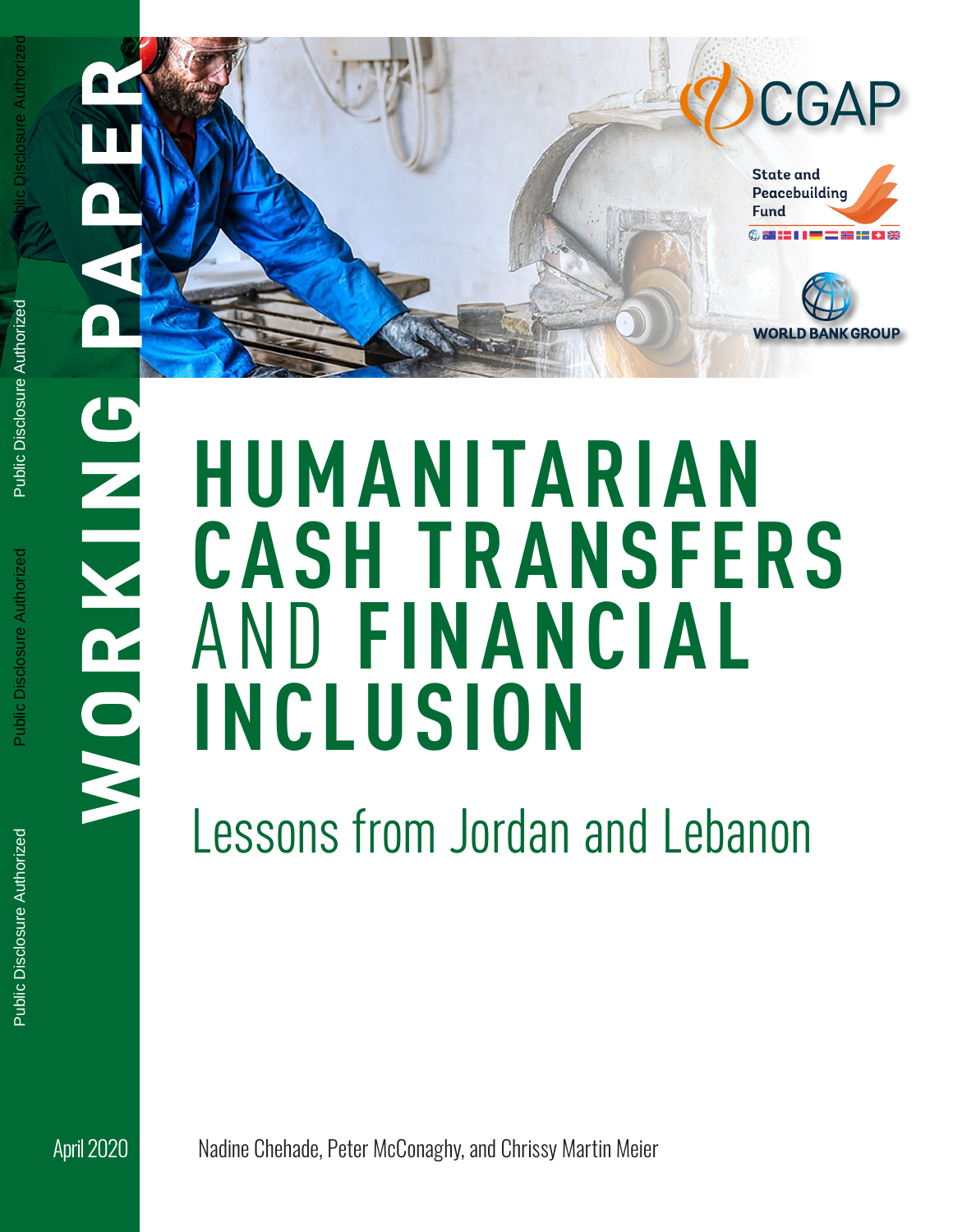WORKING PAPER

CGAP

State and Peacebuilding Fund

WORLD BANK GROUP

# HUMANITARIAN CASH TRANSFERS AND FINANCIAL INCLUSION

## Lessons from Jordan and Lebanon

April 2020

Nadine Chehade, Peter McConaghy, and Chrissy Martin Meier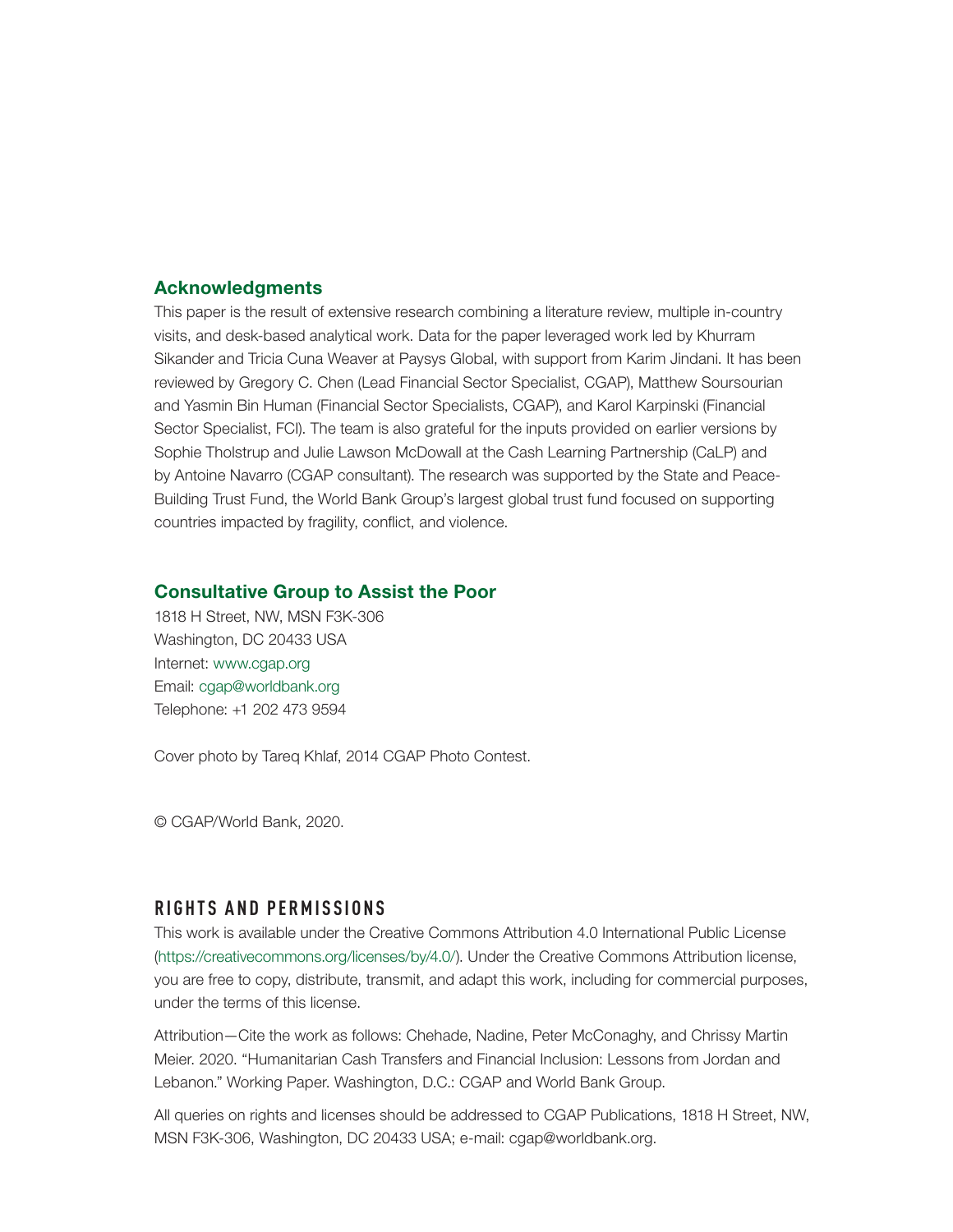## Acknowledgments

This paper is the result of extensive research combining a literature review, multiple in-country visits, and desk-based analytical work. Data for the paper leveraged work led by Khurram Sikander and Tricia Cuna Weaver at Paysys Global, with support from Karim Jindani. It has been reviewed by Gregory C. Chen (Lead Financial Sector Specialist, CGAP), Matthew Soursourian and Yasmin Bin Human (Financial Sector Specialists, CGAP), and Karol Karpinski (Financial Sector Specialist, FCI). The team is also grateful for the inputs provided on earlier versions by Sophie Tholstrup and Julie Lawson McDowall at the Cash Learning Partnership (CaLP) and by Antoine Navarro (CGAP consultant). The research was supported by the State and Peace-Building Trust Fund, the World Bank Group's largest global trust fund focused on supporting countries impacted by fragility, conflict, and violence.

## Consultative Group to Assist the Poor

1818 H Street, NW, MSN F3K-306
Washington, DC 20433 USA
Internet: www.cgap.org
Email: cgap@worldbank.org
Telephone: +1 202 473 9594

Cover photo by Tareq Khlaf, 2014 CGAP Photo Contest.

© CGAP/World Bank, 2020.

## RIGHTS AND PERMISSIONS

This work is available under the Creative Commons Attribution 4.0 International Public License (https://creativecommons.org/licenses/by/4.0/). Under the Creative Commons Attribution license, you are free to copy, distribute, transmit, and adapt this work, including for commercial purposes, under the terms of this license.

Attribution—Cite the work as follows: Chehade, Nadine, Peter McConaghy, and Chrissy Martin Meier. 2020. "Humanitarian Cash Transfers and Financial Inclusion: Lessons from Jordan and Lebanon." Working Paper. Washington, D.C.: CGAP and World Bank Group.

All queries on rights and licenses should be addressed to CGAP Publications, 1818 H Street, NW, MSN F3K-306, Washington, DC 20433 USA; e-mail: cgap@worldbank.org.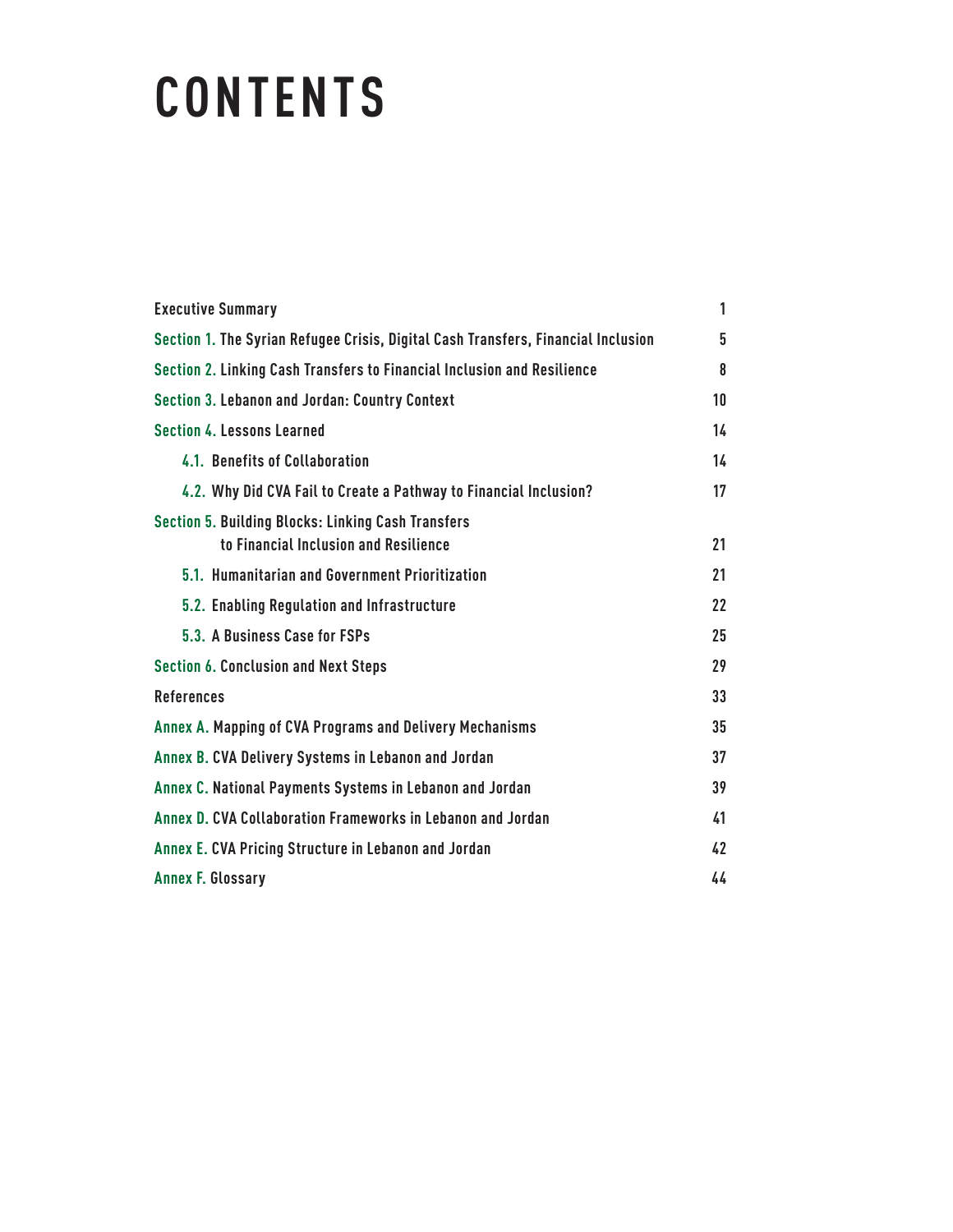# CONTENTS

| | |
|---|---|
| Executive Summary | 1 |
| Section 1. The Syrian Refugee Crisis, Digital Cash Transfers, Financial Inclusion | 5 |
| Section 2. Linking Cash Transfers to Financial Inclusion and Resilience | 8 |
| Section 3. Lebanon and Jordan: Country Context | 10 |
| Section 4. Lessons Learned | 14 |
| 4.1. Benefits of Collaboration | 14 |
| 4.2. Why Did CVA Fail to Create a Pathway to Financial Inclusion? | 17 |
| Section 5. Building Blocks: Linking Cash Transfers to Financial Inclusion and Resilience | 21 |
| 5.1. Humanitarian and Government Prioritization | 21 |
| 5.2. Enabling Regulation and Infrastructure | 22 |
| 5.3. A Business Case for FSPs | 25 |
| Section 6. Conclusion and Next Steps | 29 |
| References | 33 |
| Annex A. Mapping of CVA Programs and Delivery Mechanisms | 35 |
| Annex B. CVA Delivery Systems in Lebanon and Jordan | 37 |
| Annex C. National Payments Systems in Lebanon and Jordan | 39 |
| Annex D. CVA Collaboration Frameworks in Lebanon and Jordan | 41 |
| Annex E. CVA Pricing Structure in Lebanon and Jordan | 42 |
| Annex F. Glossary | 44 |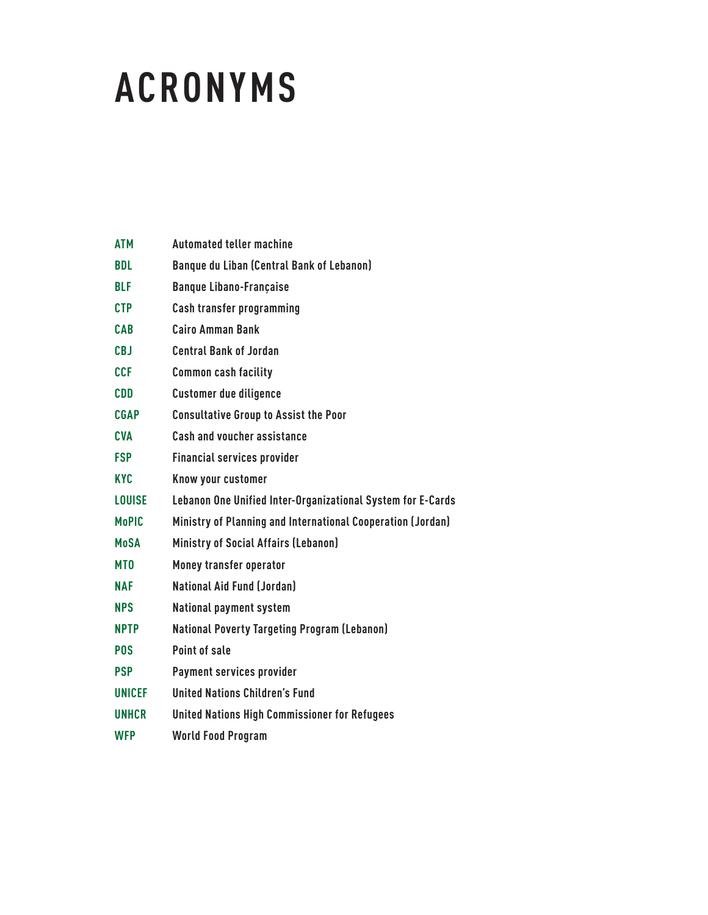# ACRONYMS

| | |
|---|---|
| **ATM** | Automated teller machine |
| **BDL** | Banque du Liban (Central Bank of Lebanon) |
| **BLF** | Banque Libano-Française |
| **CTP** | Cash transfer programming |
| **CAB** | Cairo Amman Bank |
| **CBJ** | Central Bank of Jordan |
| **CCF** | Common cash facility |
| **CDD** | Customer due diligence |
| **CGAP** | Consultative Group to Assist the Poor |
| **CVA** | Cash and voucher assistance |
| **FSP** | Financial services provider |
| **KYC** | Know your customer |
| **LOUISE** | Lebanon One Unified Inter-Organizational System for E-Cards |
| **MoPIC** | Ministry of Planning and International Cooperation (Jordan) |
| **MoSA** | Ministry of Social Affairs (Lebanon) |
| **MTO** | Money transfer operator |
| **NAF** | National Aid Fund (Jordan) |
| **NPS** | National payment system |
| **NPTP** | National Poverty Targeting Program (Lebanon) |
| **POS** | Point of sale |
| **PSP** | Payment services provider |
| **UNICEF** | United Nations Children's Fund |
| **UNHCR** | United Nations High Commissioner for Refugees |
| **WFP** | World Food Program |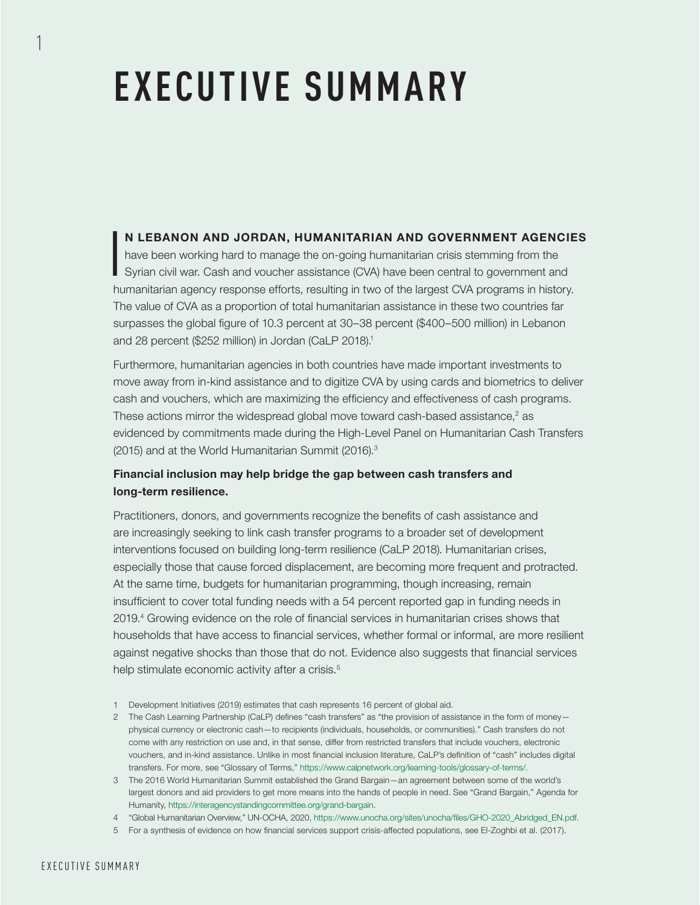# EXECUTIVE SUMMARY

**IN LEBANON AND JORDAN, HUMANITARIAN AND GOVERNMENT AGENCIES** have been working hard to manage the on-going humanitarian crisis stemming from the Syrian civil war. Cash and voucher assistance (CVA) have been central to government and humanitarian agency response efforts, resulting in two of the largest CVA programs in history. The value of CVA as a proportion of total humanitarian assistance in these two countries far surpasses the global figure of 10.3 percent at 30–38 percent ($400–500 million) in Lebanon and 28 percent ($252 million) in Jordan (CaLP 2018).[1]

Furthermore, humanitarian agencies in both countries have made important investments to move away from in-kind assistance and to digitize CVA by using cards and biometrics to deliver cash and vouchers, which are maximizing the efficiency and effectiveness of cash programs. These actions mirror the widespread global move toward cash-based assistance,[2] as evidenced by commitments made during the High-Level Panel on Humanitarian Cash Transfers (2015) and at the World Humanitarian Summit (2016).[3]

### Financial inclusion may help bridge the gap between cash transfers and long-term resilience.

Practitioners, donors, and governments recognize the benefits of cash assistance and are increasingly seeking to link cash transfer programs to a broader set of development interventions focused on building long-term resilience (CaLP 2018). Humanitarian crises, especially those that cause forced displacement, are becoming more frequent and protracted. At the same time, budgets for humanitarian programming, though increasing, remain insufficient to cover total funding needs with a 54 percent reported gap in funding needs in 2019.[4] Growing evidence on the role of financial services in humanitarian crises shows that households that have access to financial services, whether formal or informal, are more resilient against negative shocks than those that do not. Evidence also suggests that financial services help stimulate economic activity after a crisis.[5]

1 Development Initiatives (2019) estimates that cash represents 16 percent of global aid.

2 The Cash Learning Partnership (CaLP) defines "cash transfers" as "the provision of assistance in the form of money—physical currency or electronic cash—to recipients (individuals, households, or communities)." Cash transfers do not come with any restriction on use and, in that sense, differ from restricted transfers that include vouchers, electronic vouchers, and in-kind assistance. Unlike in most financial inclusion literature, CaLP's definition of "cash" includes digital transfers. For more, see "Glossary of Terms," https://www.calpnetwork.org/learning-tools/glossary-of-terms/.

3 The 2016 World Humanitarian Summit established the Grand Bargain—an agreement between some of the world's largest donors and aid providers to get more means into the hands of people in need. See "Grand Bargain," Agenda for Humanity, https://interagencystandingcommittee.org/grand-bargain.

4 "Global Humanitarian Overview," UN-OCHA, 2020, https://www.unocha.org/sites/unocha/files/GHO-2020_Abridged_EN.pdf.

5 For a synthesis of evidence on how financial services support crisis-affected populations, see El-Zoghbi et al. (2017).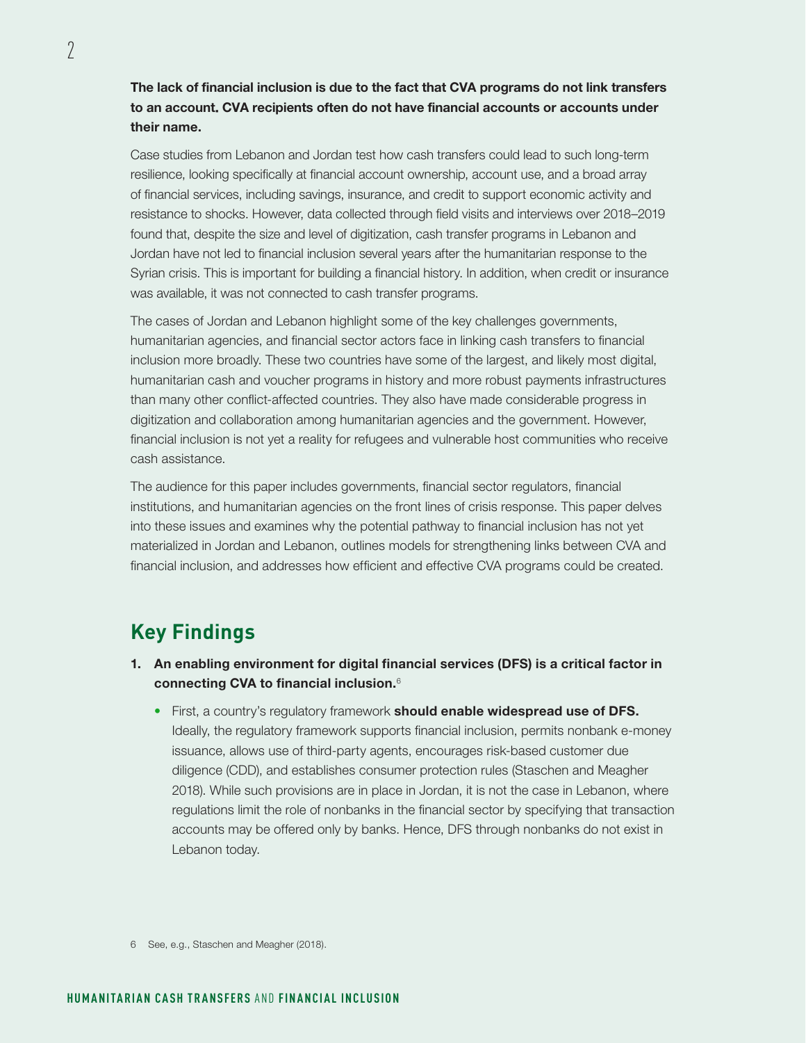**The lack of financial inclusion is due to the fact that CVA programs do not link transfers to an account. CVA recipients often do not have financial accounts or accounts under their name.**

Case studies from Lebanon and Jordan test how cash transfers could lead to such long-term resilience, looking specifically at financial account ownership, account use, and a broad array of financial services, including savings, insurance, and credit to support economic activity and resistance to shocks. However, data collected through field visits and interviews over 2018–2019 found that, despite the size and level of digitization, cash transfer programs in Lebanon and Jordan have not led to financial inclusion several years after the humanitarian response to the Syrian crisis. This is important for building a financial history. In addition, when credit or insurance was available, it was not connected to cash transfer programs.

The cases of Jordan and Lebanon highlight some of the key challenges governments, humanitarian agencies, and financial sector actors face in linking cash transfers to financial inclusion more broadly. These two countries have some of the largest, and likely most digital, humanitarian cash and voucher programs in history and more robust payments infrastructures than many other conflict-affected countries. They also have made considerable progress in digitization and collaboration among humanitarian agencies and the government. However, financial inclusion is not yet a reality for refugees and vulnerable host communities who receive cash assistance.

The audience for this paper includes governments, financial sector regulators, financial institutions, and humanitarian agencies on the front lines of crisis response. This paper delves into these issues and examines why the potential pathway to financial inclusion has not yet materialized in Jordan and Lebanon, outlines models for strengthening links between CVA and financial inclusion, and addresses how efficient and effective CVA programs could be created.

## Key Findings

1. **An enabling environment for digital financial services (DFS) is a critical factor in connecting CVA to financial inclusion.**[6]
   - First, a country's regulatory framework **should enable widespread use of DFS.** Ideally, the regulatory framework supports financial inclusion, permits nonbank e-money issuance, allows use of third-party agents, encourages risk-based customer due diligence (CDD), and establishes consumer protection rules (Staschen and Meagher 2018). While such provisions are in place in Jordan, it is not the case in Lebanon, where regulations limit the role of nonbanks in the financial sector by specifying that transaction accounts may be offered only by banks. Hence, DFS through nonbanks do not exist in Lebanon today.

6 See, e.g., Staschen and Meagher (2018).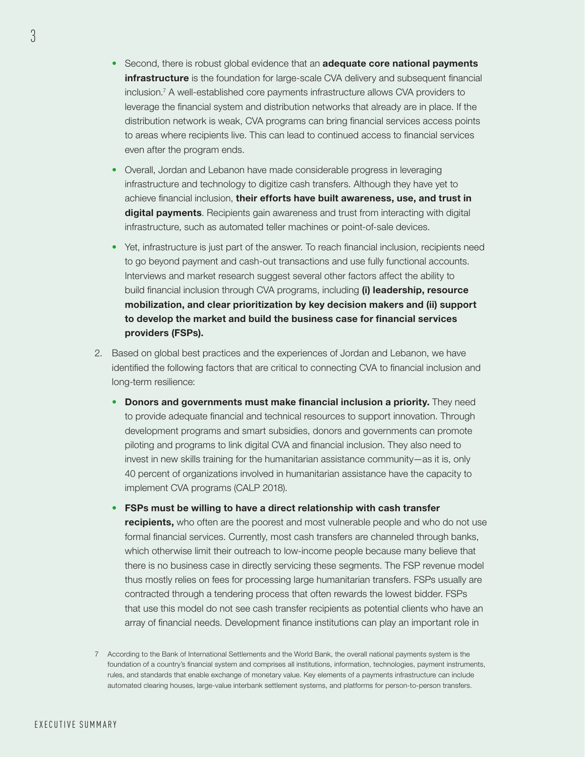- Second, there is robust global evidence that an **adequate core national payments infrastructure** is the foundation for large-scale CVA delivery and subsequent financial inclusion.[7] A well-established core payments infrastructure allows CVA providers to leverage the financial system and distribution networks that already are in place. If the distribution network is weak, CVA programs can bring financial services access points to areas where recipients live. This can lead to continued access to financial services even after the program ends.

- Overall, Jordan and Lebanon have made considerable progress in leveraging infrastructure and technology to digitize cash transfers. Although they have yet to achieve financial inclusion, **their efforts have built awareness, use, and trust in digital payments**. Recipients gain awareness and trust from interacting with digital infrastructure, such as automated teller machines or point-of-sale devices.

- Yet, infrastructure is just part of the answer. To reach financial inclusion, recipients need to go beyond payment and cash-out transactions and use fully functional accounts. Interviews and market research suggest several other factors affect the ability to build financial inclusion through CVA programs, including **(i) leadership, resource mobilization, and clear prioritization by key decision makers and (ii) support to develop the market and build the business case for financial services providers (FSPs).**

2. Based on global best practices and the experiences of Jordan and Lebanon, we have identified the following factors that are critical to connecting CVA to financial inclusion and long-term resilience:

   - **Donors and governments must make financial inclusion a priority.** They need to provide adequate financial and technical resources to support innovation. Through development programs and smart subsidies, donors and governments can promote piloting and programs to link digital CVA and financial inclusion. They also need to invest in new skills training for the humanitarian assistance community—as it is, only 40 percent of organizations involved in humanitarian assistance have the capacity to implement CVA programs (CALP 2018).

   - **FSPs must be willing to have a direct relationship with cash transfer recipients,** who often are the poorest and most vulnerable people and who do not use formal financial services. Currently, most cash transfers are channeled through banks, which otherwise limit their outreach to low-income people because many believe that there is no business case in directly servicing these segments. The FSP revenue model thus mostly relies on fees for processing large humanitarian transfers. FSPs usually are contracted through a tendering process that often rewards the lowest bidder. FSPs that use this model do not see cash transfer recipients as potential clients who have an array of financial needs. Development finance institutions can play an important role in

7 According to the Bank of International Settlements and the World Bank, the overall national payments system is the foundation of a country's financial system and comprises all institutions, information, technologies, payment instruments, rules, and standards that enable exchange of monetary value. Key elements of a payments infrastructure can include automated clearing houses, large-value interbank settlement systems, and platforms for person-to-person transfers.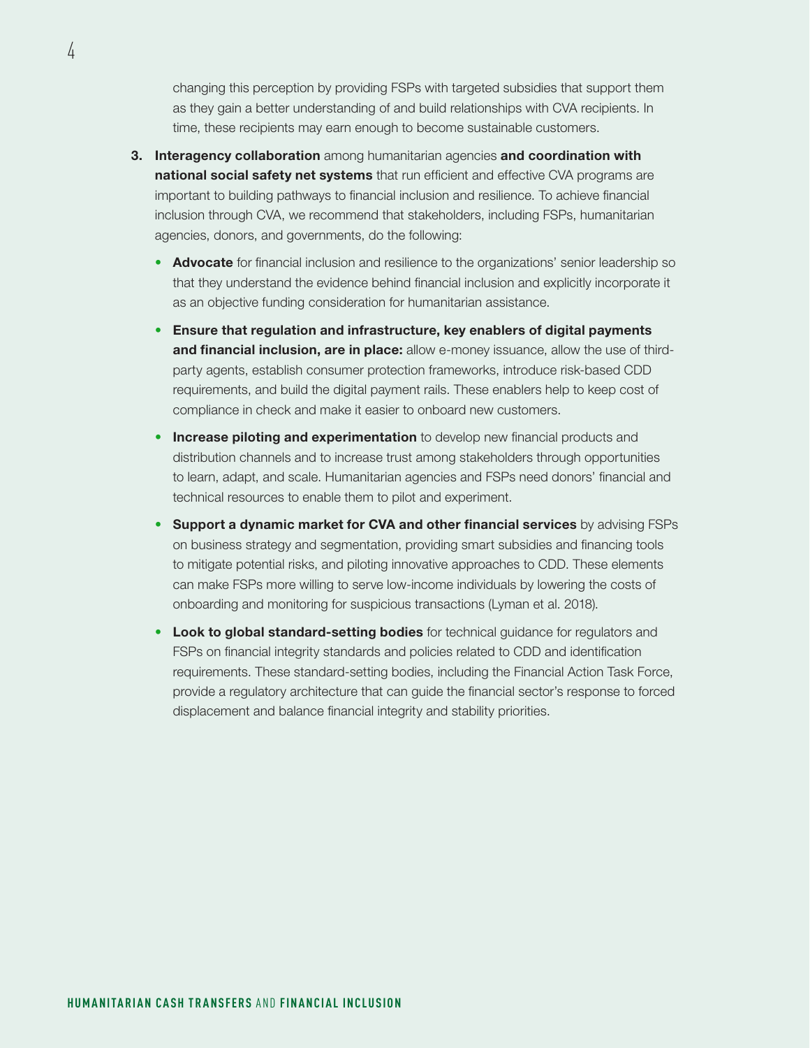changing this perception by providing FSPs with targeted subsidies that support them as they gain a better understanding of and build relationships with CVA recipients. In time, these recipients may earn enough to become sustainable customers.

3. **Interagency collaboration** among humanitarian agencies **and coordination with national social safety net systems** that run efficient and effective CVA programs are important to building pathways to financial inclusion and resilience. To achieve financial inclusion through CVA, we recommend that stakeholders, including FSPs, humanitarian agencies, donors, and governments, do the following:

   - **Advocate** for financial inclusion and resilience to the organizations' senior leadership so that they understand the evidence behind financial inclusion and explicitly incorporate it as an objective funding consideration for humanitarian assistance.
   - **Ensure that regulation and infrastructure, key enablers of digital payments and financial inclusion, are in place:** allow e-money issuance, allow the use of third-party agents, establish consumer protection frameworks, introduce risk-based CDD requirements, and build the digital payment rails. These enablers help to keep cost of compliance in check and make it easier to onboard new customers.
   - **Increase piloting and experimentation** to develop new financial products and distribution channels and to increase trust among stakeholders through opportunities to learn, adapt, and scale. Humanitarian agencies and FSPs need donors' financial and technical resources to enable them to pilot and experiment.
   - **Support a dynamic market for CVA and other financial services** by advising FSPs on business strategy and segmentation, providing smart subsidies and financing tools to mitigate potential risks, and piloting innovative approaches to CDD. These elements can make FSPs more willing to serve low-income individuals by lowering the costs of onboarding and monitoring for suspicious transactions (Lyman et al. 2018).
   - **Look to global standard-setting bodies** for technical guidance for regulators and FSPs on financial integrity standards and policies related to CDD and identification requirements. These standard-setting bodies, including the Financial Action Task Force, provide a regulatory architecture that can guide the financial sector's response to forced displacement and balance financial integrity and stability priorities.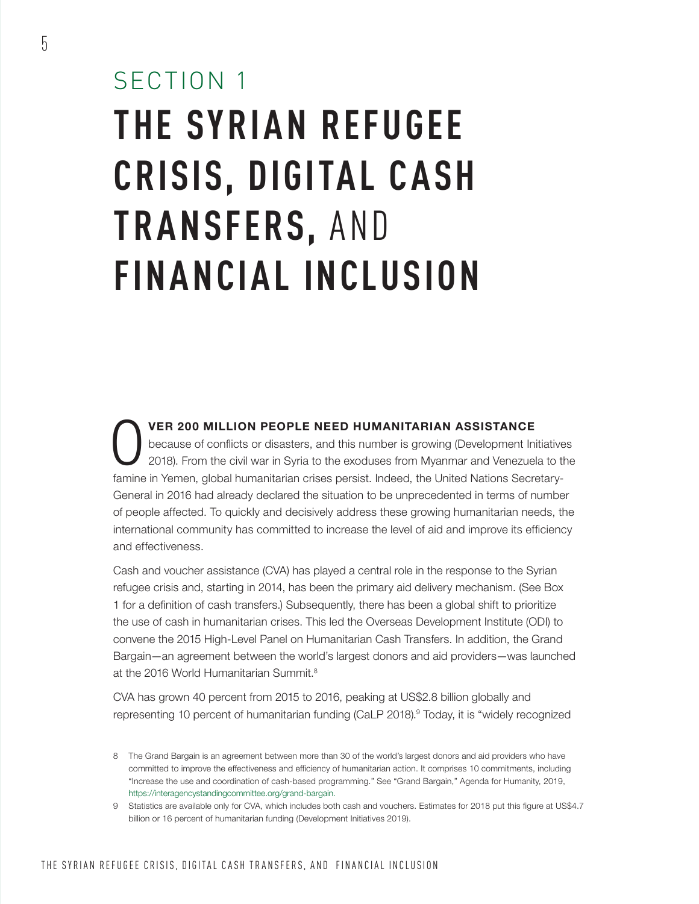SECTION 1

# THE SYRIAN REFUGEE CRISIS, DIGITAL CASH TRANSFERS, AND FINANCIAL INCLUSION

**OVER 200 MILLION PEOPLE NEED HUMANITARIAN ASSISTANCE** because of conflicts or disasters, and this number is growing (Development Initiatives 2018). From the civil war in Syria to the exoduses from Myanmar and Venezuela to the famine in Yemen, global humanitarian crises persist. Indeed, the United Nations Secretary-General in 2016 had already declared the situation to be unprecedented in terms of number of people affected. To quickly and decisively address these growing humanitarian needs, the international community has committed to increase the level of aid and improve its efficiency and effectiveness.

Cash and voucher assistance (CVA) has played a central role in the response to the Syrian refugee crisis and, starting in 2014, has been the primary aid delivery mechanism. (See Box 1 for a definition of cash transfers.) Subsequently, there has been a global shift to prioritize the use of cash in humanitarian crises. This led the Overseas Development Institute (ODI) to convene the 2015 High-Level Panel on Humanitarian Cash Transfers. In addition, the Grand Bargain—an agreement between the world's largest donors and aid providers—was launched at the 2016 World Humanitarian Summit.[8]

CVA has grown 40 percent from 2015 to 2016, peaking at US$2.8 billion globally and representing 10 percent of humanitarian funding (CaLP 2018).[9] Today, it is "widely recognized

8 The Grand Bargain is an agreement between more than 30 of the world's largest donors and aid providers who have committed to improve the effectiveness and efficiency of humanitarian action. It comprises 10 commitments, including "Increase the use and coordination of cash-based programming." See "Grand Bargain," Agenda for Humanity, 2019, https://interagencystandingcommittee.org/grand-bargain.

9 Statistics are available only for CVA, which includes both cash and vouchers. Estimates for 2018 put this figure at US$4.7 billion or 16 percent of humanitarian funding (Development Initiatives 2019).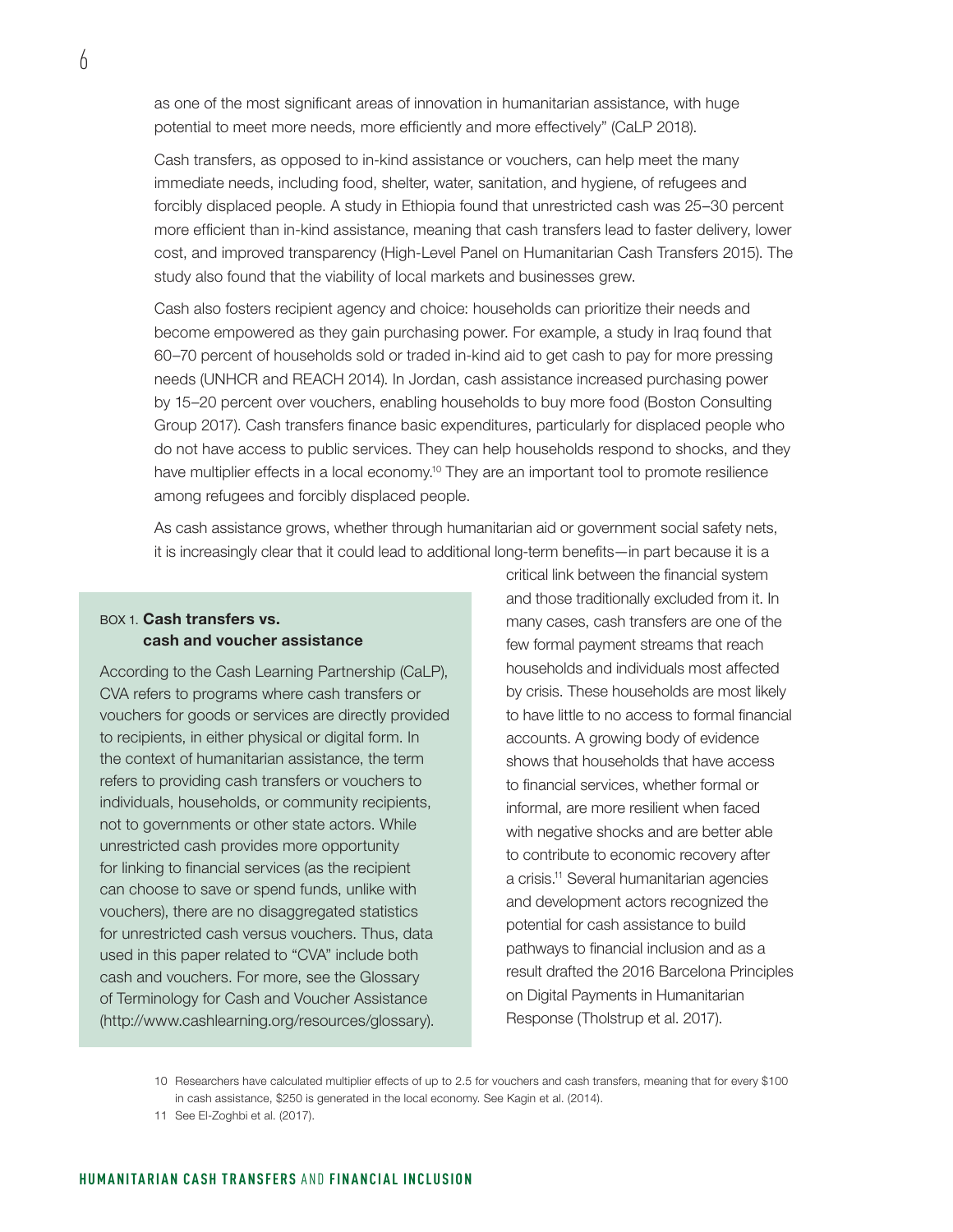as one of the most significant areas of innovation in humanitarian assistance, with huge potential to meet more needs, more efficiently and more effectively" (CaLP 2018).

Cash transfers, as opposed to in-kind assistance or vouchers, can help meet the many immediate needs, including food, shelter, water, sanitation, and hygiene, of refugees and forcibly displaced people. A study in Ethiopia found that unrestricted cash was 25–30 percent more efficient than in-kind assistance, meaning that cash transfers lead to faster delivery, lower cost, and improved transparency (High-Level Panel on Humanitarian Cash Transfers 2015). The study also found that the viability of local markets and businesses grew.

Cash also fosters recipient agency and choice: households can prioritize their needs and become empowered as they gain purchasing power. For example, a study in Iraq found that 60–70 percent of households sold or traded in-kind aid to get cash to pay for more pressing needs (UNHCR and REACH 2014). In Jordan, cash assistance increased purchasing power by 15–20 percent over vouchers, enabling households to buy more food (Boston Consulting Group 2017). Cash transfers finance basic expenditures, particularly for displaced people who do not have access to public services. They can help households respond to shocks, and they have multiplier effects in a local economy.[10] They are an important tool to promote resilience among refugees and forcibly displaced people.

As cash assistance grows, whether through humanitarian aid or government social safety nets, it is increasingly clear that it could lead to additional long-term benefits—in part because it is a critical link between the financial system and those traditionally excluded from it. In many cases, cash transfers are one of the few formal payment streams that reach households and individuals most affected by crisis. These households are most likely to have little to no access to formal financial accounts. A growing body of evidence shows that households that have access to financial services, whether formal or informal, are more resilient when faced with negative shocks and are better able to contribute to economic recovery after a crisis.[11] Several humanitarian agencies and development actors recognized the potential for cash assistance to build pathways to financial inclusion and as a result drafted the 2016 Barcelona Principles on Digital Payments in Humanitarian Response (Tholstrup et al. 2017).

### BOX 1. Cash transfers vs. cash and voucher assistance

According to the Cash Learning Partnership (CaLP), CVA refers to programs where cash transfers or vouchers for goods or services are directly provided to recipients, in either physical or digital form. In the context of humanitarian assistance, the term refers to providing cash transfers or vouchers to individuals, households, or community recipients, not to governments or other state actors. While unrestricted cash provides more opportunity for linking to financial services (as the recipient can choose to save or spend funds, unlike with vouchers), there are no disaggregated statistics for unrestricted cash versus vouchers. Thus, data used in this paper related to "CVA" include both cash and vouchers. For more, see the Glossary of Terminology for Cash and Voucher Assistance (http://www.cashlearning.org/resources/glossary).

10 Researchers have calculated multiplier effects of up to 2.5 for vouchers and cash transfers, meaning that for every $100 in cash assistance, $250 is generated in the local economy. See Kagin et al. (2014).

11 See El-Zoghbi et al. (2017).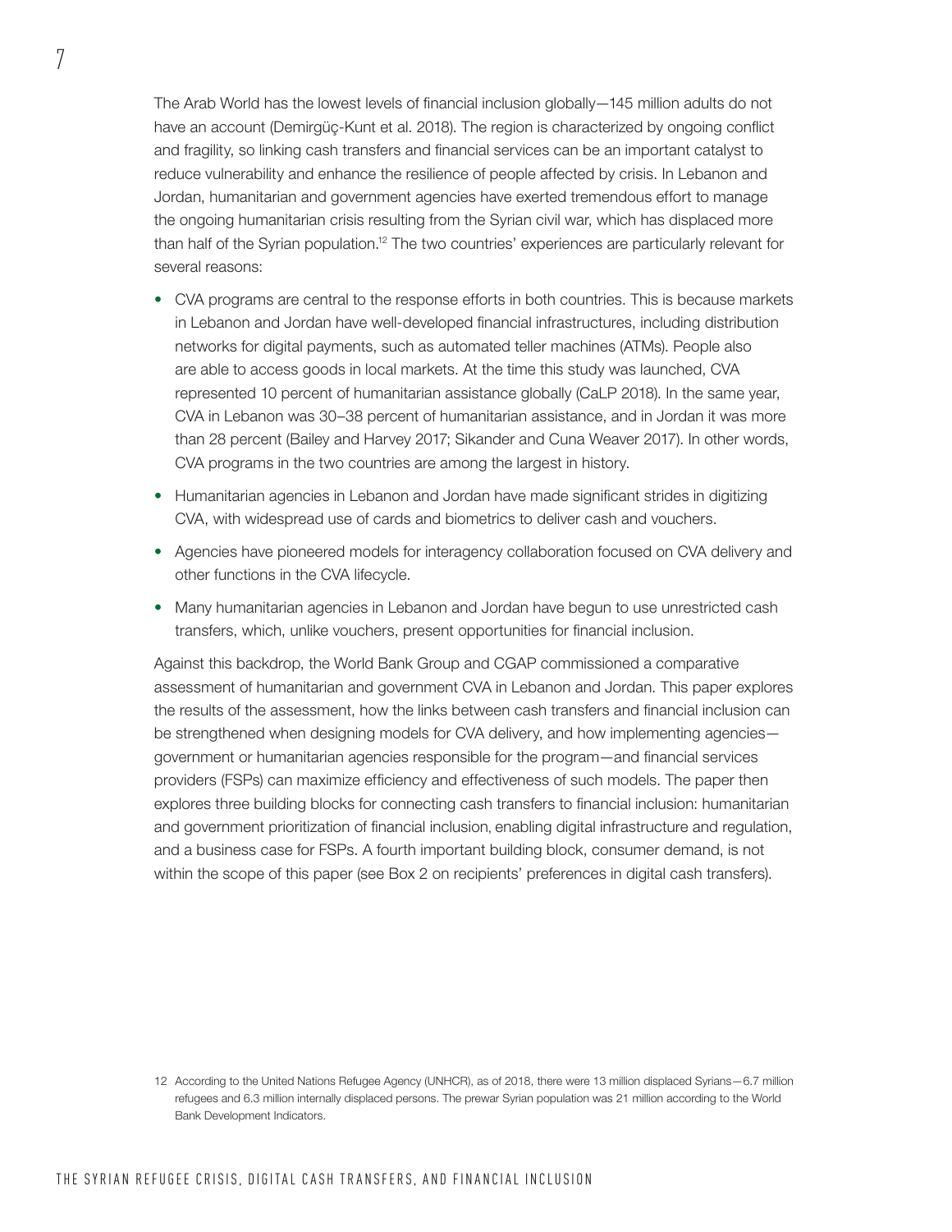The Arab World has the lowest levels of financial inclusion globally—145 million adults do not have an account (Demirgüç-Kunt et al. 2018). The region is characterized by ongoing conflict and fragility, so linking cash transfers and financial services can be an important catalyst to reduce vulnerability and enhance the resilience of people affected by crisis. In Lebanon and Jordan, humanitarian and government agencies have exerted tremendous effort to manage the ongoing humanitarian crisis resulting from the Syrian civil war, which has displaced more than half of the Syrian population.[12] The two countries' experiences are particularly relevant for several reasons:

- CVA programs are central to the response efforts in both countries. This is because markets in Lebanon and Jordan have well-developed financial infrastructures, including distribution networks for digital payments, such as automated teller machines (ATMs). People also are able to access goods in local markets. At the time this study was launched, CVA represented 10 percent of humanitarian assistance globally (CaLP 2018). In the same year, CVA in Lebanon was 30–38 percent of humanitarian assistance, and in Jordan it was more than 28 percent (Bailey and Harvey 2017; Sikander and Cuna Weaver 2017). In other words, CVA programs in the two countries are among the largest in history.
- Humanitarian agencies in Lebanon and Jordan have made significant strides in digitizing CVA, with widespread use of cards and biometrics to deliver cash and vouchers.
- Agencies have pioneered models for interagency collaboration focused on CVA delivery and other functions in the CVA lifecycle.
- Many humanitarian agencies in Lebanon and Jordan have begun to use unrestricted cash transfers, which, unlike vouchers, present opportunities for financial inclusion.

Against this backdrop, the World Bank Group and CGAP commissioned a comparative assessment of humanitarian and government CVA in Lebanon and Jordan. This paper explores the results of the assessment, how the links between cash transfers and financial inclusion can be strengthened when designing models for CVA delivery, and how implementing agencies—government or humanitarian agencies responsible for the program—and financial services providers (FSPs) can maximize efficiency and effectiveness of such models. The paper then explores three building blocks for connecting cash transfers to financial inclusion: humanitarian and government prioritization of financial inclusion, enabling digital infrastructure and regulation, and a business case for FSPs. A fourth important building block, consumer demand, is not within the scope of this paper (see Box 2 on recipients' preferences in digital cash transfers).

12 According to the United Nations Refugee Agency (UNHCR), as of 2018, there were 13 million displaced Syrians—6.7 million refugees and 6.3 million internally displaced persons. The prewar Syrian population was 21 million according to the World Bank Development Indicators.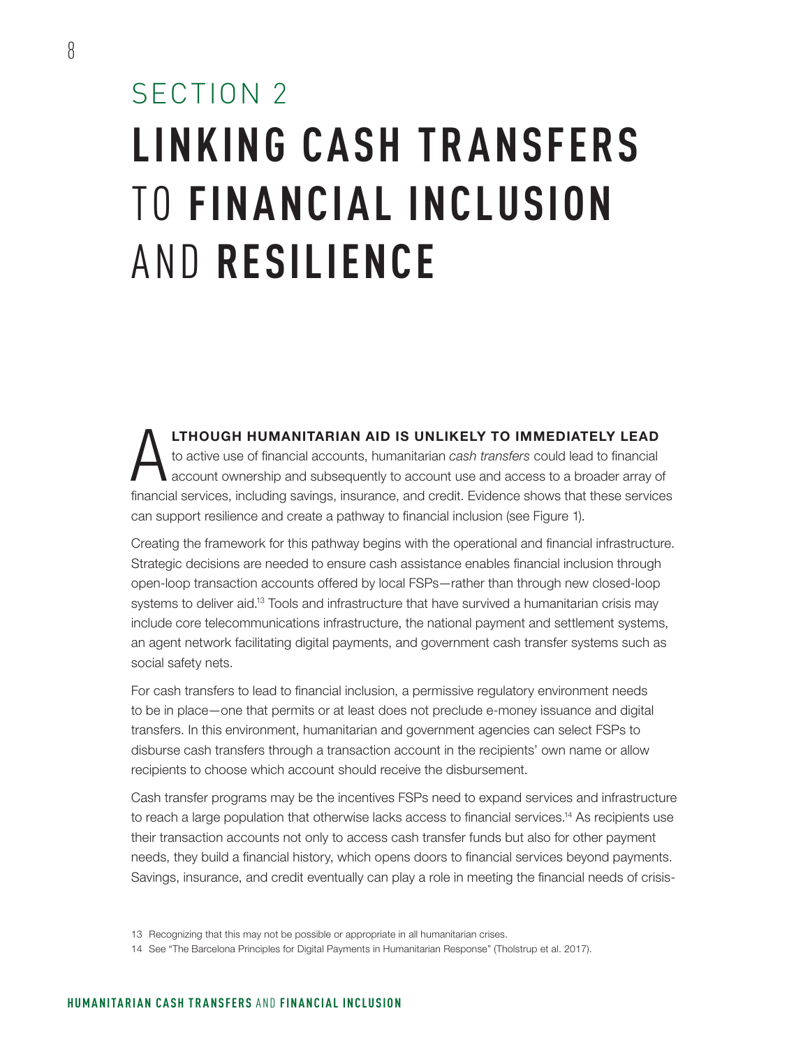# SECTION 2

# LINKING CASH TRANSFERS TO FINANCIAL INCLUSION AND RESILIENCE

**ALTHOUGH HUMANITARIAN AID IS UNLIKELY TO IMMEDIATELY LEAD** to active use of financial accounts, humanitarian *cash transfers* could lead to financial account ownership and subsequently to account use and access to a broader array of financial services, including savings, insurance, and credit. Evidence shows that these services can support resilience and create a pathway to financial inclusion (see Figure 1).

Creating the framework for this pathway begins with the operational and financial infrastructure. Strategic decisions are needed to ensure cash assistance enables financial inclusion through open-loop transaction accounts offered by local FSPs—rather than through new closed-loop systems to deliver aid.[13] Tools and infrastructure that have survived a humanitarian crisis may include core telecommunications infrastructure, the national payment and settlement systems, an agent network facilitating digital payments, and government cash transfer systems such as social safety nets.

For cash transfers to lead to financial inclusion, a permissive regulatory environment needs to be in place—one that permits or at least does not preclude e-money issuance and digital transfers. In this environment, humanitarian and government agencies can select FSPs to disburse cash transfers through a transaction account in the recipients' own name or allow recipients to choose which account should receive the disbursement.

Cash transfer programs may be the incentives FSPs need to expand services and infrastructure to reach a large population that otherwise lacks access to financial services.[14] As recipients use their transaction accounts not only to access cash transfer funds but also for other payment needs, they build a financial history, which opens doors to financial services beyond payments. Savings, insurance, and credit eventually can play a role in meeting the financial needs of crisis-

13 Recognizing that this may not be possible or appropriate in all humanitarian crises.

14 See "The Barcelona Principles for Digital Payments in Humanitarian Response" (Tholstrup et al. 2017).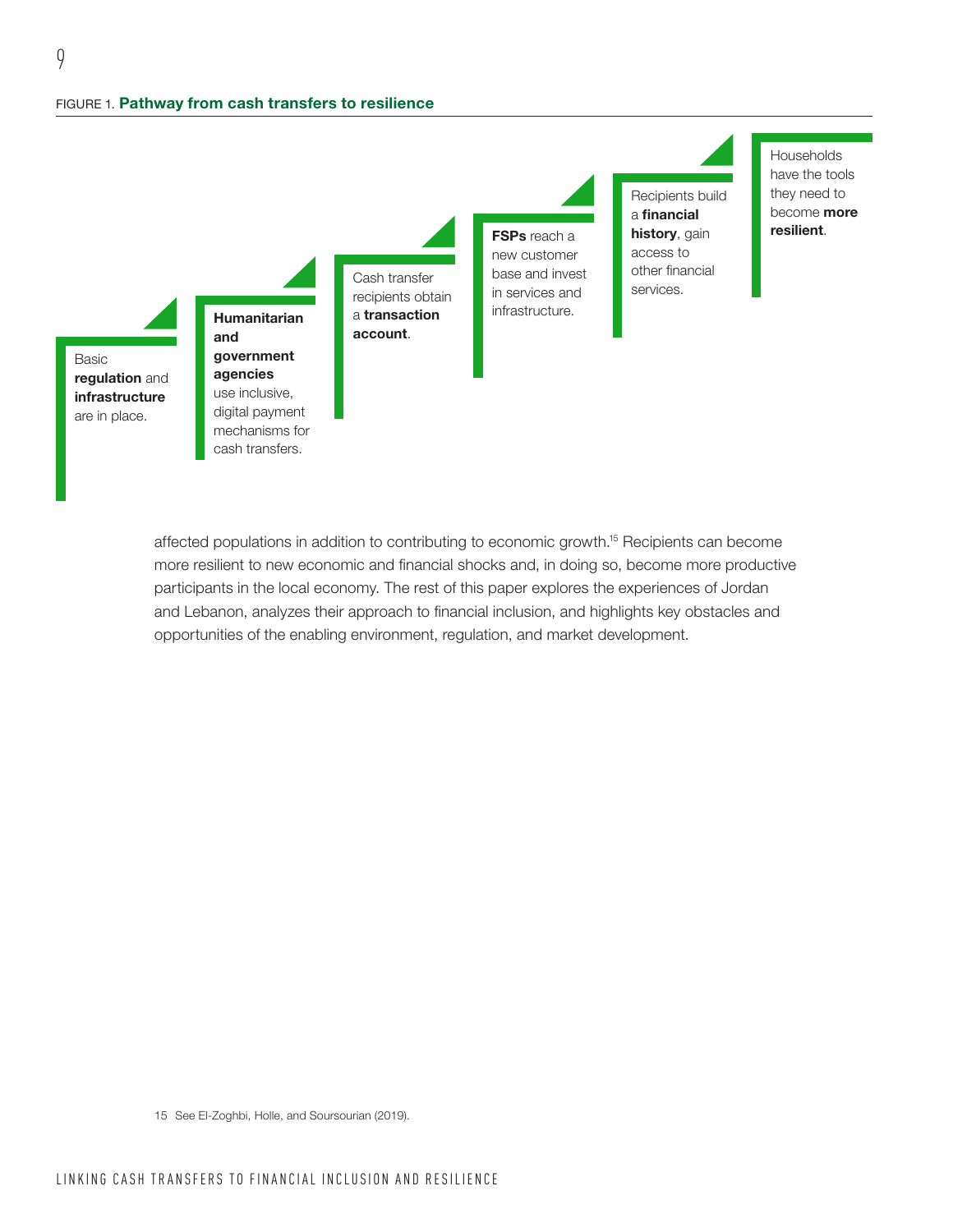FIGURE 1. **Pathway from cash transfers to resilience**

1. Basic **regulation** and **infrastructure** are in place.
2. **Humanitarian and government agencies** use inclusive, digital payment mechanisms for cash transfers.
3. Cash transfer recipients obtain a **transaction account**.
4. **FSPs** reach a new customer base and invest in services and infrastructure.
5. Recipients build a **financial history**, gain access to other financial services.
6. Households have the tools they need to become **more resilient**.

affected populations in addition to contributing to economic growth.[15] Recipients can become more resilient to new economic and financial shocks and, in doing so, become more productive participants in the local economy. The rest of this paper explores the experiences of Jordan and Lebanon, analyzes their approach to financial inclusion, and highlights key obstacles and opportunities of the enabling environment, regulation, and market development.

15 See El-Zoghbi, Holle, and Soursourian (2019).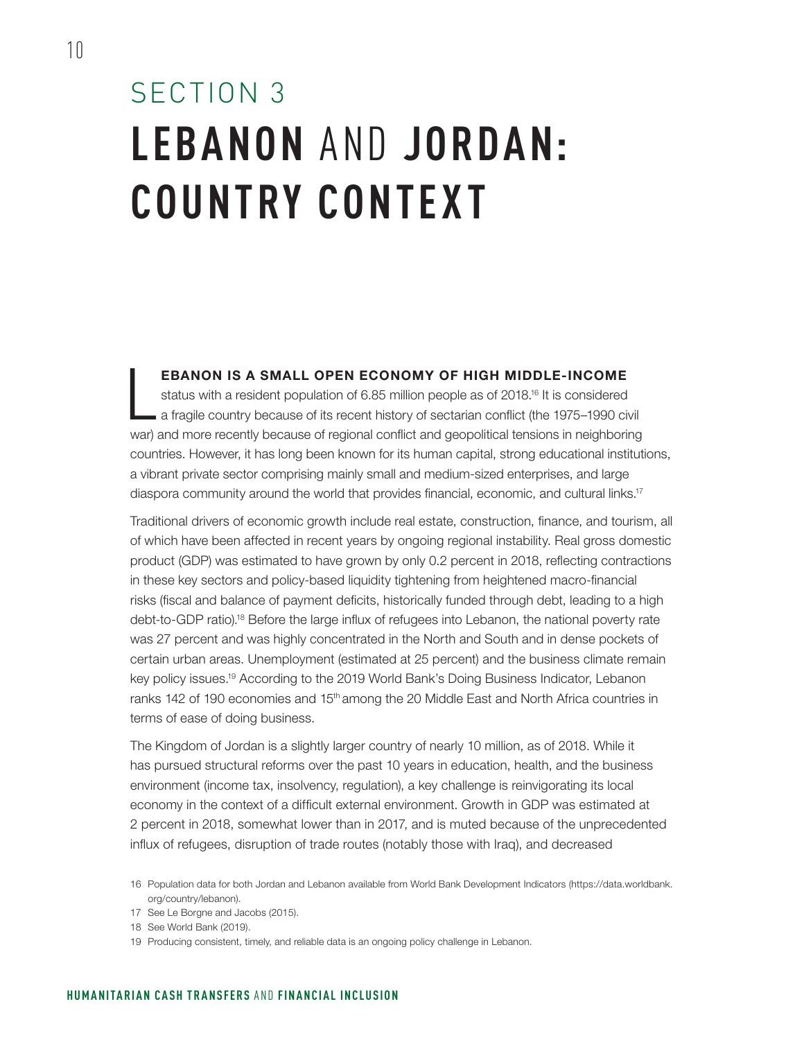# SECTION 3
# LEBANON AND JORDAN: COUNTRY CONTEXT

**LEBANON IS A SMALL OPEN ECONOMY OF HIGH MIDDLE-INCOME** status with a resident population of 6.85 million people as of 2018.[16] It is considered a fragile country because of its recent history of sectarian conflict (the 1975–1990 civil war) and more recently because of regional conflict and geopolitical tensions in neighboring countries. However, it has long been known for its human capital, strong educational institutions, a vibrant private sector comprising mainly small and medium-sized enterprises, and large diaspora community around the world that provides financial, economic, and cultural links.[17]

Traditional drivers of economic growth include real estate, construction, finance, and tourism, all of which have been affected in recent years by ongoing regional instability. Real gross domestic product (GDP) was estimated to have grown by only 0.2 percent in 2018, reflecting contractions in these key sectors and policy-based liquidity tightening from heightened macro-financial risks (fiscal and balance of payment deficits, historically funded through debt, leading to a high debt-to-GDP ratio).[18] Before the large influx of refugees into Lebanon, the national poverty rate was 27 percent and was highly concentrated in the North and South and in dense pockets of certain urban areas. Unemployment (estimated at 25 percent) and the business climate remain key policy issues.[19] According to the 2019 World Bank's Doing Business Indicator, Lebanon ranks 142 of 190 economies and 15th among the 20 Middle East and North Africa countries in terms of ease of doing business.

The Kingdom of Jordan is a slightly larger country of nearly 10 million, as of 2018. While it has pursued structural reforms over the past 10 years in education, health, and the business environment (income tax, insolvency, regulation), a key challenge is reinvigorating its local economy in the context of a difficult external environment. Growth in GDP was estimated at 2 percent in 2018, somewhat lower than in 2017, and is muted because of the unprecedented influx of refugees, disruption of trade routes (notably those with Iraq), and decreased

16 Population data for both Jordan and Lebanon available from World Bank Development Indicators (https://data.worldbank.org/country/lebanon).

17 See Le Borgne and Jacobs (2015).

18 See World Bank (2019).

19 Producing consistent, timely, and reliable data is an ongoing policy challenge in Lebanon.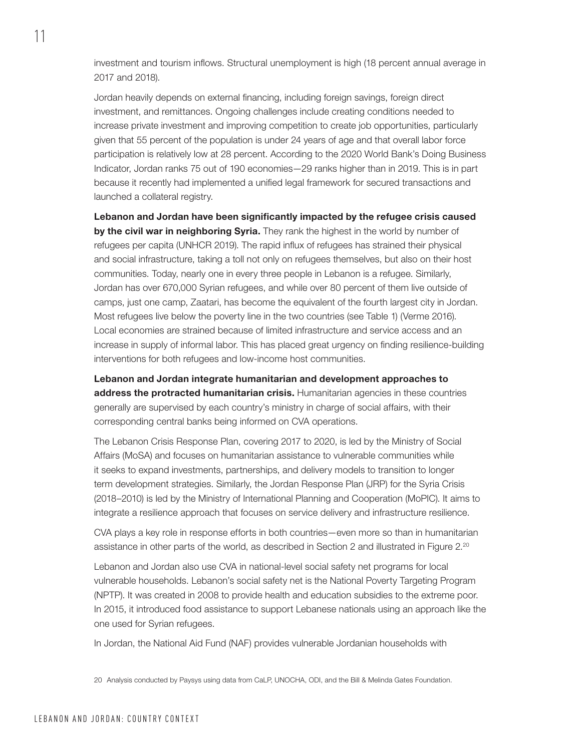investment and tourism inflows. Structural unemployment is high (18 percent annual average in 2017 and 2018).

Jordan heavily depends on external financing, including foreign savings, foreign direct investment, and remittances. Ongoing challenges include creating conditions needed to increase private investment and improving competition to create job opportunities, particularly given that 55 percent of the population is under 24 years of age and that overall labor force participation is relatively low at 28 percent. According to the 2020 World Bank's Doing Business Indicator, Jordan ranks 75 out of 190 economies—29 ranks higher than in 2019. This is in part because it recently had implemented a unified legal framework for secured transactions and launched a collateral registry.

**Lebanon and Jordan have been significantly impacted by the refugee crisis caused by the civil war in neighboring Syria.** They rank the highest in the world by number of refugees per capita (UNHCR 2019). The rapid influx of refugees has strained their physical and social infrastructure, taking a toll not only on refugees themselves, but also on their host communities. Today, nearly one in every three people in Lebanon is a refugee. Similarly, Jordan has over 670,000 Syrian refugees, and while over 80 percent of them live outside of camps, just one camp, Zaatari, has become the equivalent of the fourth largest city in Jordan. Most refugees live below the poverty line in the two countries (see Table 1) (Verme 2016). Local economies are strained because of limited infrastructure and service access and an increase in supply of informal labor. This has placed great urgency on finding resilience-building interventions for both refugees and low-income host communities.

**Lebanon and Jordan integrate humanitarian and development approaches to address the protracted humanitarian crisis.** Humanitarian agencies in these countries generally are supervised by each country's ministry in charge of social affairs, with their corresponding central banks being informed on CVA operations.

The Lebanon Crisis Response Plan, covering 2017 to 2020, is led by the Ministry of Social Affairs (MoSA) and focuses on humanitarian assistance to vulnerable communities while it seeks to expand investments, partnerships, and delivery models to transition to longer term development strategies. Similarly, the Jordan Response Plan (JRP) for the Syria Crisis (2018–2010) is led by the Ministry of International Planning and Cooperation (MoPIC). It aims to integrate a resilience approach that focuses on service delivery and infrastructure resilience.

CVA plays a key role in response efforts in both countries—even more so than in humanitarian assistance in other parts of the world, as described in Section 2 and illustrated in Figure 2.[20]

Lebanon and Jordan also use CVA in national-level social safety net programs for local vulnerable households. Lebanon's social safety net is the National Poverty Targeting Program (NPTP). It was created in 2008 to provide health and education subsidies to the extreme poor. In 2015, it introduced food assistance to support Lebanese nationals using an approach like the one used for Syrian refugees.

In Jordan, the National Aid Fund (NAF) provides vulnerable Jordanian households with

20 Analysis conducted by Paysys using data from CaLP, UNOCHA, ODI, and the Bill & Melinda Gates Foundation.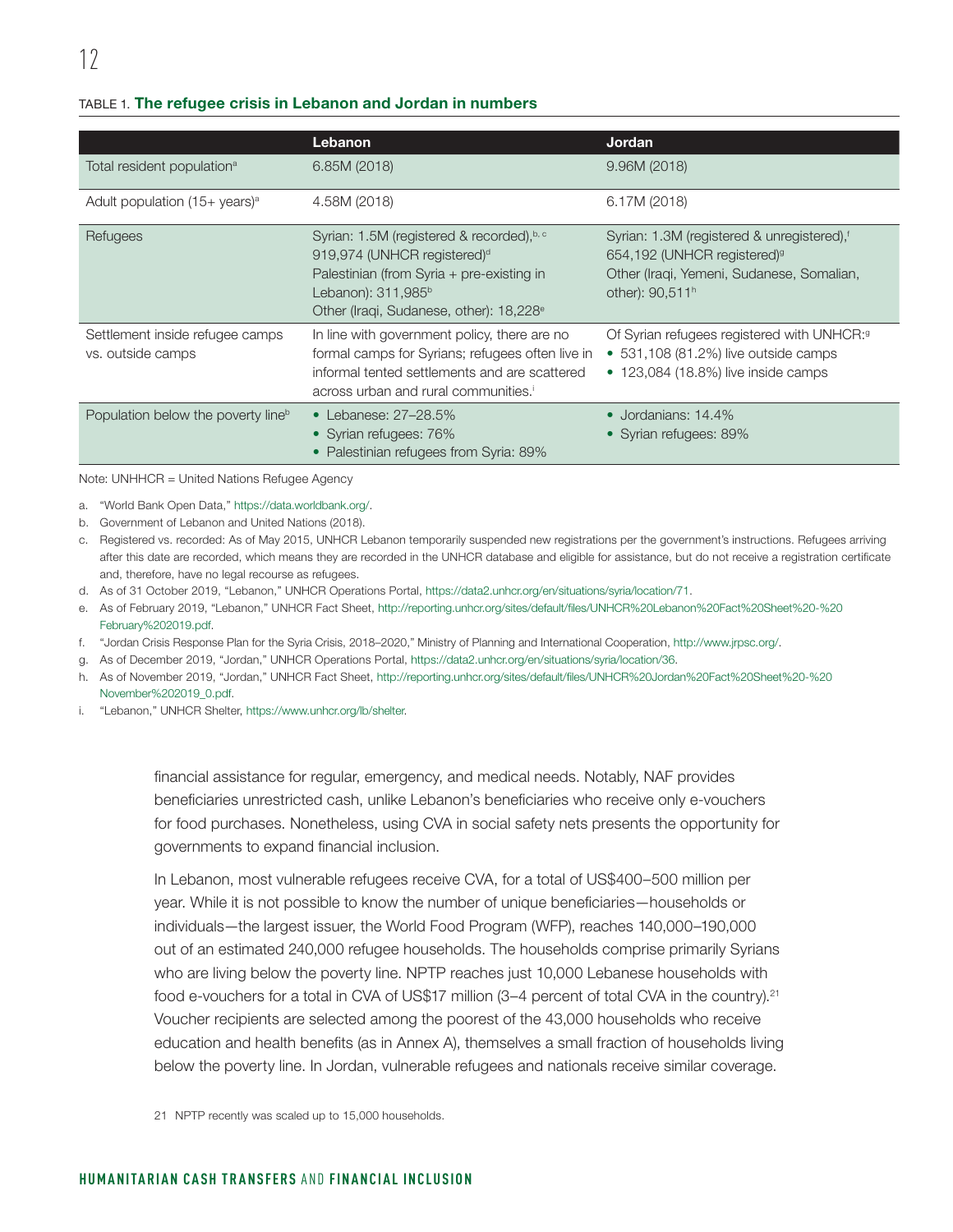TABLE 1. **The refugee crisis in Lebanon and Jordan in numbers**

| | Lebanon | Jordan |
|---|---|---|
| Total resident population[a] | 6.85M (2018) | 9.96M (2018) |
| Adult population (15+ years)[a] | 4.58M (2018) | 6.17M (2018) |
| Refugees | Syrian: 1.5M (registered & recorded),[b, c] 919,974 (UNHCR registered)[d] Palestinian (from Syria + pre-existing in Lebanon): 311,985[b] Other (Iraqi, Sudanese, other): 18,228[e] | Syrian: 1.3M (registered & unregistered),[f] 654,192 (UNHCR registered)[g] Other (Iraqi, Yemeni, Sudanese, Somalian, other): 90,511[h] |
| Settlement inside refugee camps vs. outside camps | In line with government policy, there are no formal camps for Syrians; refugees often live in informal tented settlements and are scattered across urban and rural communities.[i] | Of Syrian refugees registered with UNHCR:[g] • 531,108 (81.2%) live outside camps • 123,084 (18.8%) live inside camps |
| Population below the poverty line[b] | • Lebanese: 27–28.5% • Syrian refugees: 76% • Palestinian refugees from Syria: 89% | • Jordanians: 14.4% • Syrian refugees: 89% |

Note: UNHHCR = United Nations Refugee Agency

a. "World Bank Open Data," https://data.worldbank.org/.

b. Government of Lebanon and United Nations (2018).

c. Registered vs. recorded: As of May 2015, UNHCR Lebanon temporarily suspended new registrations per the government's instructions. Refugees arriving after this date are recorded, which means they are recorded in the UNHCR database and eligible for assistance, but do not receive a registration certificate and, therefore, have no legal recourse as refugees.

d. As of 31 October 2019, "Lebanon," UNHCR Operations Portal, https://data2.unhcr.org/en/situations/syria/location/71.

e. As of February 2019, "Lebanon," UNHCR Fact Sheet, http://reporting.unhcr.org/sites/default/files/UNHCR%20Lebanon%20Fact%20Sheet%20-%20February%202019.pdf.

f. "Jordan Crisis Response Plan for the Syria Crisis, 2018–2020," Ministry of Planning and International Cooperation, http://www.jrpsc.org/.

g. As of December 2019, "Jordan," UNHCR Operations Portal, https://data2.unhcr.org/en/situations/syria/location/36.

h. As of November 2019, "Jordan," UNHCR Fact Sheet, http://reporting.unhcr.org/sites/default/files/UNHCR%20Jordan%20Fact%20Sheet%20-%20November%202019_0.pdf.

i. "Lebanon," UNHCR Shelter, https://www.unhcr.org/lb/shelter.

financial assistance for regular, emergency, and medical needs. Notably, NAF provides beneficiaries unrestricted cash, unlike Lebanon's beneficiaries who receive only e-vouchers for food purchases. Nonetheless, using CVA in social safety nets presents the opportunity for governments to expand financial inclusion.

In Lebanon, most vulnerable refugees receive CVA, for a total of US$400–500 million per year. While it is not possible to know the number of unique beneficiaries—households or individuals—the largest issuer, the World Food Program (WFP), reaches 140,000–190,000 out of an estimated 240,000 refugee households. The households comprise primarily Syrians who are living below the poverty line. NPTP reaches just 10,000 Lebanese households with food e-vouchers for a total in CVA of US$17 million (3–4 percent of total CVA in the country).[21] Voucher recipients are selected among the poorest of the 43,000 households who receive education and health benefits (as in Annex A), themselves a small fraction of households living below the poverty line. In Jordan, vulnerable refugees and nationals receive similar coverage.

21 NPTP recently was scaled up to 15,000 households.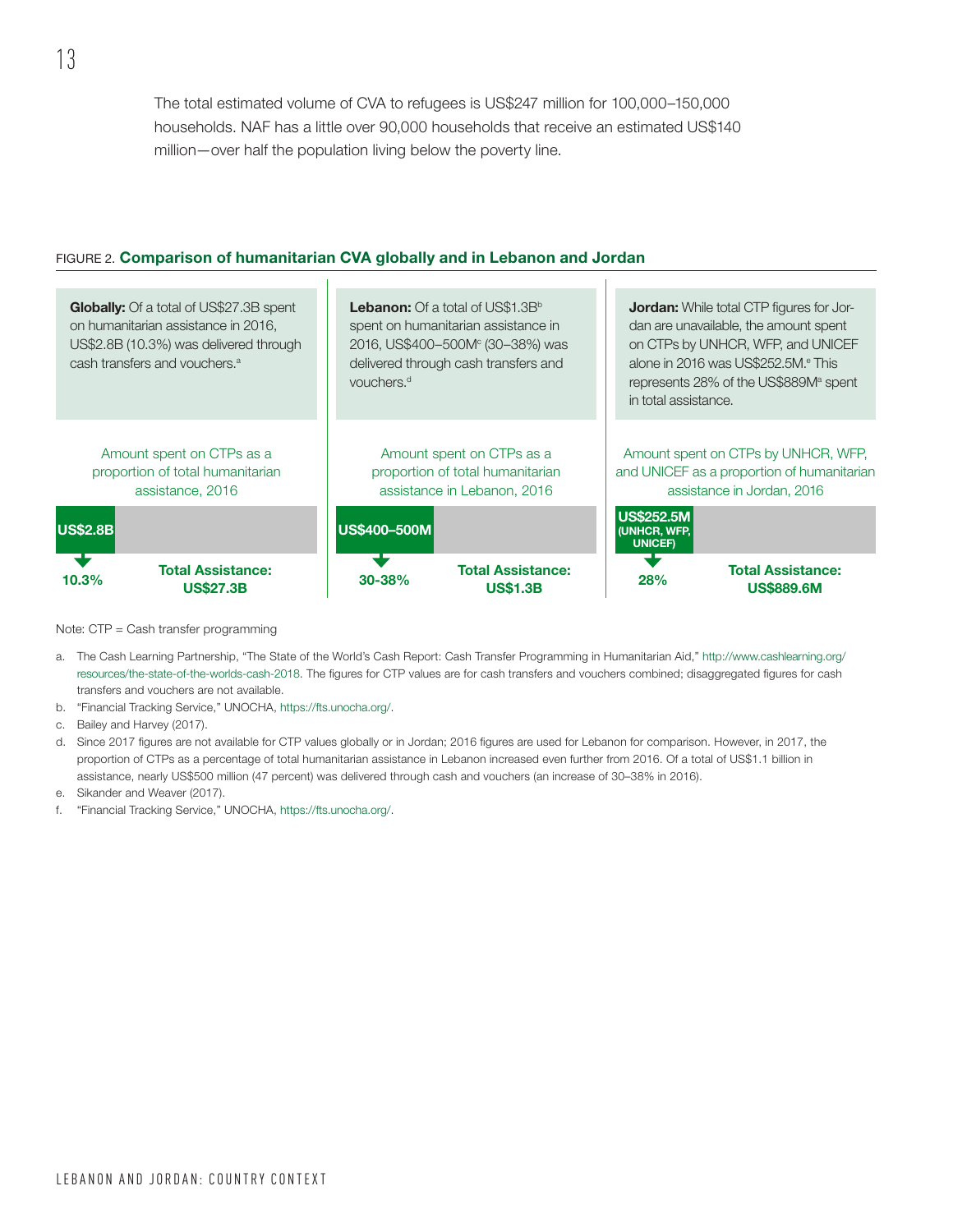The total estimated volume of CVA to refugees is US$247 million for 100,000–150,000 households. NAF has a little over 90,000 households that receive an estimated US$140 million—over half the population living below the poverty line.

FIGURE 2. **Comparison of humanitarian CVA globally and in Lebanon and Jordan**

**Globally:** Of a total of US$27.3B spent on humanitarian assistance in 2016, US$2.8B (10.3%) was delivered through cash transfers and vouchers.[a]

Amount spent on CTPs as a proportion of total humanitarian assistance, 2016

**US$2.8B** — **10.3%** — **Total Assistance: US$27.3B**

**Lebanon:** Of a total of US$1.3B[b] spent on humanitarian assistance in 2016, US$400–500M[c] (30–38%) was delivered through cash transfers and vouchers.[d]

Amount spent on CTPs as a proportion of total humanitarian assistance in Lebanon, 2016

**US$400–500M** — **30-38%** — **Total Assistance: US$1.3B**

**Jordan:** While total CTP figures for Jordan are unavailable, the amount spent on CTPs by UNHCR, WFP, and UNICEF alone in 2016 was US$252.5M.[e] This represents 28% of the US$889M[a] spent in total assistance.

Amount spent on CTPs by UNHCR, WFP, and UNICEF as a proportion of humanitarian assistance in Jordan, 2016

**US$252.5M (UNHCR, WFP, UNICEF)** — **28%** — **Total Assistance: US$889.6M**

Note: CTP = Cash transfer programming

a. The Cash Learning Partnership, "The State of the World's Cash Report: Cash Transfer Programming in Humanitarian Aid," http://www.cashlearning.org/resources/the-state-of-the-worlds-cash-2018. The figures for CTP values are for cash transfers and vouchers combined; disaggregated figures for cash transfers and vouchers are not available.

b. "Financial Tracking Service," UNOCHA, https://fts.unocha.org/.

c. Bailey and Harvey (2017).

d. Since 2017 figures are not available for CTP values globally or in Jordan; 2016 figures are used for Lebanon for comparison. However, in 2017, the proportion of CTPs as a percentage of total humanitarian assistance in Lebanon increased even further from 2016. Of a total of US$1.1 billion in assistance, nearly US$500 million (47 percent) was delivered through cash and vouchers (an increase of 30–38% in 2016).

e. Sikander and Weaver (2017).

f. "Financial Tracking Service," UNOCHA, https://fts.unocha.org/.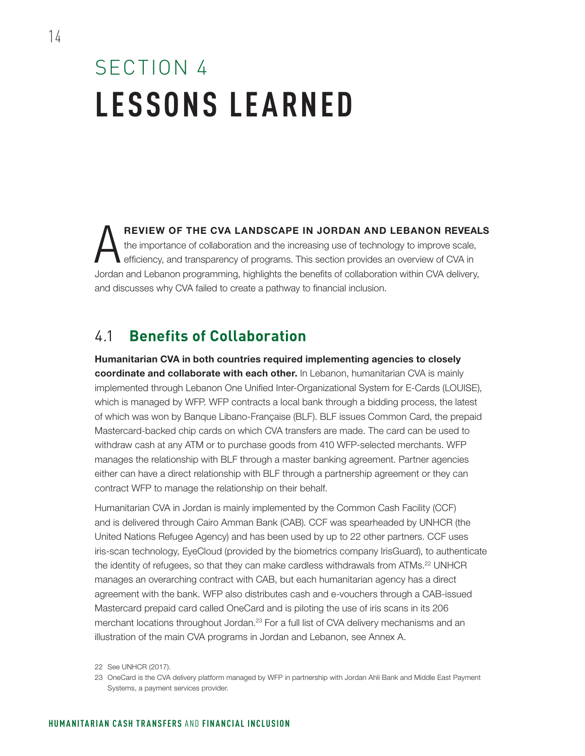# SECTION 4

# LESSONS LEARNED

**A REVIEW OF THE CVA LANDSCAPE IN JORDAN AND LEBANON REVEALS** the importance of collaboration and the increasing use of technology to improve scale, efficiency, and transparency of programs. This section provides an overview of CVA in Jordan and Lebanon programming, highlights the benefits of collaboration within CVA delivery, and discusses why CVA failed to create a pathway to financial inclusion.

## 4.1 Benefits of Collaboration

**Humanitarian CVA in both countries required implementing agencies to closely coordinate and collaborate with each other.** In Lebanon, humanitarian CVA is mainly implemented through Lebanon One Unified Inter-Organizational System for E-Cards (LOUISE), which is managed by WFP. WFP contracts a local bank through a bidding process, the latest of which was won by Banque Libano-Française (BLF). BLF issues Common Card, the prepaid Mastercard-backed chip cards on which CVA transfers are made. The card can be used to withdraw cash at any ATM or to purchase goods from 410 WFP-selected merchants. WFP manages the relationship with BLF through a master banking agreement. Partner agencies either can have a direct relationship with BLF through a partnership agreement or they can contract WFP to manage the relationship on their behalf.

Humanitarian CVA in Jordan is mainly implemented by the Common Cash Facility (CCF) and is delivered through Cairo Amman Bank (CAB). CCF was spearheaded by UNHCR (the United Nations Refugee Agency) and has been used by up to 22 other partners. CCF uses iris-scan technology, EyeCloud (provided by the biometrics company IrisGuard), to authenticate the identity of refugees, so that they can make cardless withdrawals from ATMs.[22] UNHCR manages an overarching contract with CAB, but each humanitarian agency has a direct agreement with the bank. WFP also distributes cash and e-vouchers through a CAB-issued Mastercard prepaid card called OneCard and is piloting the use of iris scans in its 206 merchant locations throughout Jordan.[23] For a full list of CVA delivery mechanisms and an illustration of the main CVA programs in Jordan and Lebanon, see Annex A.

22 See UNHCR (2017).

23 OneCard is the CVA delivery platform managed by WFP in partnership with Jordan Ahli Bank and Middle East Payment Systems, a payment services provider.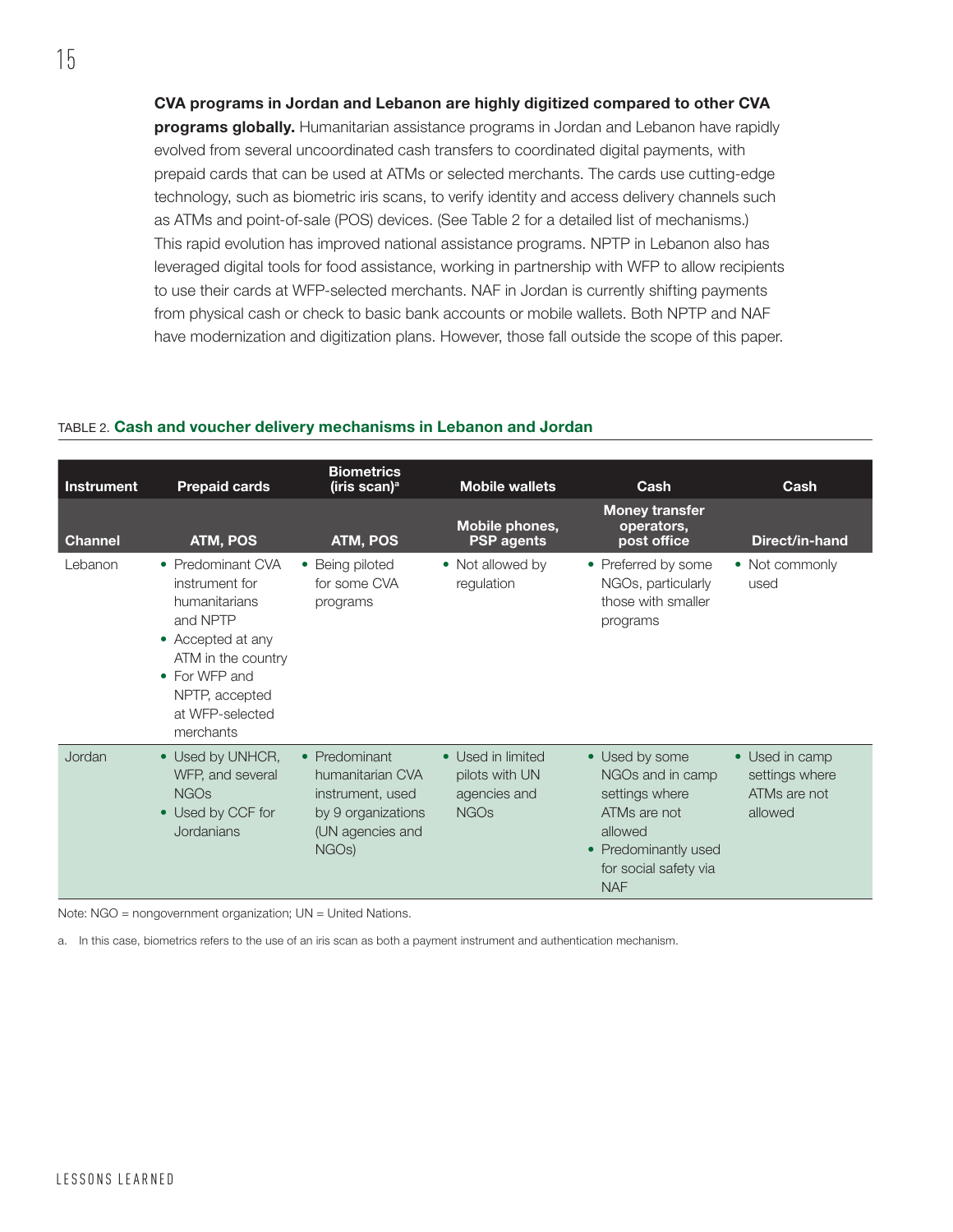**CVA programs in Jordan and Lebanon are highly digitized compared to other CVA programs globally.** Humanitarian assistance programs in Jordan and Lebanon have rapidly evolved from several uncoordinated cash transfers to coordinated digital payments, with prepaid cards that can be used at ATMs or selected merchants. The cards use cutting-edge technology, such as biometric iris scans, to verify identity and access delivery channels such as ATMs and point-of-sale (POS) devices. (See Table 2 for a detailed list of mechanisms.) This rapid evolution has improved national assistance programs. NPTP in Lebanon also has leveraged digital tools for food assistance, working in partnership with WFP to allow recipients to use their cards at WFP-selected merchants. NAF in Jordan is currently shifting payments from physical cash or check to basic bank accounts or mobile wallets. Both NPTP and NAF have modernization and digitization plans. However, those fall outside the scope of this paper.

TABLE 2. **Cash and voucher delivery mechanisms in Lebanon and Jordan**

| Instrument | Prepaid cards | Biometrics (iris scan)[a] | Mobile wallets | Cash | Cash |
|---|---|---|---|---|---|
| **Channel** | **ATM, POS** | **ATM, POS** | **Mobile phones, PSP agents** | **Money transfer operators, post office** | **Direct/in-hand** |
| Lebanon | • Predominant CVA instrument for humanitarians and NPTP<br>• Accepted at any ATM in the country<br>• For WFP and NPTP, accepted at WFP-selected merchants | • Being piloted for some CVA programs | • Not allowed by regulation | • Preferred by some NGOs, particularly those with smaller programs | • Not commonly used |
| Jordan | • Used by UNHCR, WFP, and several NGOs<br>• Used by CCF for Jordanians | • Predominant humanitarian CVA instrument, used by 9 organizations (UN agencies and NGOs) | • Used in limited pilots with UN agencies and NGOs | • Used by some NGOs and in camp settings where ATMs are not allowed<br>• Predominantly used for social safety via NAF | • Used in camp settings where ATMs are not allowed |

Note: NGO = nongovernment organization; UN = United Nations.

a. In this case, biometrics refers to the use of an iris scan as both a payment instrument and authentication mechanism.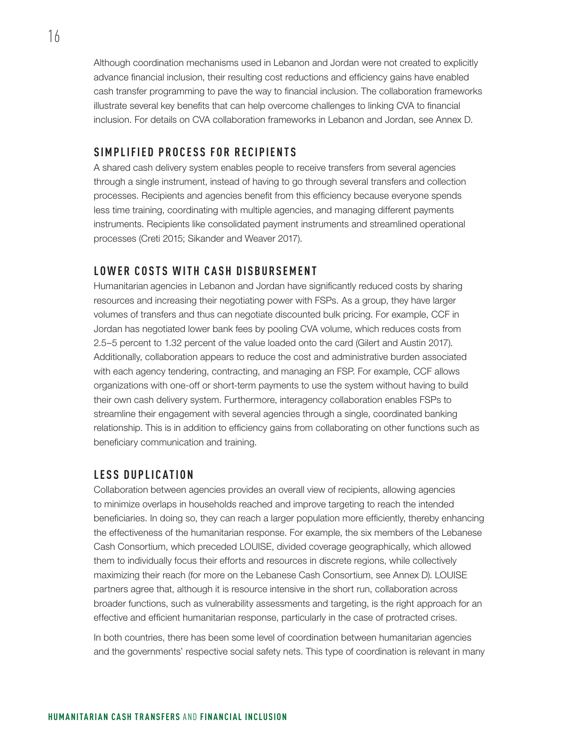Although coordination mechanisms used in Lebanon and Jordan were not created to explicitly advance financial inclusion, their resulting cost reductions and efficiency gains have enabled cash transfer programming to pave the way to financial inclusion. The collaboration frameworks illustrate several key benefits that can help overcome challenges to linking CVA to financial inclusion. For details on CVA collaboration frameworks in Lebanon and Jordan, see Annex D.

## SIMPLIFIED PROCESS FOR RECIPIENTS

A shared cash delivery system enables people to receive transfers from several agencies through a single instrument, instead of having to go through several transfers and collection processes. Recipients and agencies benefit from this efficiency because everyone spends less time training, coordinating with multiple agencies, and managing different payments instruments. Recipients like consolidated payment instruments and streamlined operational processes (Creti 2015; Sikander and Weaver 2017).

## LOWER COSTS WITH CASH DISBURSEMENT

Humanitarian agencies in Lebanon and Jordan have significantly reduced costs by sharing resources and increasing their negotiating power with FSPs. As a group, they have larger volumes of transfers and thus can negotiate discounted bulk pricing. For example, CCF in Jordan has negotiated lower bank fees by pooling CVA volume, which reduces costs from 2.5–5 percent to 1.32 percent of the value loaded onto the card (Gilert and Austin 2017). Additionally, collaboration appears to reduce the cost and administrative burden associated with each agency tendering, contracting, and managing an FSP. For example, CCF allows organizations with one-off or short-term payments to use the system without having to build their own cash delivery system. Furthermore, interagency collaboration enables FSPs to streamline their engagement with several agencies through a single, coordinated banking relationship. This is in addition to efficiency gains from collaborating on other functions such as beneficiary communication and training.

## LESS DUPLICATION

Collaboration between agencies provides an overall view of recipients, allowing agencies to minimize overlaps in households reached and improve targeting to reach the intended beneficiaries. In doing so, they can reach a larger population more efficiently, thereby enhancing the effectiveness of the humanitarian response. For example, the six members of the Lebanese Cash Consortium, which preceded LOUISE, divided coverage geographically, which allowed them to individually focus their efforts and resources in discrete regions, while collectively maximizing their reach (for more on the Lebanese Cash Consortium, see Annex D). LOUISE partners agree that, although it is resource intensive in the short run, collaboration across broader functions, such as vulnerability assessments and targeting, is the right approach for an effective and efficient humanitarian response, particularly in the case of protracted crises.

In both countries, there has been some level of coordination between humanitarian agencies and the governments' respective social safety nets. This type of coordination is relevant in many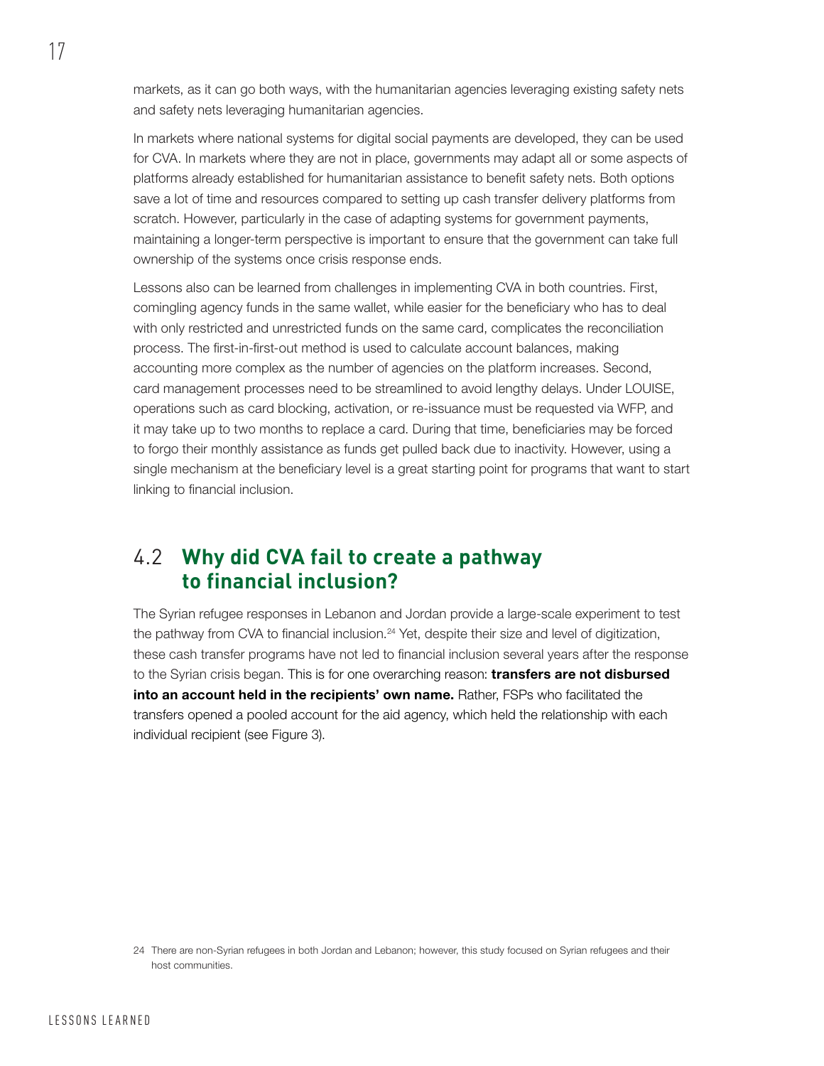markets, as it can go both ways, with the humanitarian agencies leveraging existing safety nets and safety nets leveraging humanitarian agencies.

In markets where national systems for digital social payments are developed, they can be used for CVA. In markets where they are not in place, governments may adapt all or some aspects of platforms already established for humanitarian assistance to benefit safety nets. Both options save a lot of time and resources compared to setting up cash transfer delivery platforms from scratch. However, particularly in the case of adapting systems for government payments, maintaining a longer-term perspective is important to ensure that the government can take full ownership of the systems once crisis response ends.

Lessons also can be learned from challenges in implementing CVA in both countries. First, comingling agency funds in the same wallet, while easier for the beneficiary who has to deal with only restricted and unrestricted funds on the same card, complicates the reconciliation process. The first-in-first-out method is used to calculate account balances, making accounting more complex as the number of agencies on the platform increases. Second, card management processes need to be streamlined to avoid lengthy delays. Under LOUISE, operations such as card blocking, activation, or re-issuance must be requested via WFP, and it may take up to two months to replace a card. During that time, beneficiaries may be forced to forgo their monthly assistance as funds get pulled back due to inactivity. However, using a single mechanism at the beneficiary level is a great starting point for programs that want to start linking to financial inclusion.

## 4.2 Why did CVA fail to create a pathway to financial inclusion?

The Syrian refugee responses in Lebanon and Jordan provide a large-scale experiment to test the pathway from CVA to financial inclusion.[24] Yet, despite their size and level of digitization, these cash transfer programs have not led to financial inclusion several years after the response to the Syrian crisis began. This is for one overarching reason: **transfers are not disbursed into an account held in the recipients' own name.** Rather, FSPs who facilitated the transfers opened a pooled account for the aid agency, which held the relationship with each individual recipient (see Figure 3).

24 There are non-Syrian refugees in both Jordan and Lebanon; however, this study focused on Syrian refugees and their host communities.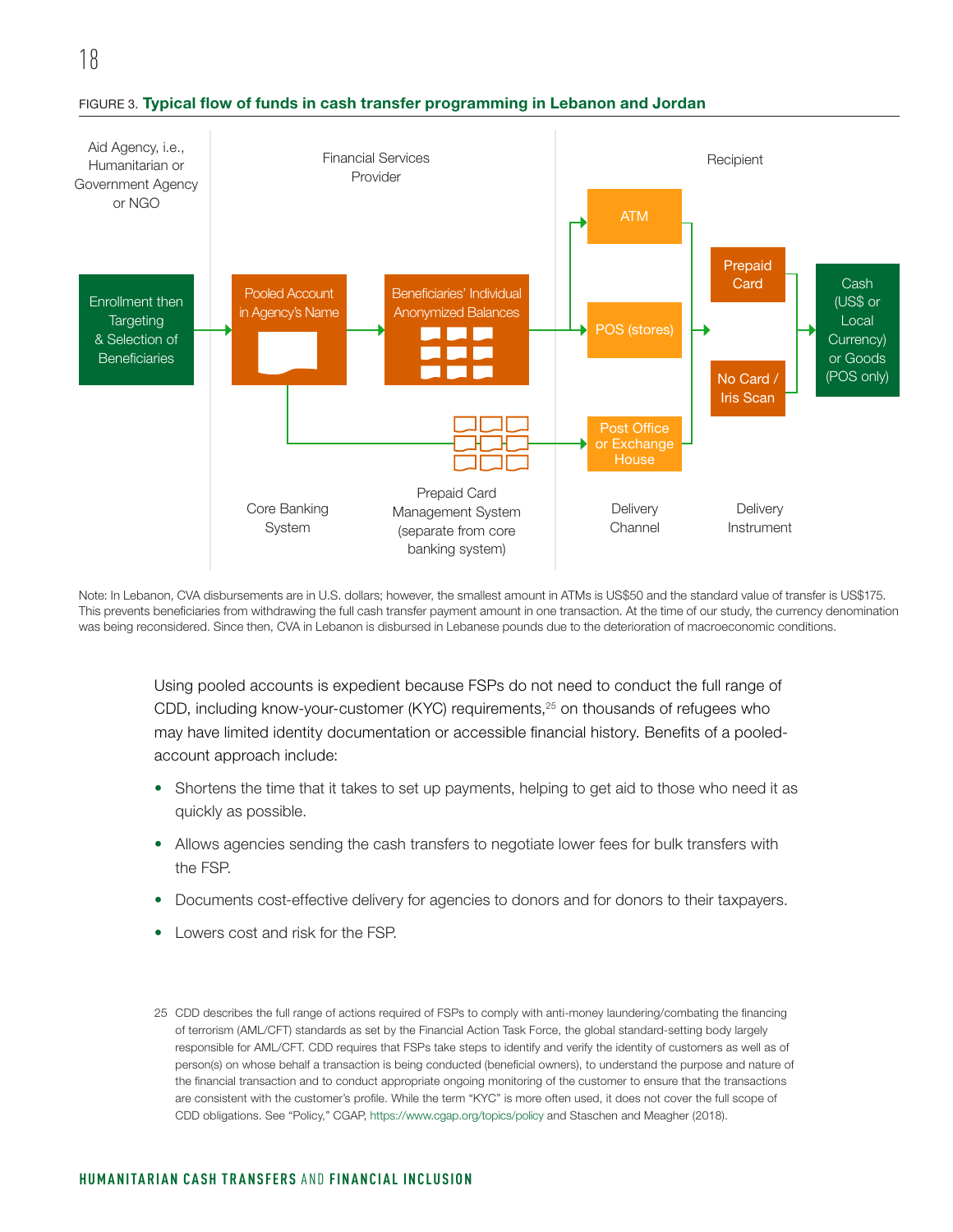FIGURE 3. **Typical flow of funds in cash transfer programming in Lebanon and Jordan**

Aid Agency, i.e., Humanitarian or Government Agency or NGO

Financial Services Provider

Recipient

Enrollment then Targeting & Selection of Beneficiaries

Pooled Account in Agency's Name

Beneficiaries' Individual Anonymized Balances

ATM

POS (stores)

Post Office or Exchange House

Prepaid Card

No Card / Iris Scan

Cash (US$ or Local Currency) or Goods (POS only)

Core Banking System

Prepaid Card Management System (separate from core banking system)

Delivery Channel

Delivery Instrument

Note: In Lebanon, CVA disbursements are in U.S. dollars; however, the smallest amount in ATMs is US$50 and the standard value of transfer is US$175. This prevents beneficiaries from withdrawing the full cash transfer payment amount in one transaction. At the time of our study, the currency denomination was being reconsidered. Since then, CVA in Lebanon is disbursed in Lebanese pounds due to the deterioration of macroeconomic conditions.

Using pooled accounts is expedient because FSPs do not need to conduct the full range of CDD, including know-your-customer (KYC) requirements,[25] on thousands of refugees who may have limited identity documentation or accessible financial history. Benefits of a pooled-account approach include:

- Shortens the time that it takes to set up payments, helping to get aid to those who need it as quickly as possible.
- Allows agencies sending the cash transfers to negotiate lower fees for bulk transfers with the FSP.
- Documents cost-effective delivery for agencies to donors and for donors to their taxpayers.
- Lowers cost and risk for the FSP.

25 CDD describes the full range of actions required of FSPs to comply with anti-money laundering/combating the financing of terrorism (AML/CFT) standards as set by the Financial Action Task Force, the global standard-setting body largely responsible for AML/CFT. CDD requires that FSPs take steps to identify and verify the identity of customers as well as of person(s) on whose behalf a transaction is being conducted (beneficial owners), to understand the purpose and nature of the financial transaction and to conduct appropriate ongoing monitoring of the customer to ensure that the transactions are consistent with the customer's profile. While the term "KYC" is more often used, it does not cover the full scope of CDD obligations. See "Policy," CGAP, https://www.cgap.org/topics/policy and Staschen and Meagher (2018).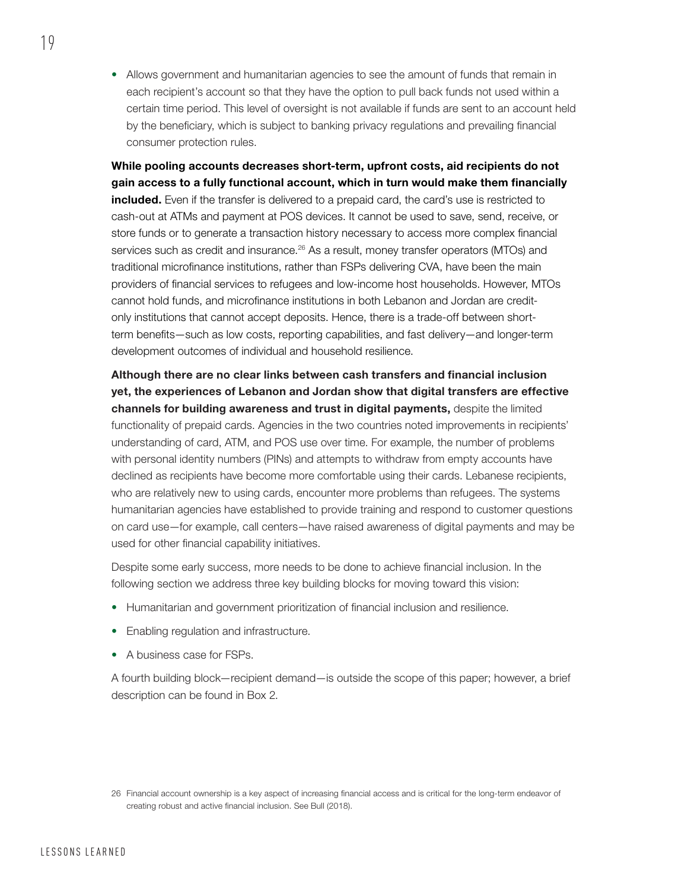- Allows government and humanitarian agencies to see the amount of funds that remain in each recipient's account so that they have the option to pull back funds not used within a certain time period. This level of oversight is not available if funds are sent to an account held by the beneficiary, which is subject to banking privacy regulations and prevailing financial consumer protection rules.

**While pooling accounts decreases short-term, upfront costs, aid recipients do not gain access to a fully functional account, which in turn would make them financially included.** Even if the transfer is delivered to a prepaid card, the card's use is restricted to cash-out at ATMs and payment at POS devices. It cannot be used to save, send, receive, or store funds or to generate a transaction history necessary to access more complex financial services such as credit and insurance.[26] As a result, money transfer operators (MTOs) and traditional microfinance institutions, rather than FSPs delivering CVA, have been the main providers of financial services to refugees and low-income host households. However, MTOs cannot hold funds, and microfinance institutions in both Lebanon and Jordan are credit-only institutions that cannot accept deposits. Hence, there is a trade-off between short-term benefits—such as low costs, reporting capabilities, and fast delivery—and longer-term development outcomes of individual and household resilience.

**Although there are no clear links between cash transfers and financial inclusion yet, the experiences of Lebanon and Jordan show that digital transfers are effective channels for building awareness and trust in digital payments,** despite the limited functionality of prepaid cards. Agencies in the two countries noted improvements in recipients' understanding of card, ATM, and POS use over time. For example, the number of problems with personal identity numbers (PINs) and attempts to withdraw from empty accounts have declined as recipients have become more comfortable using their cards. Lebanese recipients, who are relatively new to using cards, encounter more problems than refugees. The systems humanitarian agencies have established to provide training and respond to customer questions on card use—for example, call centers—have raised awareness of digital payments and may be used for other financial capability initiatives.

Despite some early success, more needs to be done to achieve financial inclusion. In the following section we address three key building blocks for moving toward this vision:

- Humanitarian and government prioritization of financial inclusion and resilience.
- Enabling regulation and infrastructure.
- A business case for FSPs.

A fourth building block—recipient demand—is outside the scope of this paper; however, a brief description can be found in Box 2.

26 Financial account ownership is a key aspect of increasing financial access and is critical for the long-term endeavor of creating robust and active financial inclusion. See Bull (2018).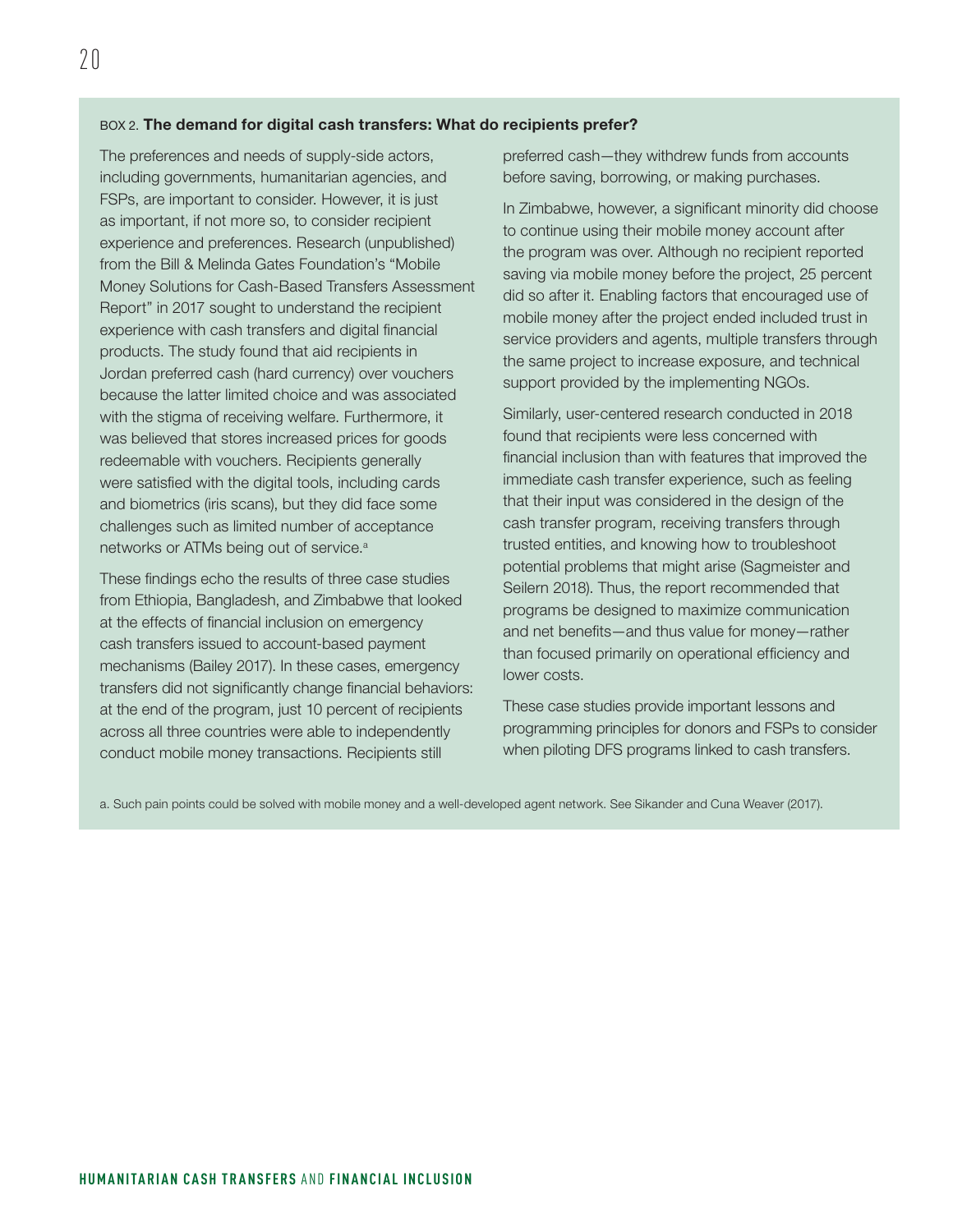### BOX 2. **The demand for digital cash transfers: What do recipients prefer?**

The preferences and needs of supply-side actors, including governments, humanitarian agencies, and FSPs, are important to consider. However, it is just as important, if not more so, to consider recipient experience and preferences. Research (unpublished) from the Bill & Melinda Gates Foundation's "Mobile Money Solutions for Cash-Based Transfers Assessment Report" in 2017 sought to understand the recipient experience with cash transfers and digital financial products. The study found that aid recipients in Jordan preferred cash (hard currency) over vouchers because the latter limited choice and was associated with the stigma of receiving welfare. Furthermore, it was believed that stores increased prices for goods redeemable with vouchers. Recipients generally were satisfied with the digital tools, including cards and biometrics (iris scans), but they did face some challenges such as limited number of acceptance networks or ATMs being out of service.[a]

These findings echo the results of three case studies from Ethiopia, Bangladesh, and Zimbabwe that looked at the effects of financial inclusion on emergency cash transfers issued to account-based payment mechanisms (Bailey 2017). In these cases, emergency transfers did not significantly change financial behaviors: at the end of the program, just 10 percent of recipients across all three countries were able to independently conduct mobile money transactions. Recipients still preferred cash—they withdrew funds from accounts before saving, borrowing, or making purchases.

In Zimbabwe, however, a significant minority did choose to continue using their mobile money account after the program was over. Although no recipient reported saving via mobile money before the project, 25 percent did so after it. Enabling factors that encouraged use of mobile money after the project ended included trust in service providers and agents, multiple transfers through the same project to increase exposure, and technical support provided by the implementing NGOs.

Similarly, user-centered research conducted in 2018 found that recipients were less concerned with financial inclusion than with features that improved the immediate cash transfer experience, such as feeling that their input was considered in the design of the cash transfer program, receiving transfers through trusted entities, and knowing how to troubleshoot potential problems that might arise (Sagmeister and Seilern 2018). Thus, the report recommended that programs be designed to maximize communication and net benefits—and thus value for money—rather than focused primarily on operational efficiency and lower costs.

These case studies provide important lessons and programming principles for donors and FSPs to consider when piloting DFS programs linked to cash transfers.

a. Such pain points could be solved with mobile money and a well-developed agent network. See Sikander and Cuna Weaver (2017).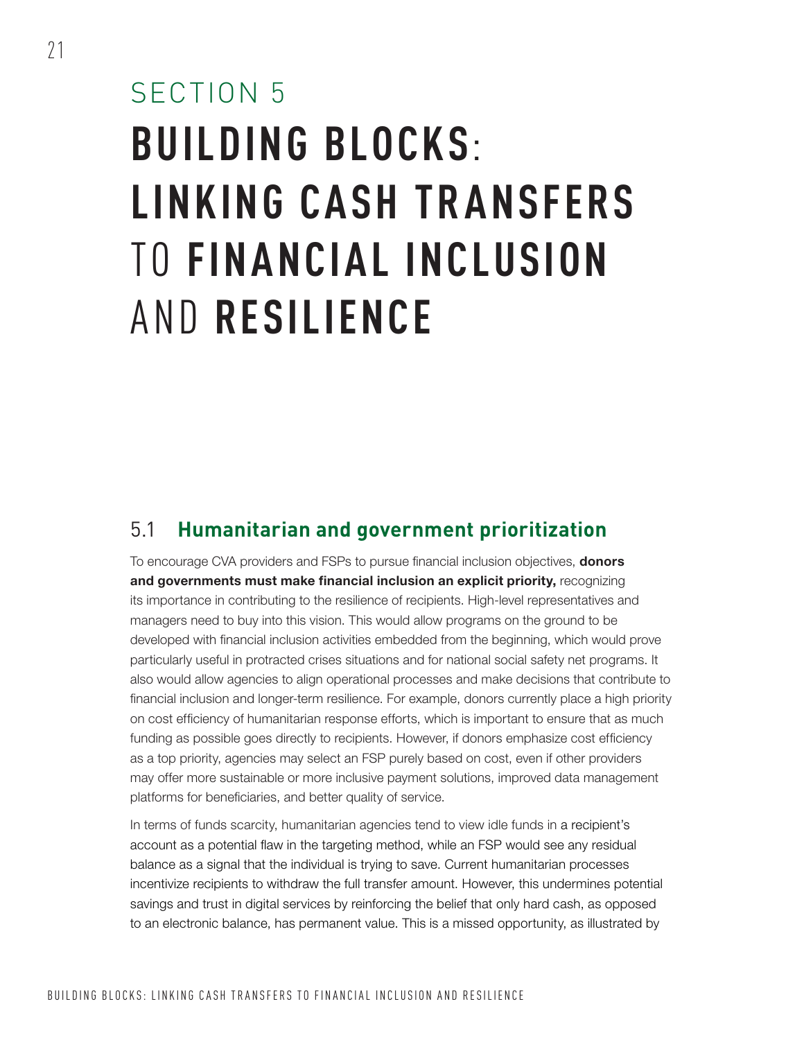# SECTION 5 BUILDING BLOCKS: LINKING CASH TRANSFERS TO FINANCIAL INCLUSION AND RESILIENCE

## 5.1 Humanitarian and government prioritization

To encourage CVA providers and FSPs to pursue financial inclusion objectives, **donors and governments must make financial inclusion an explicit priority,** recognizing its importance in contributing to the resilience of recipients. High-level representatives and managers need to buy into this vision. This would allow programs on the ground to be developed with financial inclusion activities embedded from the beginning, which would prove particularly useful in protracted crises situations and for national social safety net programs. It also would allow agencies to align operational processes and make decisions that contribute to financial inclusion and longer-term resilience. For example, donors currently place a high priority on cost efficiency of humanitarian response efforts, which is important to ensure that as much funding as possible goes directly to recipients. However, if donors emphasize cost efficiency as a top priority, agencies may select an FSP purely based on cost, even if other providers may offer more sustainable or more inclusive payment solutions, improved data management platforms for beneficiaries, and better quality of service.

In terms of funds scarcity, humanitarian agencies tend to view idle funds in a recipient's account as a potential flaw in the targeting method, while an FSP would see any residual balance as a signal that the individual is trying to save. Current humanitarian processes incentivize recipients to withdraw the full transfer amount. However, this undermines potential savings and trust in digital services by reinforcing the belief that only hard cash, as opposed to an electronic balance, has permanent value. This is a missed opportunity, as illustrated by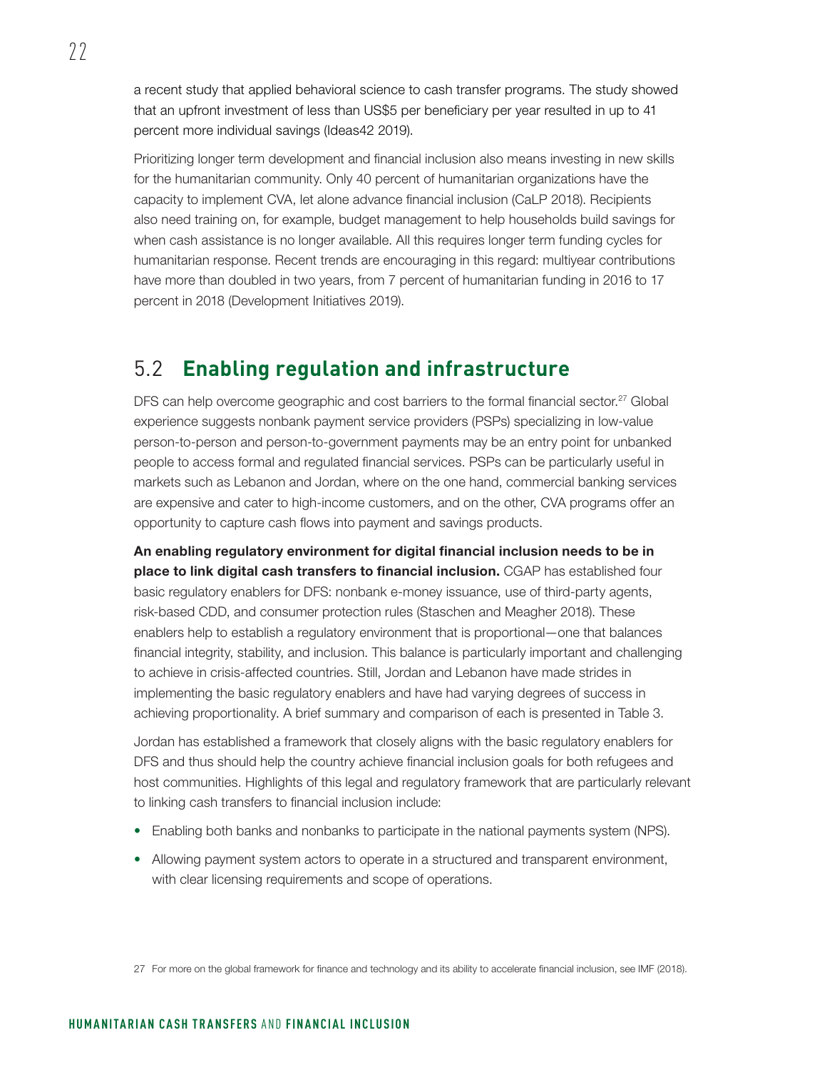a recent study that applied behavioral science to cash transfer programs. The study showed that an upfront investment of less than US$5 per beneficiary per year resulted in up to 41 percent more individual savings (Ideas42 2019).

Prioritizing longer term development and financial inclusion also means investing in new skills for the humanitarian community. Only 40 percent of humanitarian organizations have the capacity to implement CVA, let alone advance financial inclusion (CaLP 2018). Recipients also need training on, for example, budget management to help households build savings for when cash assistance is no longer available. All this requires longer term funding cycles for humanitarian response. Recent trends are encouraging in this regard: multiyear contributions have more than doubled in two years, from 7 percent of humanitarian funding in 2016 to 17 percent in 2018 (Development Initiatives 2019).

## 5.2 Enabling regulation and infrastructure

DFS can help overcome geographic and cost barriers to the formal financial sector.[27] Global experience suggests nonbank payment service providers (PSPs) specializing in low-value person-to-person and person-to-government payments may be an entry point for unbanked people to access formal and regulated financial services. PSPs can be particularly useful in markets such as Lebanon and Jordan, where on the one hand, commercial banking services are expensive and cater to high-income customers, and on the other, CVA programs offer an opportunity to capture cash flows into payment and savings products.

**An enabling regulatory environment for digital financial inclusion needs to be in place to link digital cash transfers to financial inclusion.** CGAP has established four basic regulatory enablers for DFS: nonbank e-money issuance, use of third-party agents, risk-based CDD, and consumer protection rules (Staschen and Meagher 2018). These enablers help to establish a regulatory environment that is proportional—one that balances financial integrity, stability, and inclusion. This balance is particularly important and challenging to achieve in crisis-affected countries. Still, Jordan and Lebanon have made strides in implementing the basic regulatory enablers and have had varying degrees of success in achieving proportionality. A brief summary and comparison of each is presented in Table 3.

Jordan has established a framework that closely aligns with the basic regulatory enablers for DFS and thus should help the country achieve financial inclusion goals for both refugees and host communities. Highlights of this legal and regulatory framework that are particularly relevant to linking cash transfers to financial inclusion include:

- Enabling both banks and nonbanks to participate in the national payments system (NPS).
- Allowing payment system actors to operate in a structured and transparent environment, with clear licensing requirements and scope of operations.

27 For more on the global framework for finance and technology and its ability to accelerate financial inclusion, see IMF (2018).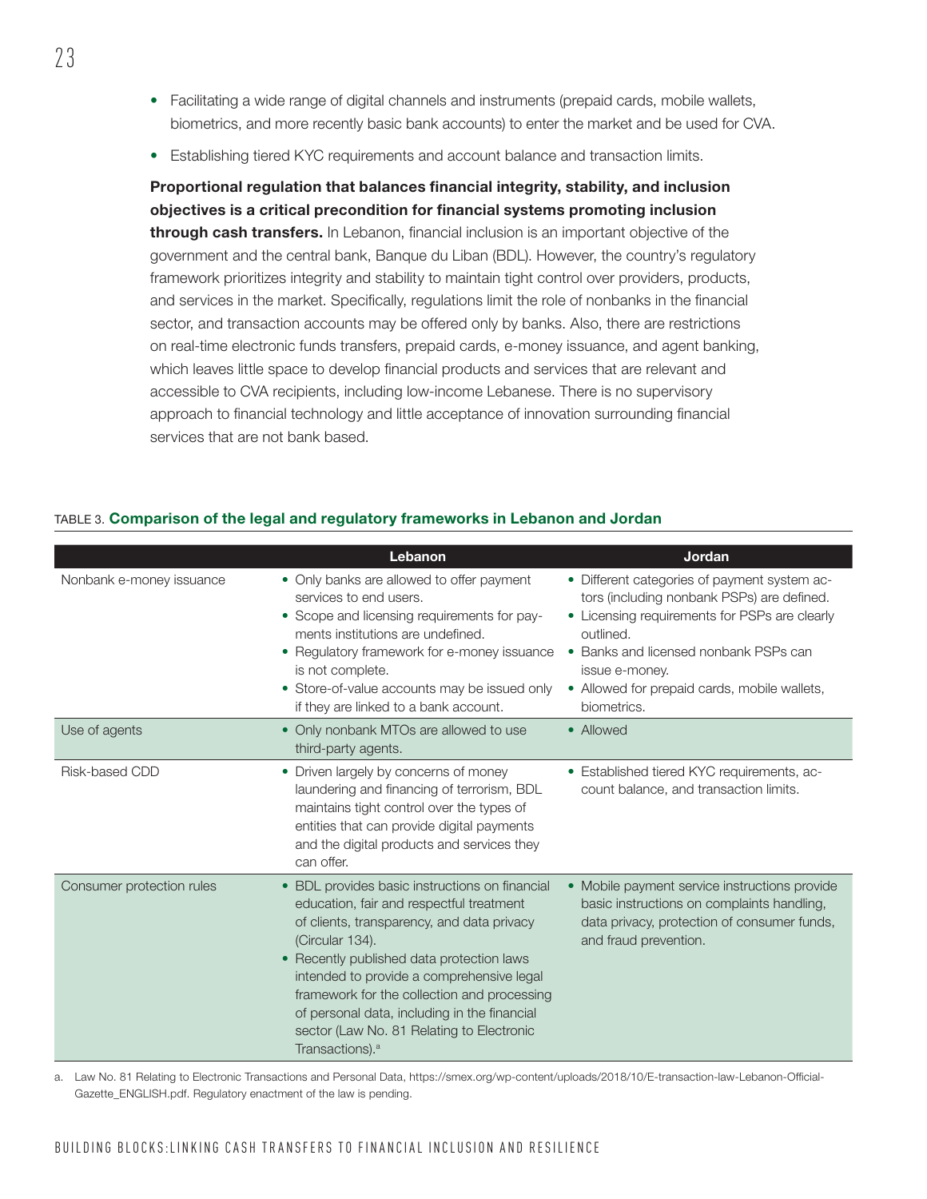- Facilitating a wide range of digital channels and instruments (prepaid cards, mobile wallets, biometrics, and more recently basic bank accounts) to enter the market and be used for CVA.
- Establishing tiered KYC requirements and account balance and transaction limits.

**Proportional regulation that balances financial integrity, stability, and inclusion objectives is a critical precondition for financial systems promoting inclusion through cash transfers.** In Lebanon, financial inclusion is an important objective of the government and the central bank, Banque du Liban (BDL). However, the country's regulatory framework prioritizes integrity and stability to maintain tight control over providers, products, and services in the market. Specifically, regulations limit the role of nonbanks in the financial sector, and transaction accounts may be offered only by banks. Also, there are restrictions on real-time electronic funds transfers, prepaid cards, e-money issuance, and agent banking, which leaves little space to develop financial products and services that are relevant and accessible to CVA recipients, including low-income Lebanese. There is no supervisory approach to financial technology and little acceptance of innovation surrounding financial services that are not bank based.

TABLE 3. **Comparison of the legal and regulatory frameworks in Lebanon and Jordan**

| | Lebanon | Jordan |
|---|---|---|
| Nonbank e-money issuance | • Only banks are allowed to offer payment services to end users.<br>• Scope and licensing requirements for payments institutions are undefined.<br>• Regulatory framework for e-money issuance is not complete.<br>• Store-of-value accounts may be issued only if they are linked to a bank account. | • Different categories of payment system actors (including nonbank PSPs) are defined.<br>• Licensing requirements for PSPs are clearly outlined.<br>• Banks and licensed nonbank PSPs can issue e-money.<br>• Allowed for prepaid cards, mobile wallets, biometrics. |
| Use of agents | • Only nonbank MTOs are allowed to use third-party agents. | • Allowed |
| Risk-based CDD | • Driven largely by concerns of money laundering and financing of terrorism, BDL maintains tight control over the types of entities that can provide digital payments and the digital products and services they can offer. | • Established tiered KYC requirements, account balance, and transaction limits. |
| Consumer protection rules | • BDL provides basic instructions on financial education, fair and respectful treatment of clients, transparency, and data privacy (Circular 134).<br>• Recently published data protection laws intended to provide a comprehensive legal framework for the collection and processing of personal data, including in the financial sector (Law No. 81 Relating to Electronic Transactions).[a] | • Mobile payment service instructions provide basic instructions on complaints handling, data privacy, protection of consumer funds, and fraud prevention. |

a. Law No. 81 Relating to Electronic Transactions and Personal Data, https://smex.org/wp-content/uploads/2018/10/E-transaction-law-Lebanon-Official-Gazette_ENGLISH.pdf. Regulatory enactment of the law is pending.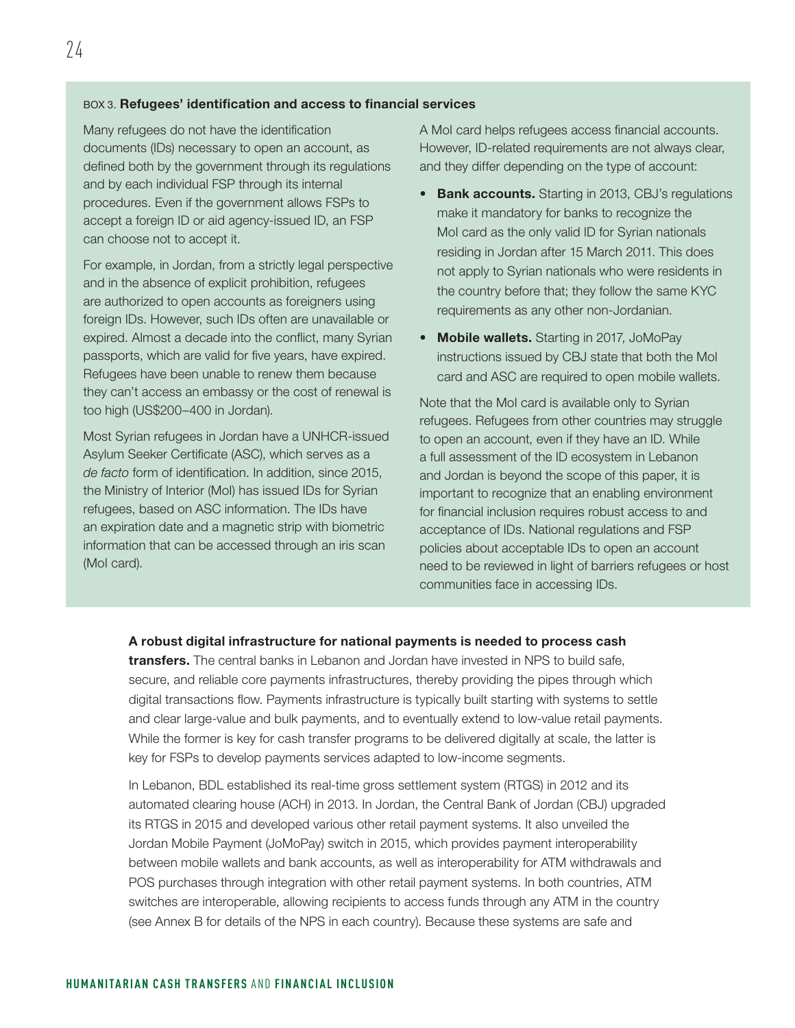BOX 3. **Refugees' identification and access to financial services**

Many refugees do not have the identification documents (IDs) necessary to open an account, as defined both by the government through its regulations and by each individual FSP through its internal procedures. Even if the government allows FSPs to accept a foreign ID or aid agency-issued ID, an FSP can choose not to accept it.

For example, in Jordan, from a strictly legal perspective and in the absence of explicit prohibition, refugees are authorized to open accounts as foreigners using foreign IDs. However, such IDs often are unavailable or expired. Almost a decade into the conflict, many Syrian passports, which are valid for five years, have expired. Refugees have been unable to renew them because they can't access an embassy or the cost of renewal is too high (US$200–400 in Jordan).

Most Syrian refugees in Jordan have a UNHCR-issued Asylum Seeker Certificate (ASC), which serves as a *de facto* form of identification. In addition, since 2015, the Ministry of Interior (MoI) has issued IDs for Syrian refugees, based on ASC information. The IDs have an expiration date and a magnetic strip with biometric information that can be accessed through an iris scan (MoI card).

A MoI card helps refugees access financial accounts. However, ID-related requirements are not always clear, and they differ depending on the type of account:

- **Bank accounts.** Starting in 2013, CBJ's regulations make it mandatory for banks to recognize the MoI card as the only valid ID for Syrian nationals residing in Jordan after 15 March 2011. This does not apply to Syrian nationals who were residents in the country before that; they follow the same KYC requirements as any other non-Jordanian.
- **Mobile wallets.** Starting in 2017, JoMoPay instructions issued by CBJ state that both the MoI card and ASC are required to open mobile wallets.

Note that the MoI card is available only to Syrian refugees. Refugees from other countries may struggle to open an account, even if they have an ID. While a full assessment of the ID ecosystem in Lebanon and Jordan is beyond the scope of this paper, it is important to recognize that an enabling environment for financial inclusion requires robust access to and acceptance of IDs. National regulations and FSP policies about acceptable IDs to open an account need to be reviewed in light of barriers refugees or host communities face in accessing IDs.

**A robust digital infrastructure for national payments is needed to process cash transfers.** The central banks in Lebanon and Jordan have invested in NPS to build safe, secure, and reliable core payments infrastructures, thereby providing the pipes through which digital transactions flow. Payments infrastructure is typically built starting with systems to settle and clear large-value and bulk payments, and to eventually extend to low-value retail payments. While the former is key for cash transfer programs to be delivered digitally at scale, the latter is key for FSPs to develop payments services adapted to low-income segments.

In Lebanon, BDL established its real-time gross settlement system (RTGS) in 2012 and its automated clearing house (ACH) in 2013. In Jordan, the Central Bank of Jordan (CBJ) upgraded its RTGS in 2015 and developed various other retail payment systems. It also unveiled the Jordan Mobile Payment (JoMoPay) switch in 2015, which provides payment interoperability between mobile wallets and bank accounts, as well as interoperability for ATM withdrawals and POS purchases through integration with other retail payment systems. In both countries, ATM switches are interoperable, allowing recipients to access funds through any ATM in the country (see Annex B for details of the NPS in each country). Because these systems are safe and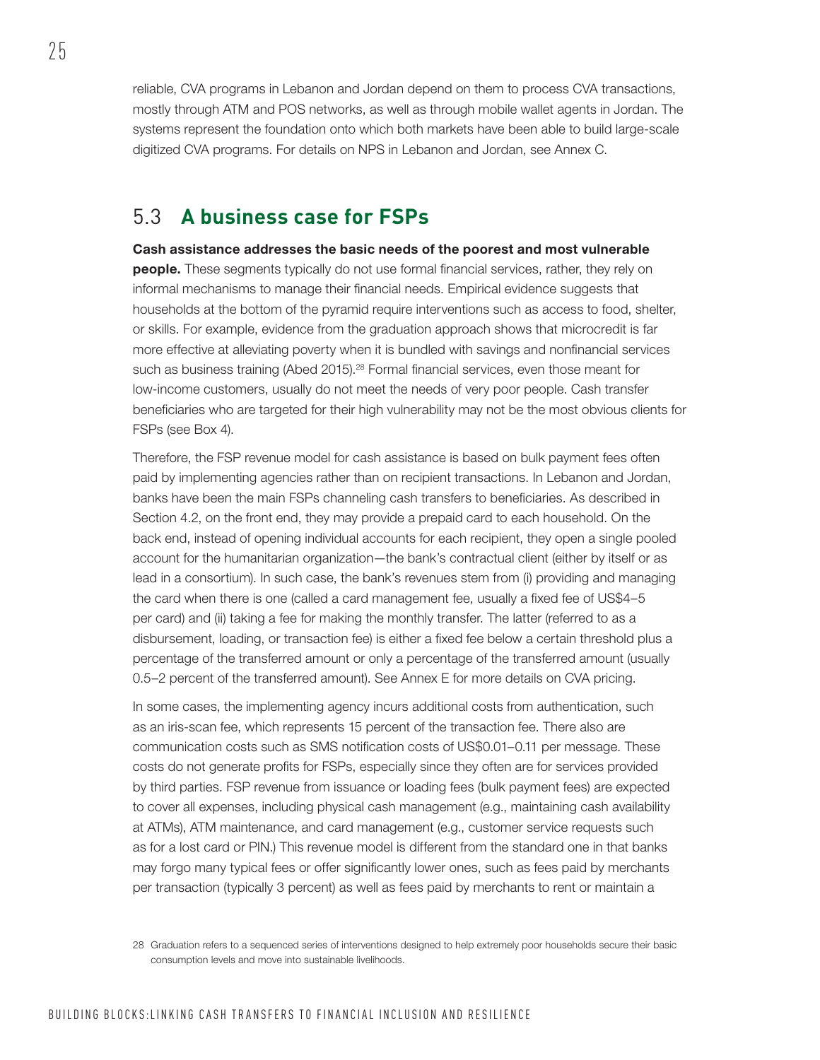reliable, CVA programs in Lebanon and Jordan depend on them to process CVA transactions, mostly through ATM and POS networks, as well as through mobile wallet agents in Jordan. The systems represent the foundation onto which both markets have been able to build large-scale digitized CVA programs. For details on NPS in Lebanon and Jordan, see Annex C.

## 5.3 A business case for FSPs

**Cash assistance addresses the basic needs of the poorest and most vulnerable people.** These segments typically do not use formal financial services, rather, they rely on informal mechanisms to manage their financial needs. Empirical evidence suggests that households at the bottom of the pyramid require interventions such as access to food, shelter, or skills. For example, evidence from the graduation approach shows that microcredit is far more effective at alleviating poverty when it is bundled with savings and nonfinancial services such as business training (Abed 2015).[28] Formal financial services, even those meant for low-income customers, usually do not meet the needs of very poor people. Cash transfer beneficiaries who are targeted for their high vulnerability may not be the most obvious clients for FSPs (see Box 4).

Therefore, the FSP revenue model for cash assistance is based on bulk payment fees often paid by implementing agencies rather than on recipient transactions. In Lebanon and Jordan, banks have been the main FSPs channeling cash transfers to beneficiaries. As described in Section 4.2, on the front end, they may provide a prepaid card to each household. On the back end, instead of opening individual accounts for each recipient, they open a single pooled account for the humanitarian organization—the bank's contractual client (either by itself or as lead in a consortium). In such case, the bank's revenues stem from (i) providing and managing the card when there is one (called a card management fee, usually a fixed fee of US$4–5 per card) and (ii) taking a fee for making the monthly transfer. The latter (referred to as a disbursement, loading, or transaction fee) is either a fixed fee below a certain threshold plus a percentage of the transferred amount or only a percentage of the transferred amount (usually 0.5–2 percent of the transferred amount). See Annex E for more details on CVA pricing.

In some cases, the implementing agency incurs additional costs from authentication, such as an iris-scan fee, which represents 15 percent of the transaction fee. There also are communication costs such as SMS notification costs of US$0.01–0.11 per message. These costs do not generate profits for FSPs, especially since they often are for services provided by third parties. FSP revenue from issuance or loading fees (bulk payment fees) are expected to cover all expenses, including physical cash management (e.g., maintaining cash availability at ATMs), ATM maintenance, and card management (e.g., customer service requests such as for a lost card or PIN.) This revenue model is different from the standard one in that banks may forgo many typical fees or offer significantly lower ones, such as fees paid by merchants per transaction (typically 3 percent) as well as fees paid by merchants to rent or maintain a

28 Graduation refers to a sequenced series of interventions designed to help extremely poor households secure their basic consumption levels and move into sustainable livelihoods.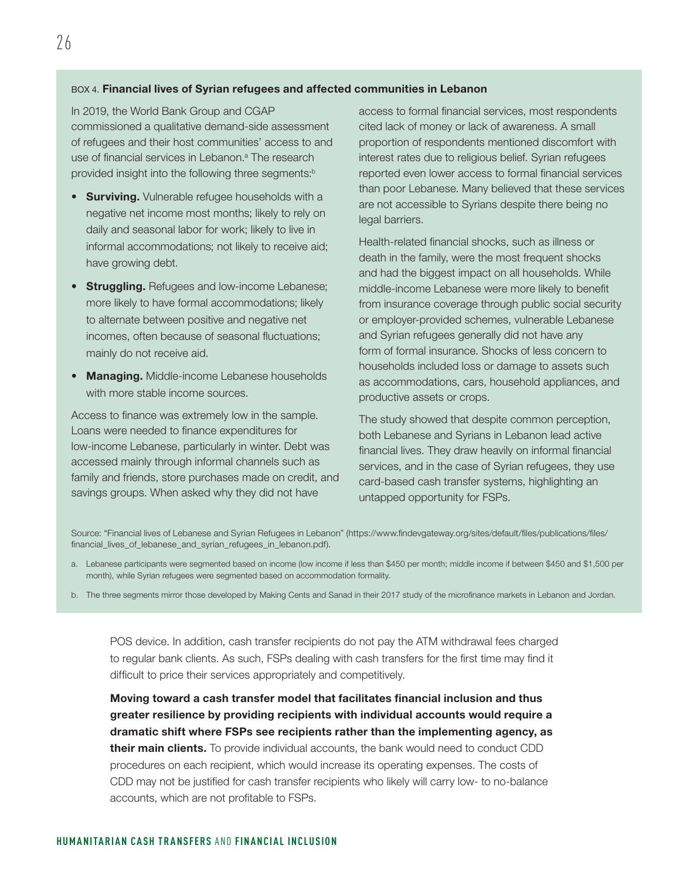BOX 4. **Financial lives of Syrian refugees and affected communities in Lebanon**

In 2019, the World Bank Group and CGAP commissioned a qualitative demand-side assessment of refugees and their host communities' access to and use of financial services in Lebanon.[a] The research provided insight into the following three segments:[b]

- **Surviving.** Vulnerable refugee households with a negative net income most months; likely to rely on daily and seasonal labor for work; likely to live in informal accommodations; not likely to receive aid; have growing debt.
- **Struggling.** Refugees and low-income Lebanese; more likely to have formal accommodations; likely to alternate between positive and negative net incomes, often because of seasonal fluctuations; mainly do not receive aid.
- **Managing.** Middle-income Lebanese households with more stable income sources.

Access to finance was extremely low in the sample. Loans were needed to finance expenditures for low-income Lebanese, particularly in winter. Debt was accessed mainly through informal channels such as family and friends, store purchases made on credit, and savings groups. When asked why they did not have access to formal financial services, most respondents cited lack of money or lack of awareness. A small proportion of respondents mentioned discomfort with interest rates due to religious belief. Syrian refugees reported even lower access to formal financial services than poor Lebanese. Many believed that these services are not accessible to Syrians despite there being no legal barriers.

Health-related financial shocks, such as illness or death in the family, were the most frequent shocks and had the biggest impact on all households. While middle-income Lebanese were more likely to benefit from insurance coverage through public social security or employer-provided schemes, vulnerable Lebanese and Syrian refugees generally did not have any form of formal insurance. Shocks of less concern to households included loss or damage to assets such as accommodations, cars, household appliances, and productive assets or crops.

The study showed that despite common perception, both Lebanese and Syrians in Lebanon lead active financial lives. They draw heavily on informal financial services, and in the case of Syrian refugees, they use card-based cash transfer systems, highlighting an untapped opportunity for FSPs.

Source: "Financial lives of Lebanese and Syrian Refugees in Lebanon" (https://www.findevgateway.org/sites/default/files/publications/files/financial_lives_of_lebanese_and_syrian_refugees_in_lebanon.pdf).

a. Lebanese participants were segmented based on income (low income if less than $450 per month; middle income if between $450 and $1,500 per month), while Syrian refugees were segmented based on accommodation formality.

b. The three segments mirror those developed by Making Cents and Sanad in their 2017 study of the microfinance markets in Lebanon and Jordan.

POS device. In addition, cash transfer recipients do not pay the ATM withdrawal fees charged to regular bank clients. As such, FSPs dealing with cash transfers for the first time may find it difficult to price their services appropriately and competitively.

**Moving toward a cash transfer model that facilitates financial inclusion and thus greater resilience by providing recipients with individual accounts would require a dramatic shift where FSPs see recipients rather than the implementing agency, as their main clients.** To provide individual accounts, the bank would need to conduct CDD procedures on each recipient, which would increase its operating expenses. The costs of CDD may not be justified for cash transfer recipients who likely will carry low- to no-balance accounts, which are not profitable to FSPs.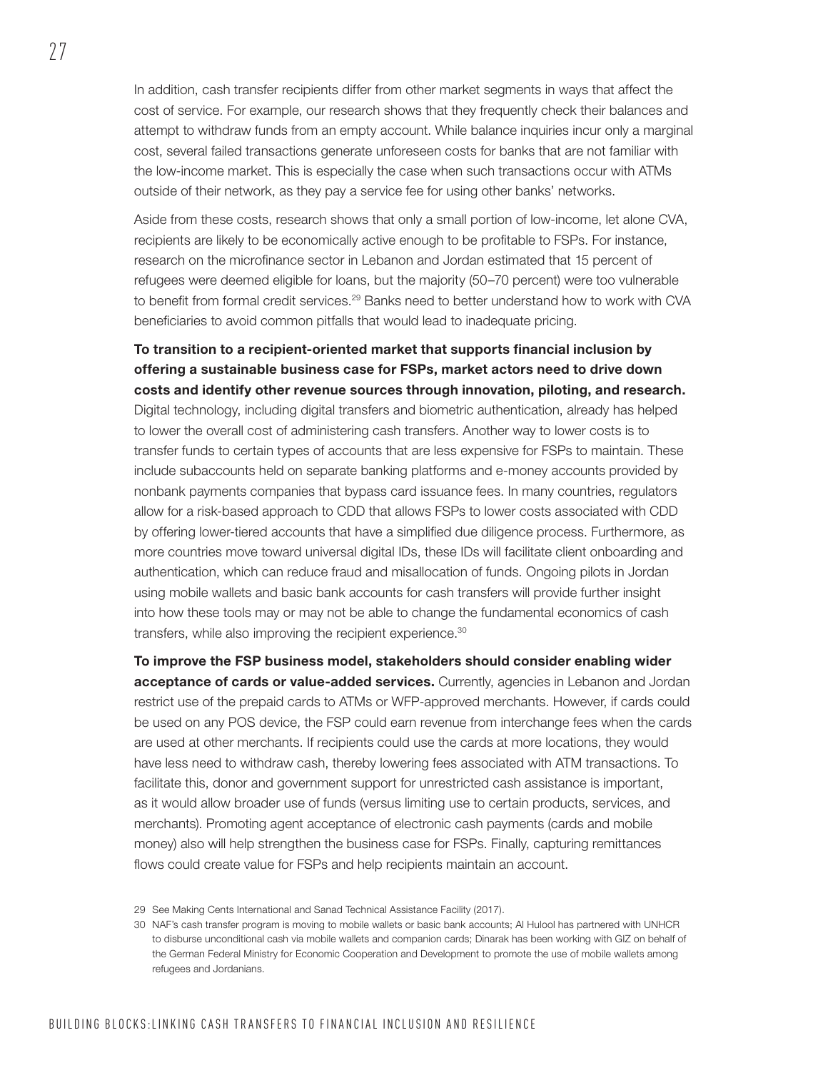In addition, cash transfer recipients differ from other market segments in ways that affect the cost of service. For example, our research shows that they frequently check their balances and attempt to withdraw funds from an empty account. While balance inquiries incur only a marginal cost, several failed transactions generate unforeseen costs for banks that are not familiar with the low-income market. This is especially the case when such transactions occur with ATMs outside of their network, as they pay a service fee for using other banks' networks.

Aside from these costs, research shows that only a small portion of low-income, let alone CVA, recipients are likely to be economically active enough to be profitable to FSPs. For instance, research on the microfinance sector in Lebanon and Jordan estimated that 15 percent of refugees were deemed eligible for loans, but the majority (50–70 percent) were too vulnerable to benefit from formal credit services.[29] Banks need to better understand how to work with CVA beneficiaries to avoid common pitfalls that would lead to inadequate pricing.

**To transition to a recipient-oriented market that supports financial inclusion by offering a sustainable business case for FSPs, market actors need to drive down costs and identify other revenue sources through innovation, piloting, and research.** Digital technology, including digital transfers and biometric authentication, already has helped to lower the overall cost of administering cash transfers. Another way to lower costs is to transfer funds to certain types of accounts that are less expensive for FSPs to maintain. These include subaccounts held on separate banking platforms and e-money accounts provided by nonbank payments companies that bypass card issuance fees. In many countries, regulators allow for a risk-based approach to CDD that allows FSPs to lower costs associated with CDD by offering lower-tiered accounts that have a simplified due diligence process. Furthermore, as more countries move toward universal digital IDs, these IDs will facilitate client onboarding and authentication, which can reduce fraud and misallocation of funds. Ongoing pilots in Jordan using mobile wallets and basic bank accounts for cash transfers will provide further insight into how these tools may or may not be able to change the fundamental economics of cash transfers, while also improving the recipient experience.[30]

**To improve the FSP business model, stakeholders should consider enabling wider acceptance of cards or value-added services.** Currently, agencies in Lebanon and Jordan restrict use of the prepaid cards to ATMs or WFP-approved merchants. However, if cards could be used on any POS device, the FSP could earn revenue from interchange fees when the cards are used at other merchants. If recipients could use the cards at more locations, they would have less need to withdraw cash, thereby lowering fees associated with ATM transactions. To facilitate this, donor and government support for unrestricted cash assistance is important, as it would allow broader use of funds (versus limiting use to certain products, services, and merchants). Promoting agent acceptance of electronic cash payments (cards and mobile money) also will help strengthen the business case for FSPs. Finally, capturing remittances flows could create value for FSPs and help recipients maintain an account.

29 See Making Cents International and Sanad Technical Assistance Facility (2017).

30 NAF's cash transfer program is moving to mobile wallets or basic bank accounts; Al Hulool has partnered with UNHCR to disburse unconditional cash via mobile wallets and companion cards; Dinarak has been working with GIZ on behalf of the German Federal Ministry for Economic Cooperation and Development to promote the use of mobile wallets among refugees and Jordanians.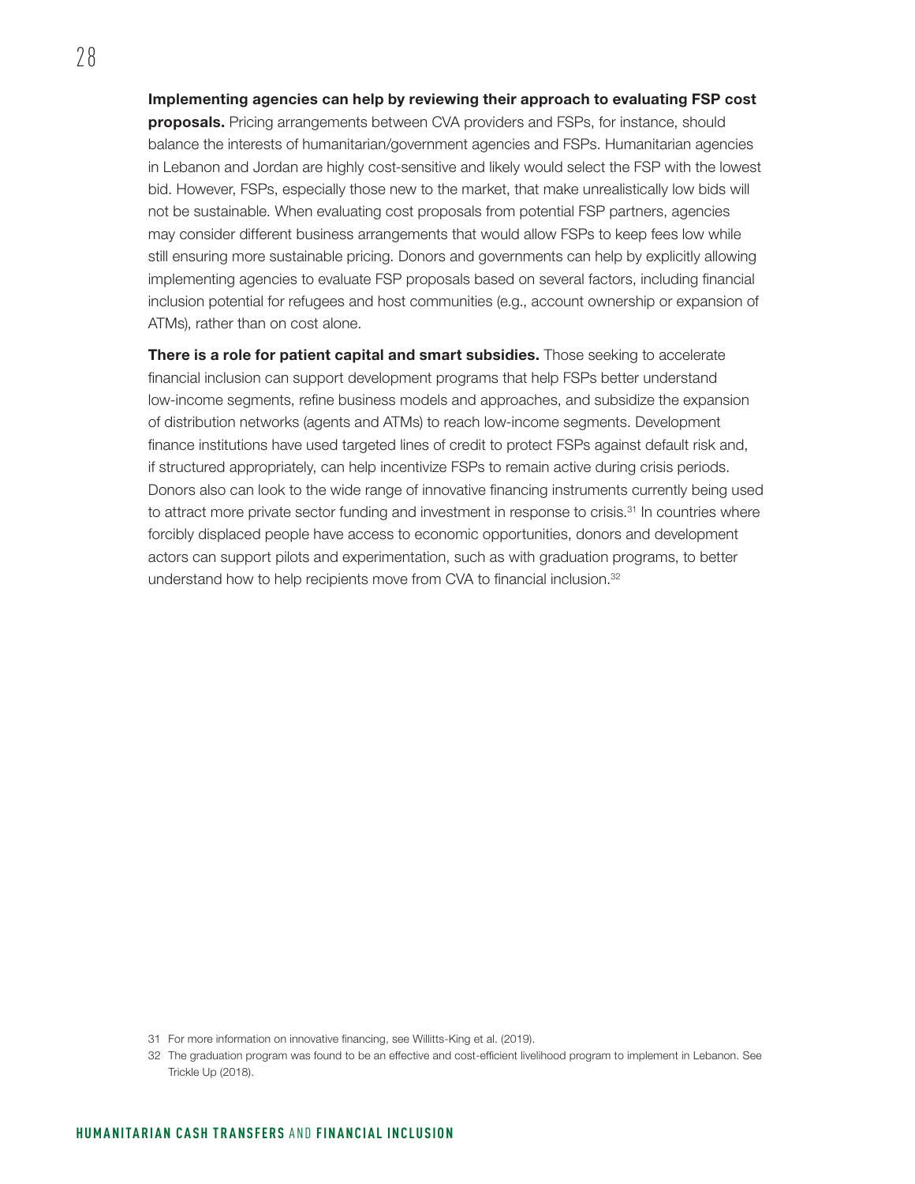**Implementing agencies can help by reviewing their approach to evaluating FSP cost proposals.** Pricing arrangements between CVA providers and FSPs, for instance, should balance the interests of humanitarian/government agencies and FSPs. Humanitarian agencies in Lebanon and Jordan are highly cost-sensitive and likely would select the FSP with the lowest bid. However, FSPs, especially those new to the market, that make unrealistically low bids will not be sustainable. When evaluating cost proposals from potential FSP partners, agencies may consider different business arrangements that would allow FSPs to keep fees low while still ensuring more sustainable pricing. Donors and governments can help by explicitly allowing implementing agencies to evaluate FSP proposals based on several factors, including financial inclusion potential for refugees and host communities (e.g., account ownership or expansion of ATMs), rather than on cost alone.

**There is a role for patient capital and smart subsidies.** Those seeking to accelerate financial inclusion can support development programs that help FSPs better understand low-income segments, refine business models and approaches, and subsidize the expansion of distribution networks (agents and ATMs) to reach low-income segments. Development finance institutions have used targeted lines of credit to protect FSPs against default risk and, if structured appropriately, can help incentivize FSPs to remain active during crisis periods. Donors also can look to the wide range of innovative financing instruments currently being used to attract more private sector funding and investment in response to crisis.[31] In countries where forcibly displaced people have access to economic opportunities, donors and development actors can support pilots and experimentation, such as with graduation programs, to better understand how to help recipients move from CVA to financial inclusion.[32]

31 For more information on innovative financing, see Willitts-King et al. (2019).

32 The graduation program was found to be an effective and cost-efficient livelihood program to implement in Lebanon. See Trickle Up (2018).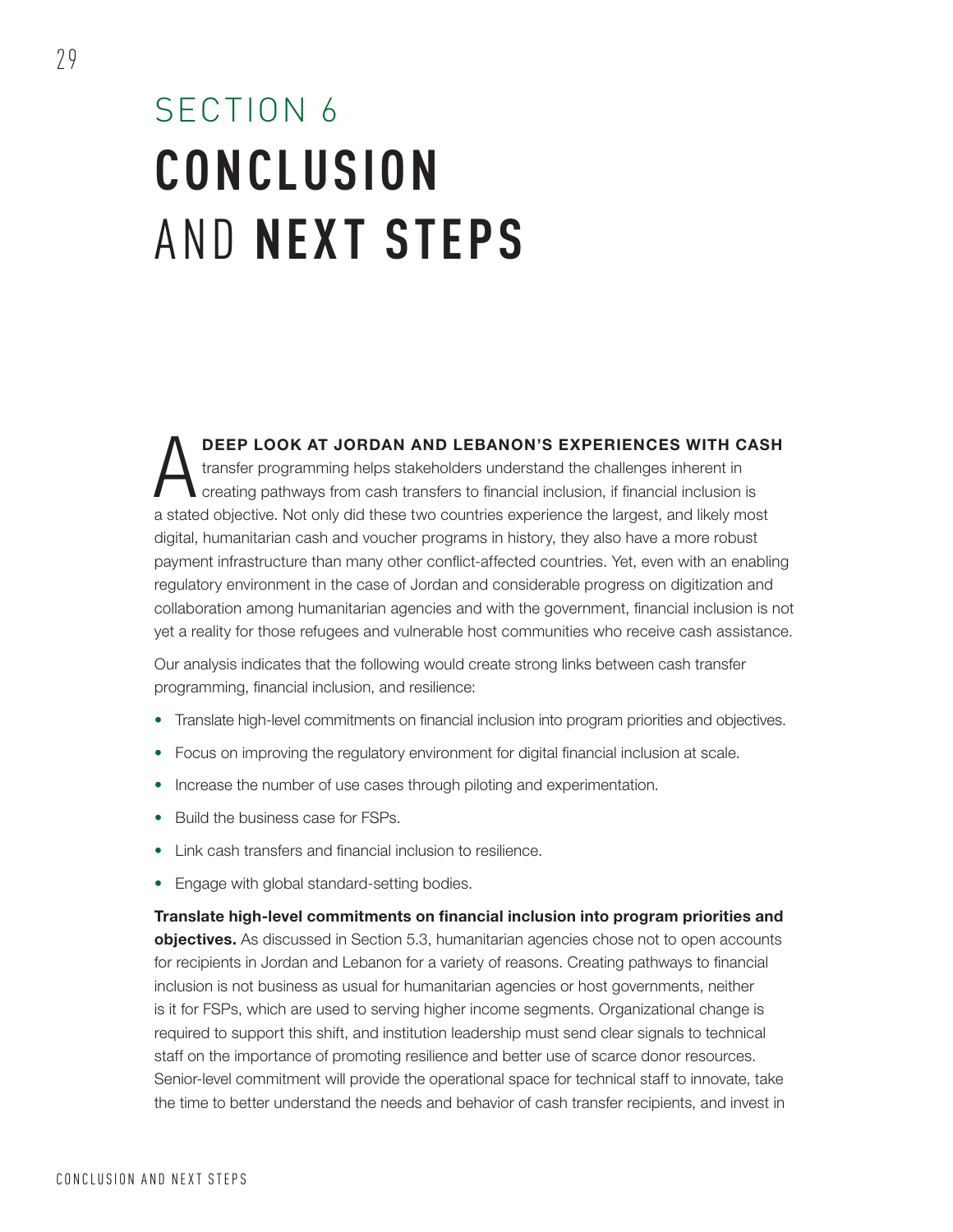# SECTION 6 CONCLUSION AND NEXT STEPS

**A DEEP LOOK AT JORDAN AND LEBANON'S EXPERIENCES WITH CASH** transfer programming helps stakeholders understand the challenges inherent in creating pathways from cash transfers to financial inclusion, if financial inclusion is a stated objective. Not only did these two countries experience the largest, and likely most digital, humanitarian cash and voucher programs in history, they also have a more robust payment infrastructure than many other conflict-affected countries. Yet, even with an enabling regulatory environment in the case of Jordan and considerable progress on digitization and collaboration among humanitarian agencies and with the government, financial inclusion is not yet a reality for those refugees and vulnerable host communities who receive cash assistance.

Our analysis indicates that the following would create strong links between cash transfer programming, financial inclusion, and resilience:

- Translate high-level commitments on financial inclusion into program priorities and objectives.
- Focus on improving the regulatory environment for digital financial inclusion at scale.
- Increase the number of use cases through piloting and experimentation.
- Build the business case for FSPs.
- Link cash transfers and financial inclusion to resilience.
- Engage with global standard-setting bodies.

**Translate high-level commitments on financial inclusion into program priorities and objectives.** As discussed in Section 5.3, humanitarian agencies chose not to open accounts for recipients in Jordan and Lebanon for a variety of reasons. Creating pathways to financial inclusion is not business as usual for humanitarian agencies or host governments, neither is it for FSPs, which are used to serving higher income segments. Organizational change is required to support this shift, and institution leadership must send clear signals to technical staff on the importance of promoting resilience and better use of scarce donor resources. Senior-level commitment will provide the operational space for technical staff to innovate, take the time to better understand the needs and behavior of cash transfer recipients, and invest in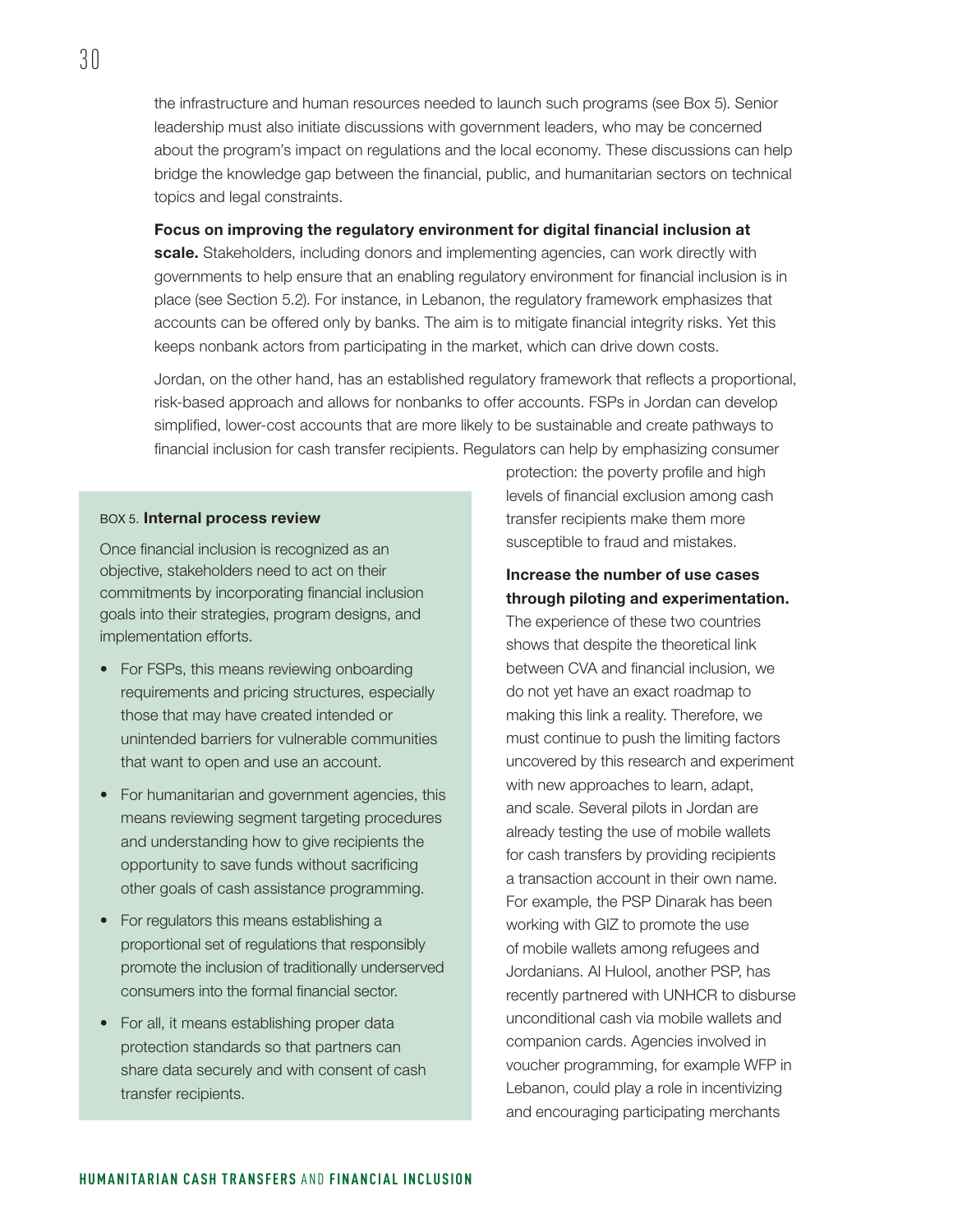the infrastructure and human resources needed to launch such programs (see Box 5). Senior leadership must also initiate discussions with government leaders, who may be concerned about the program's impact on regulations and the local economy. These discussions can help bridge the knowledge gap between the financial, public, and humanitarian sectors on technical topics and legal constraints.

**Focus on improving the regulatory environment for digital financial inclusion at scale.** Stakeholders, including donors and implementing agencies, can work directly with governments to help ensure that an enabling regulatory environment for financial inclusion is in place (see Section 5.2). For instance, in Lebanon, the regulatory framework emphasizes that accounts can be offered only by banks. The aim is to mitigate financial integrity risks. Yet this keeps nonbank actors from participating in the market, which can drive down costs.

Jordan, on the other hand, has an established regulatory framework that reflects a proportional, risk-based approach and allows for nonbanks to offer accounts. FSPs in Jordan can develop simplified, lower-cost accounts that are more likely to be sustainable and create pathways to financial inclusion for cash transfer recipients. Regulators can help by emphasizing consumer protection: the poverty profile and high levels of financial exclusion among cash transfer recipients make them more susceptible to fraud and mistakes.

**Increase the number of use cases through piloting and experimentation.** The experience of these two countries shows that despite the theoretical link between CVA and financial inclusion, we do not yet have an exact roadmap to making this link a reality. Therefore, we must continue to push the limiting factors uncovered by this research and experiment with new approaches to learn, adapt, and scale. Several pilots in Jordan are already testing the use of mobile wallets for cash transfers by providing recipients a transaction account in their own name. For example, the PSP Dinarak has been working with GIZ to promote the use of mobile wallets among refugees and Jordanians. Al Hulool, another PSP, has recently partnered with UNHCR to disburse unconditional cash via mobile wallets and companion cards. Agencies involved in voucher programming, for example WFP in Lebanon, could play a role in incentivizing and encouraging participating merchants

BOX 5. **Internal process review**

Once financial inclusion is recognized as an objective, stakeholders need to act on their commitments by incorporating financial inclusion goals into their strategies, program designs, and implementation efforts.

- For FSPs, this means reviewing onboarding requirements and pricing structures, especially those that may have created intended or unintended barriers for vulnerable communities that want to open and use an account.
- For humanitarian and government agencies, this means reviewing segment targeting procedures and understanding how to give recipients the opportunity to save funds without sacrificing other goals of cash assistance programming.
- For regulators this means establishing a proportional set of regulations that responsibly promote the inclusion of traditionally underserved consumers into the formal financial sector.
- For all, it means establishing proper data protection standards so that partners can share data securely and with consent of cash transfer recipients.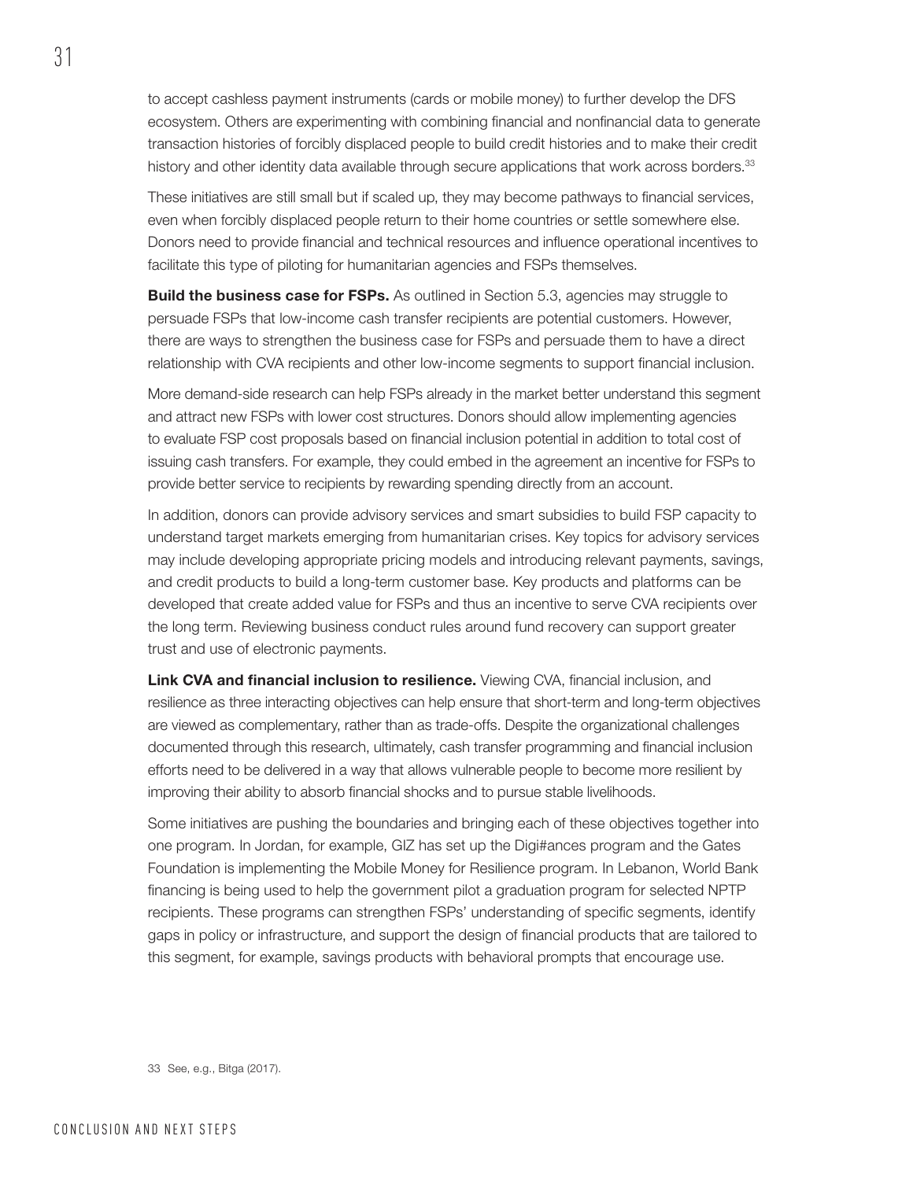to accept cashless payment instruments (cards or mobile money) to further develop the DFS ecosystem. Others are experimenting with combining financial and nonfinancial data to generate transaction histories of forcibly displaced people to build credit histories and to make their credit history and other identity data available through secure applications that work across borders.[33]

These initiatives are still small but if scaled up, they may become pathways to financial services, even when forcibly displaced people return to their home countries or settle somewhere else. Donors need to provide financial and technical resources and influence operational incentives to facilitate this type of piloting for humanitarian agencies and FSPs themselves.

**Build the business case for FSPs.** As outlined in Section 5.3, agencies may struggle to persuade FSPs that low-income cash transfer recipients are potential customers. However, there are ways to strengthen the business case for FSPs and persuade them to have a direct relationship with CVA recipients and other low-income segments to support financial inclusion.

More demand-side research can help FSPs already in the market better understand this segment and attract new FSPs with lower cost structures. Donors should allow implementing agencies to evaluate FSP cost proposals based on financial inclusion potential in addition to total cost of issuing cash transfers. For example, they could embed in the agreement an incentive for FSPs to provide better service to recipients by rewarding spending directly from an account.

In addition, donors can provide advisory services and smart subsidies to build FSP capacity to understand target markets emerging from humanitarian crises. Key topics for advisory services may include developing appropriate pricing models and introducing relevant payments, savings, and credit products to build a long-term customer base. Key products and platforms can be developed that create added value for FSPs and thus an incentive to serve CVA recipients over the long term. Reviewing business conduct rules around fund recovery can support greater trust and use of electronic payments.

**Link CVA and financial inclusion to resilience.** Viewing CVA, financial inclusion, and resilience as three interacting objectives can help ensure that short-term and long-term objectives are viewed as complementary, rather than as trade-offs. Despite the organizational challenges documented through this research, ultimately, cash transfer programming and financial inclusion efforts need to be delivered in a way that allows vulnerable people to become more resilient by improving their ability to absorb financial shocks and to pursue stable livelihoods.

Some initiatives are pushing the boundaries and bringing each of these objectives together into one program. In Jordan, for example, GIZ has set up the Digi#ances program and the Gates Foundation is implementing the Mobile Money for Resilience program. In Lebanon, World Bank financing is being used to help the government pilot a graduation program for selected NPTP recipients. These programs can strengthen FSPs' understanding of specific segments, identify gaps in policy or infrastructure, and support the design of financial products that are tailored to this segment, for example, savings products with behavioral prompts that encourage use.

33 See, e.g., Bitga (2017).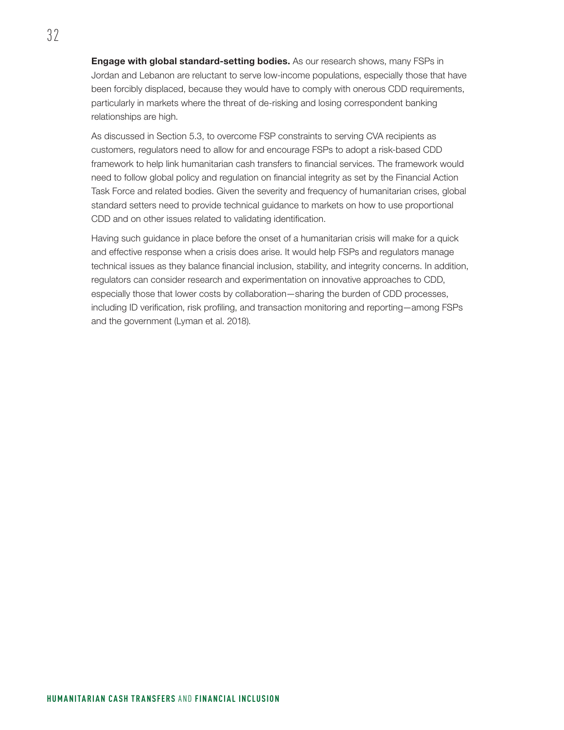**Engage with global standard-setting bodies.** As our research shows, many FSPs in Jordan and Lebanon are reluctant to serve low-income populations, especially those that have been forcibly displaced, because they would have to comply with onerous CDD requirements, particularly in markets where the threat of de-risking and losing correspondent banking relationships are high.

As discussed in Section 5.3, to overcome FSP constraints to serving CVA recipients as customers, regulators need to allow for and encourage FSPs to adopt a risk-based CDD framework to help link humanitarian cash transfers to financial services. The framework would need to follow global policy and regulation on financial integrity as set by the Financial Action Task Force and related bodies. Given the severity and frequency of humanitarian crises, global standard setters need to provide technical guidance to markets on how to use proportional CDD and on other issues related to validating identification.

Having such guidance in place before the onset of a humanitarian crisis will make for a quick and effective response when a crisis does arise. It would help FSPs and regulators manage technical issues as they balance financial inclusion, stability, and integrity concerns. In addition, regulators can consider research and experimentation on innovative approaches to CDD, especially those that lower costs by collaboration—sharing the burden of CDD processes, including ID verification, risk profiling, and transaction monitoring and reporting—among FSPs and the government (Lyman et al. 2018).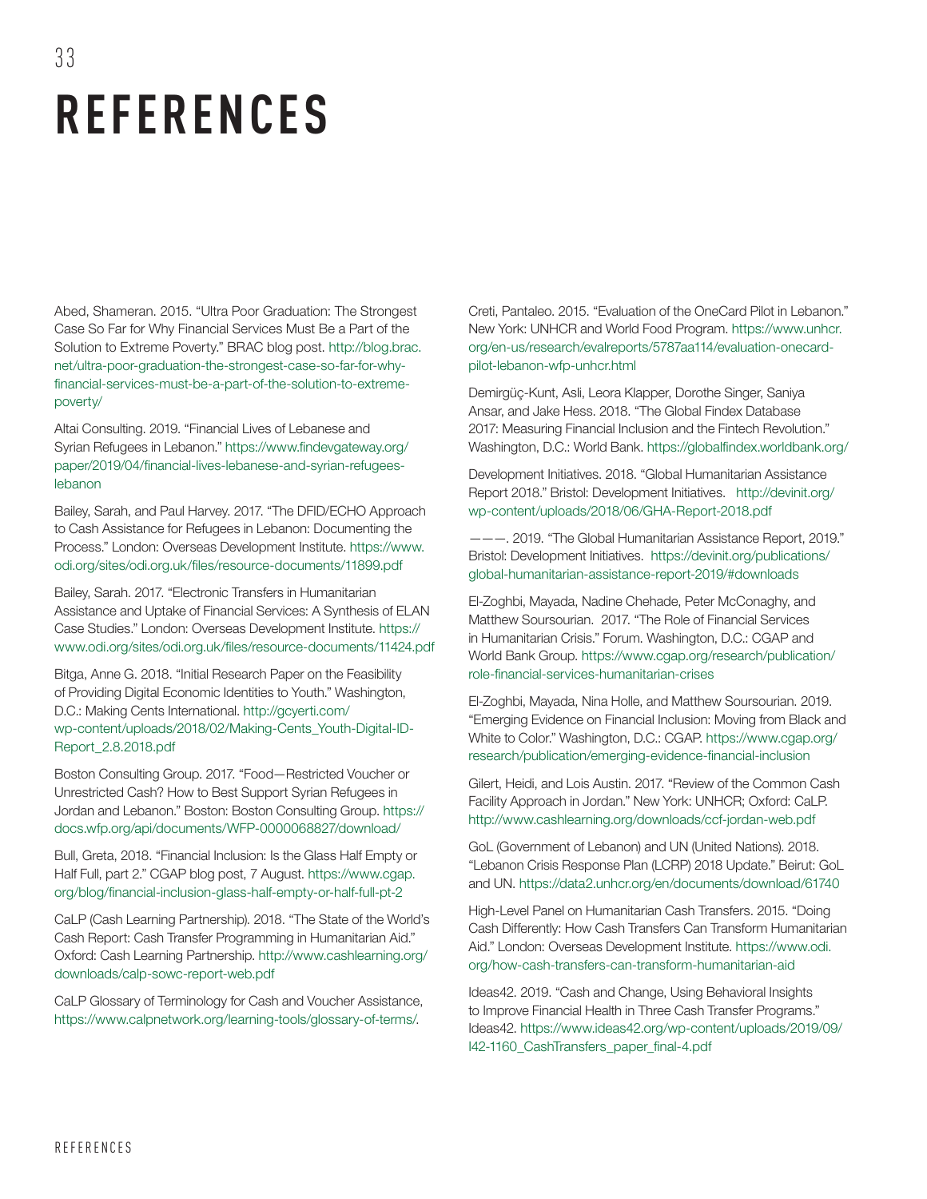# REFERENCES

Abed, Shameran. 2015. "Ultra Poor Graduation: The Strongest Case So Far for Why Financial Services Must Be a Part of the Solution to Extreme Poverty." BRAC blog post. http://blog.brac.net/ultra-poor-graduation-the-strongest-case-so-far-for-why-financial-services-must-be-a-part-of-the-solution-to-extreme-poverty/

Altai Consulting. 2019. "Financial Lives of Lebanese and Syrian Refugees in Lebanon." https://www.findevgateway.org/paper/2019/04/financial-lives-lebanese-and-syrian-refugees-lebanon

Bailey, Sarah, and Paul Harvey. 2017. "The DFID/ECHO Approach to Cash Assistance for Refugees in Lebanon: Documenting the Process." London: Overseas Development Institute. https://www.odi.org/sites/odi.org.uk/files/resource-documents/11899.pdf

Bailey, Sarah. 2017. "Electronic Transfers in Humanitarian Assistance and Uptake of Financial Services: A Synthesis of ELAN Case Studies." London: Overseas Development Institute. https://www.odi.org/sites/odi.org.uk/files/resource-documents/11424.pdf

Bitga, Anne G. 2018. "Initial Research Paper on the Feasibility of Providing Digital Economic Identities to Youth." Washington, D.C.: Making Cents International. http://gcyerti.com/wp-content/uploads/2018/02/Making-Cents_Youth-Digital-ID-Report_2.8.2018.pdf

Boston Consulting Group. 2017. "Food—Restricted Voucher or Unrestricted Cash? How to Best Support Syrian Refugees in Jordan and Lebanon." Boston: Boston Consulting Group. https://docs.wfp.org/api/documents/WFP-0000068827/download/

Bull, Greta, 2018. "Financial Inclusion: Is the Glass Half Empty or Half Full, part 2." CGAP blog post, 7 August. https://www.cgap.org/blog/financial-inclusion-glass-half-empty-or-half-full-pt-2

CaLP (Cash Learning Partnership). 2018. "The State of the World's Cash Report: Cash Transfer Programming in Humanitarian Aid." Oxford: Cash Learning Partnership. http://www.cashlearning.org/downloads/calp-sowc-report-web.pdf

CaLP Glossary of Terminology for Cash and Voucher Assistance, https://www.calpnetwork.org/learning-tools/glossary-of-terms/.

Creti, Pantaleo. 2015. "Evaluation of the OneCard Pilot in Lebanon." New York: UNHCR and World Food Program. https://www.unhcr.org/en-us/research/evalreports/5787aa114/evaluation-onecard-pilot-lebanon-wfp-unhcr.html

Demirgüç-Kunt, Asli, Leora Klapper, Dorothe Singer, Saniya Ansar, and Jake Hess. 2018. "The Global Findex Database 2017: Measuring Financial Inclusion and the Fintech Revolution." Washington, D.C.: World Bank. https://globalfindex.worldbank.org/

Development Initiatives. 2018. "Global Humanitarian Assistance Report 2018." Bristol: Development Initiatives. http://devinit.org/wp-content/uploads/2018/06/GHA-Report-2018.pdf

———. 2019. "The Global Humanitarian Assistance Report, 2019." Bristol: Development Initiatives. https://devinit.org/publications/global-humanitarian-assistance-report-2019/#downloads

El-Zoghbi, Mayada, Nadine Chehade, Peter McConaghy, and Matthew Soursourian. 2017. "The Role of Financial Services in Humanitarian Crisis." Forum. Washington, D.C.: CGAP and World Bank Group. https://www.cgap.org/research/publication/role-financial-services-humanitarian-crises

El-Zoghbi, Mayada, Nina Holle, and Matthew Soursourian. 2019. "Emerging Evidence on Financial Inclusion: Moving from Black and White to Color." Washington, D.C.: CGAP. https://www.cgap.org/research/publication/emerging-evidence-financial-inclusion

Gilert, Heidi, and Lois Austin. 2017. "Review of the Common Cash Facility Approach in Jordan." New York: UNHCR; Oxford: CaLP. http://www.cashlearning.org/downloads/ccf-jordan-web.pdf

GoL (Government of Lebanon) and UN (United Nations). 2018. "Lebanon Crisis Response Plan (LCRP) 2018 Update." Beirut: GoL and UN. https://data2.unhcr.org/en/documents/download/61740

High-Level Panel on Humanitarian Cash Transfers. 2015. "Doing Cash Differently: How Cash Transfers Can Transform Humanitarian Aid." London: Overseas Development Institute. https://www.odi.org/how-cash-transfers-can-transform-humanitarian-aid

Ideas42. 2019. "Cash and Change, Using Behavioral Insights to Improve Financial Health in Three Cash Transfer Programs." Ideas42. https://www.ideas42.org/wp-content/uploads/2019/09/I42-1160_CashTransfers_paper_final-4.pdf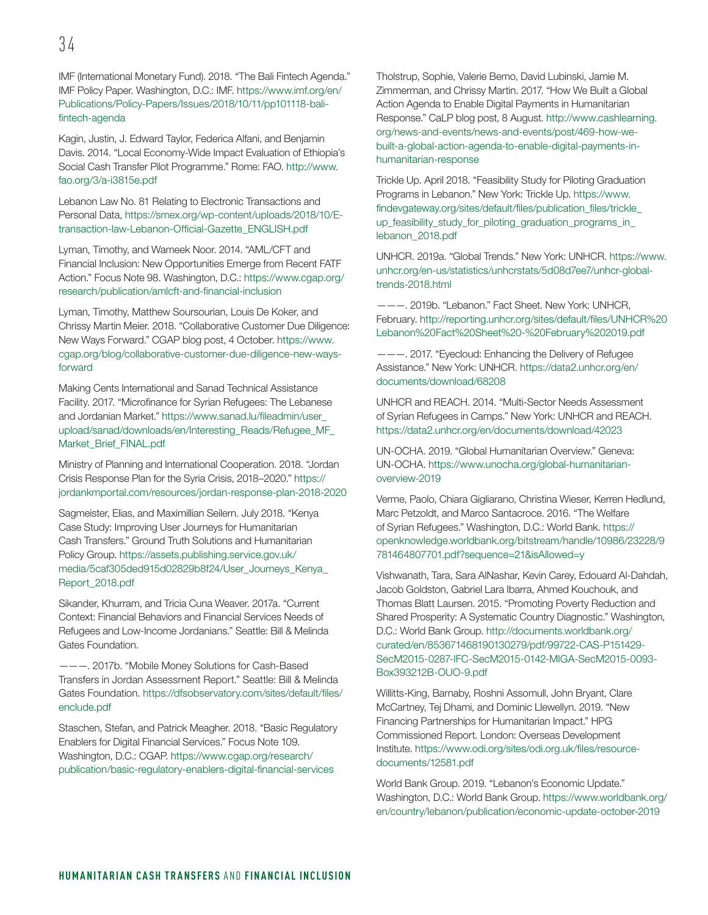IMF (International Monetary Fund). 2018. "The Bali Fintech Agenda." IMF Policy Paper. Washington, D.C.: IMF. https://www.imf.org/en/Publications/Policy-Papers/Issues/2018/10/11/pp101118-bali-fintech-agenda

Kagin, Justin, J. Edward Taylor, Federica Alfani, and Benjamin Davis. 2014. "Local Economy-Wide Impact Evaluation of Ethiopia's Social Cash Transfer Pilot Programme." Rome: FAO. http://www.fao.org/3/a-i3815e.pdf

Lebanon Law No. 81 Relating to Electronic Transactions and Personal Data, https://smex.org/wp-content/uploads/2018/10/E-transaction-law-Lebanon-Official-Gazette_ENGLISH.pdf

Lyman, Timothy, and Wameek Noor. 2014. "AML/CFT and Financial Inclusion: New Opportunities Emerge from Recent FATF Action." Focus Note 98. Washington, D.C.: https://www.cgap.org/research/publication/amlcft-and-financial-inclusion

Lyman, Timothy, Matthew Soursourian, Louis De Koker, and Chrissy Martin Meier. 2018. "Collaborative Customer Due Diligence: New Ways Forward." CGAP blog post, 4 October. https://www.cgap.org/blog/collaborative-customer-due-diligence-new-ways-forward

Making Cents International and Sanad Technical Assistance Facility. 2017. "Microfinance for Syrian Refugees: The Lebanese and Jordanian Market." https://www.sanad.lu/fileadmin/user_upload/sanad/downloads/en/Interesting_Reads/Refugee_MF_Market_Brief_FINAL.pdf

Ministry of Planning and International Cooperation. 2018. "Jordan Crisis Response Plan for the Syria Crisis, 2018–2020." https://jordankmportal.com/resources/jordan-response-plan-2018-2020

Sagmeister, Elias, and Maximillian Seilern. July 2018. "Kenya Case Study: Improving User Journeys for Humanitarian Cash Transfers." Ground Truth Solutions and Humanitarian Policy Group. https://assets.publishing.service.gov.uk/media/5caf305ded915d02829b8f24/User_Journeys_Kenya_Report_2018.pdf

Sikander, Khurram, and Tricia Cuna Weaver. 2017a. "Current Context: Financial Behaviors and Financial Services Needs of Refugees and Low-Income Jordanians." Seattle: Bill & Melinda Gates Foundation.

———. 2017b. "Mobile Money Solutions for Cash-Based Transfers in Jordan Assessment Report." Seattle: Bill & Melinda Gates Foundation. https://dfsobservatory.com/sites/default/files/enclude.pdf

Staschen, Stefan, and Patrick Meagher. 2018. "Basic Regulatory Enablers for Digital Financial Services." Focus Note 109. Washington, D.C.: CGAP. https://www.cgap.org/research/publication/basic-regulatory-enablers-digital-financial-services

Tholstrup, Sophie, Valerie Bemo, David Lubinski, Jamie M. Zimmerman, and Chrissy Martin. 2017. "How We Built a Global Action Agenda to Enable Digital Payments in Humanitarian Response." CaLP blog post, 8 August. http://www.cashlearning.org/news-and-events/news-and-events/post/469-how-we-built-a-global-action-agenda-to-enable-digital-payments-in-humanitarian-response

Trickle Up. April 2018. "Feasibility Study for Piloting Graduation Programs in Lebanon." New York: Trickle Up. https://www.findevgateway.org/sites/default/files/publication_files/trickle_up_feasibility_study_for_piloting_graduation_programs_in_lebanon_2018.pdf

UNHCR. 2019a. "Global Trends." New York: UNHCR. https://www.unhcr.org/en-us/statistics/unhcrstats/5d08d7ee7/unhcr-global-trends-2018.html

———. 2019b. "Lebanon." Fact Sheet. New York: UNHCR, February. http://reporting.unhcr.org/sites/default/files/UNHCR%20Lebanon%20Fact%20Sheet%20-%20February%202019.pdf

———. 2017. "Eyecloud: Enhancing the Delivery of Refugee Assistance." New York: UNHCR. https://data2.unhcr.org/en/documents/download/68208

UNHCR and REACH. 2014. "Multi-Sector Needs Assessment of Syrian Refugees in Camps." New York: UNHCR and REACH. https://data2.unhcr.org/en/documents/download/42023

UN-OCHA. 2019. "Global Humanitarian Overview." Geneva: UN-OCHA. https://www.unocha.org/global-humanitarian-overview-2019

Verme, Paolo, Chiara Gigliarano, Christina Wieser, Kerren Hedlund, Marc Petzoldt, and Marco Santacroce. 2016. "The Welfare of Syrian Refugees." Washington, D.C.: World Bank. https://openknowledge.worldbank.org/bitstream/handle/10986/23228/9781464807701.pdf?sequence=21&isAllowed=y

Vishwanath, Tara, Sara AlNashar, Kevin Carey, Edouard Al-Dahdah, Jacob Goldston, Gabriel Lara Ibarra, Ahmed Kouchouk, and Thomas Blatt Laursen. 2015. "Promoting Poverty Reduction and Shared Prosperity: A Systematic Country Diagnostic." Washington, D.C.: World Bank Group. http://documents.worldbank.org/curated/en/853671468190130279/pdf/99722-CAS-P151429-SecM2015-0287-IFC-SecM2015-0142-MIGA-SecM2015-0093-Box393212B-OUO-9.pdf

Willitts-King, Barnaby, Roshni Assomull, John Bryant, Clare McCartney, Tej Dhami, and Dominic Llewellyn. 2019. "New Financing Partnerships for Humanitarian Impact." HPG Commissioned Report. London: Overseas Development Institute. https://www.odi.org/sites/odi.org.uk/files/resource-documents/12581.pdf

World Bank Group. 2019. "Lebanon's Economic Update." Washington, D.C.: World Bank Group. https://www.worldbank.org/en/country/lebanon/publication/economic-update-october-2019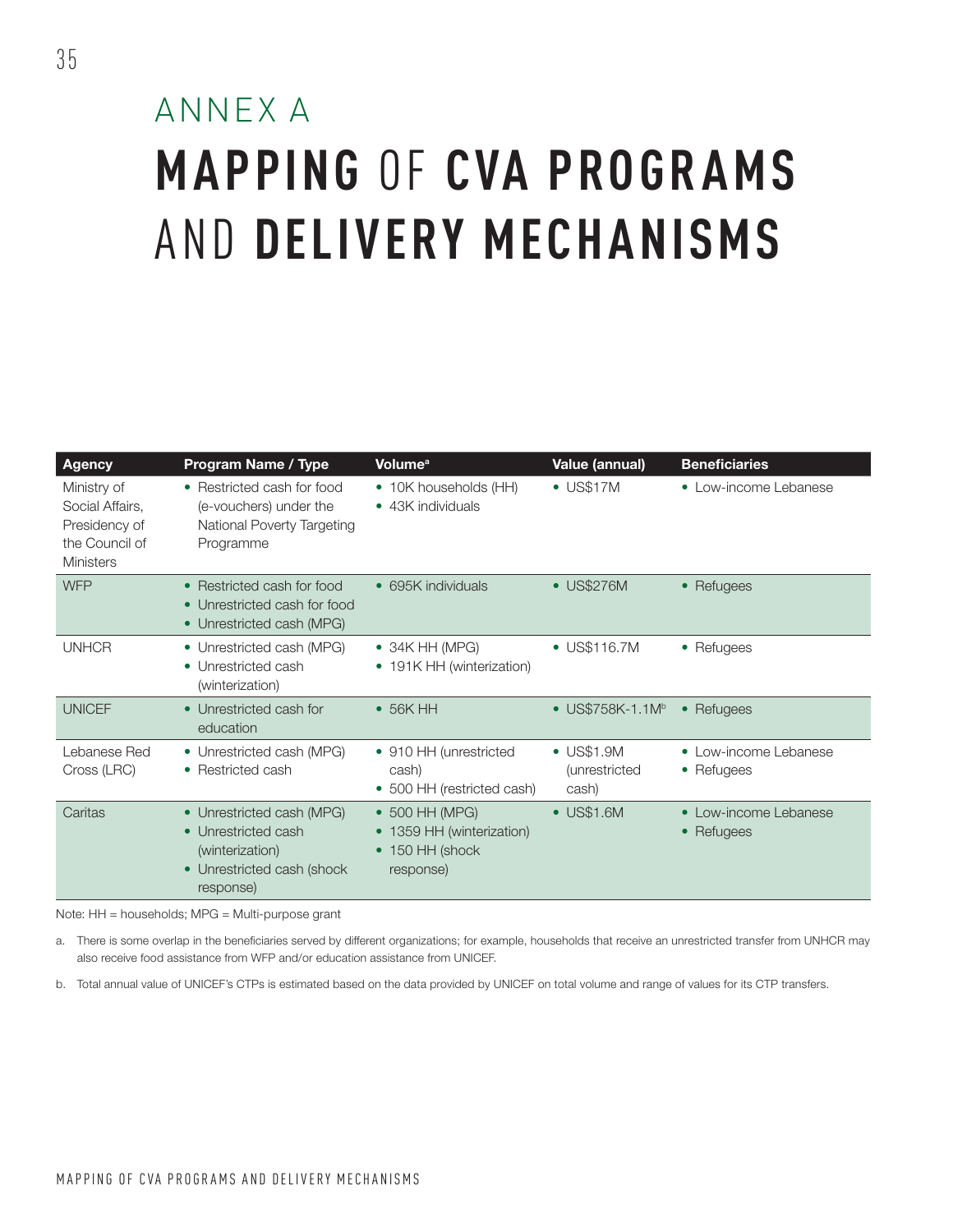# ANNEX A

# MAPPING OF CVA PROGRAMS AND DELIVERY MECHANISMS

| Agency | Program Name / Type | Volume[a] | Value (annual) | Beneficiaries |
|---|---|---|---|---|
| Ministry of Social Affairs, Presidency of the Council of Ministers | • Restricted cash for food (e-vouchers) under the National Poverty Targeting Programme | • 10K households (HH)<br>• 43K individuals | • US$17M | • Low-income Lebanese |
| WFP | • Restricted cash for food<br>• Unrestricted cash for food<br>• Unrestricted cash (MPG) | • 695K individuals | • US$276M | • Refugees |
| UNHCR | • Unrestricted cash (MPG)<br>• Unrestricted cash (winterization) | • 34K HH (MPG)<br>• 191K HH (winterization) | • US$116.7M | • Refugees |
| UNICEF | • Unrestricted cash for education | • 56K HH | • US$758K-1.1M[b] | • Refugees |
| Lebanese Red Cross (LRC) | • Unrestricted cash (MPG)<br>• Restricted cash | • 910 HH (unrestricted cash)<br>• 500 HH (restricted cash) | • US$1.9M (unrestricted cash) | • Low-income Lebanese<br>• Refugees |
| Caritas | • Unrestricted cash (MPG)<br>• Unrestricted cash (winterization)<br>• Unrestricted cash (shock response) | • 500 HH (MPG)<br>• 1359 HH (winterization)<br>• 150 HH (shock response) | • US$1.6M | • Low-income Lebanese<br>• Refugees |

Note: HH = households; MPG = Multi-purpose grant

a. There is some overlap in the beneficiaries served by different organizations; for example, households that receive an unrestricted transfer from UNHCR may also receive food assistance from WFP and/or education assistance from UNICEF.

b. Total annual value of UNICEF's CTPs is estimated based on the data provided by UNICEF on total volume and range of values for its CTP transfers.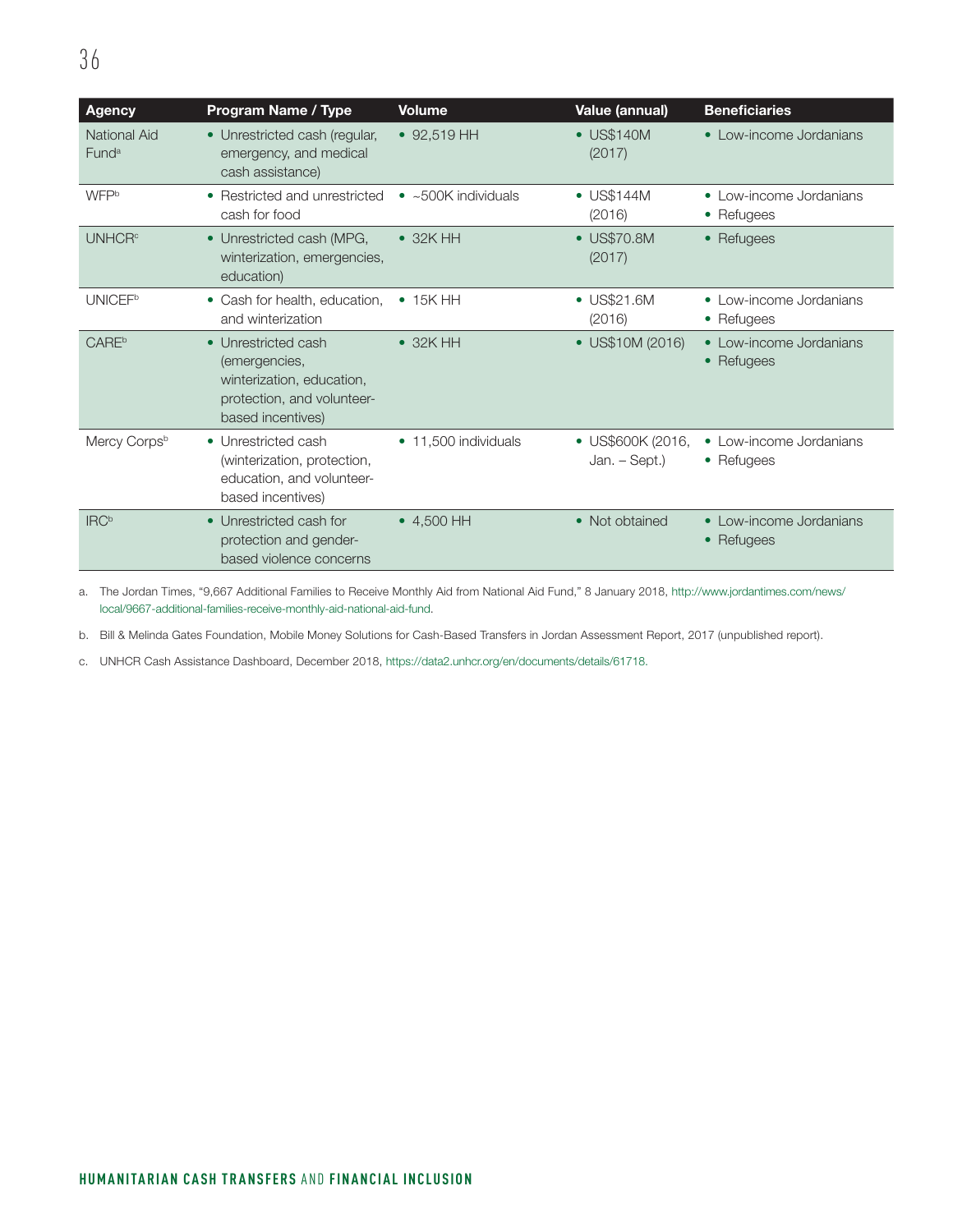| Agency | Program Name / Type | Volume | Value (annual) | Beneficiaries |
|---|---|---|---|---|
| National Aid Fund[a] | • Unrestricted cash (regular, emergency, and medical cash assistance) | • 92,519 HH | • US$140M (2017) | • Low-income Jordanians |
| WFP[b] | • Restricted and unrestricted cash for food | • ~500K individuals | • US$144M (2016) | • Low-income Jordanians<br>• Refugees |
| UNHCR[c] | • Unrestricted cash (MPG, winterization, emergencies, education) | • 32K HH | • US$70.8M (2017) | • Refugees |
| UNICEF[b] | • Cash for health, education, and winterization | • 15K HH | • US$21.6M (2016) | • Low-income Jordanians<br>• Refugees |
| CARE[b] | • Unrestricted cash (emergencies, winterization, education, protection, and volunteer-based incentives) | • 32K HH | • US$10M (2016) | • Low-income Jordanians<br>• Refugees |
| Mercy Corps[b] | • Unrestricted cash (winterization, protection, education, and volunteer-based incentives) | • 11,500 individuals | • US$600K (2016, Jan. – Sept.) | • Low-income Jordanians<br>• Refugees |
| IRC[b] | • Unrestricted cash for protection and gender-based violence concerns | • 4,500 HH | • Not obtained | • Low-income Jordanians<br>• Refugees |

a. The Jordan Times, "9,667 Additional Families to Receive Monthly Aid from National Aid Fund," 8 January 2018, http://www.jordantimes.com/news/local/9667-additional-families-receive-monthly-aid-national-aid-fund.

b. Bill & Melinda Gates Foundation, Mobile Money Solutions for Cash-Based Transfers in Jordan Assessment Report, 2017 (unpublished report).

c. UNHCR Cash Assistance Dashboard, December 2018, https://data2.unhcr.org/en/documents/details/61718.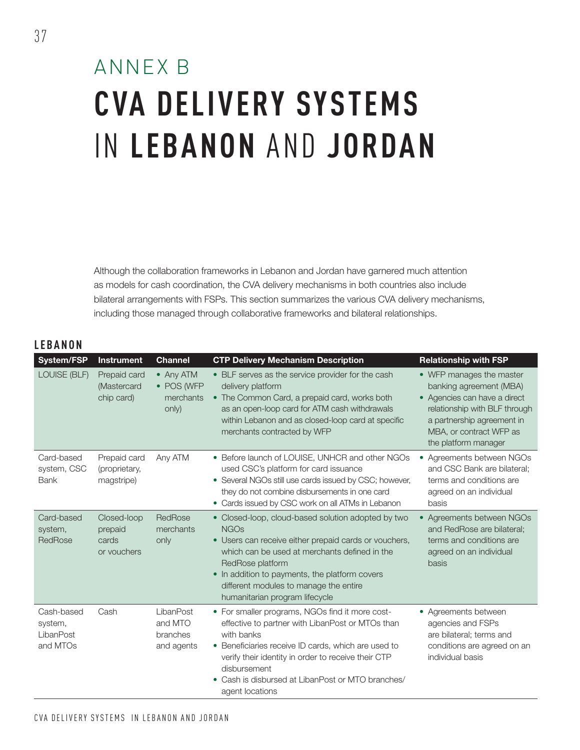# ANNEX B

# CVA DELIVERY SYSTEMS IN LEBANON AND JORDAN

Although the collaboration frameworks in Lebanon and Jordan have garnered much attention as models for cash coordination, the CVA delivery mechanisms in both countries also include bilateral arrangements with FSPs. This section summarizes the various CVA delivery mechanisms, including those managed through collaborative frameworks and bilateral relationships.

## LEBANON

| System/FSP | Instrument | Channel | CTP Delivery Mechanism Description | Relationship with FSP |
|---|---|---|---|---|
| LOUISE (BLF) | Prepaid card (Mastercard chip card) | • Any ATM<br>• POS (WFP merchants only) | • BLF serves as the service provider for the cash delivery platform<br>• The Common Card, a prepaid card, works both as an open-loop card for ATM cash withdrawals within Lebanon and as closed-loop card at specific merchants contracted by WFP | • WFP manages the master banking agreement (MBA)<br>• Agencies can have a direct relationship with BLF through a partnership agreement in MBA, or contract WFP as the platform manager |
| Card-based system, CSC Bank | Prepaid card (proprietary, magstripe) | Any ATM | • Before launch of LOUISE, UNHCR and other NGOs used CSC's platform for card issuance<br>• Several NGOs still use cards issued by CSC; however, they do not combine disbursements in one card<br>• Cards issued by CSC work on all ATMs in Lebanon | • Agreements between NGOs and CSC Bank are bilateral; terms and conditions are agreed on an individual basis |
| Card-based system, RedRose | Closed-loop prepaid cards or vouchers | RedRose merchants only | • Closed-loop, cloud-based solution adopted by two NGOs<br>• Users can receive either prepaid cards or vouchers, which can be used at merchants defined in the RedRose platform<br>• In addition to payments, the platform covers different modules to manage the entire humanitarian program lifecycle | • Agreements between NGOs and RedRose are bilateral; terms and conditions are agreed on an individual basis |
| Cash-based system, LibanPost and MTOs | Cash | LibanPost and MTO branches and agents | • For smaller programs, NGOs find it more cost-effective to partner with LibanPost or MTOs than with banks<br>• Beneficiaries receive ID cards, which are used to verify their identity in order to receive their CTP disbursement<br>• Cash is disbursed at LibanPost or MTO branches/ agent locations | • Agreements between agencies and FSPs are bilateral; terms and conditions are agreed on an individual basis |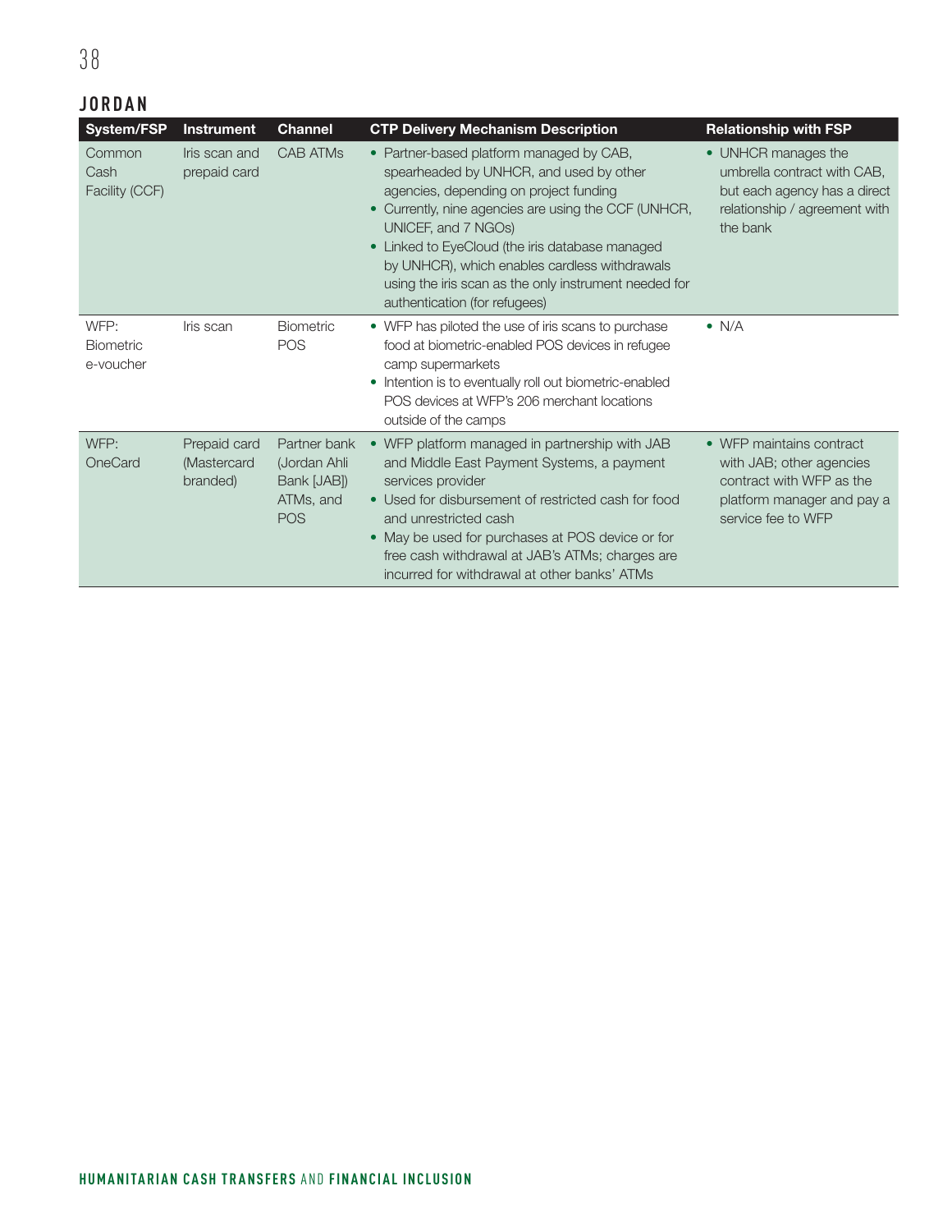## JORDAN

| System/FSP | Instrument | Channel | CTP Delivery Mechanism Description | Relationship with FSP |
|---|---|---|---|---|
| Common Cash Facility (CCF) | Iris scan and prepaid card | CAB ATMs | • Partner-based platform managed by CAB, spearheaded by UNHCR, and used by other agencies, depending on project funding<br>• Currently, nine agencies are using the CCF (UNHCR, UNICEF, and 7 NGOs)<br>• Linked to EyeCloud (the iris database managed by UNHCR), which enables cardless withdrawals using the iris scan as the only instrument needed for authentication (for refugees) | • UNHCR manages the umbrella contract with CAB, but each agency has a direct relationship / agreement with the bank |
| WFP: Biometric e-voucher | Iris scan | Biometric POS | • WFP has piloted the use of iris scans to purchase food at biometric-enabled POS devices in refugee camp supermarkets<br>• Intention is to eventually roll out biometric-enabled POS devices at WFP's 206 merchant locations outside of the camps | • N/A |
| WFP: OneCard | Prepaid card (Mastercard branded) | Partner bank (Jordan Ahli Bank [JAB]) ATMs, and POS | • WFP platform managed in partnership with JAB and Middle East Payment Systems, a payment services provider<br>• Used for disbursement of restricted cash for food and unrestricted cash<br>• May be used for purchases at POS device or for free cash withdrawal at JAB's ATMs; charges are incurred for withdrawal at other banks' ATMs | • WFP maintains contract with JAB; other agencies contract with WFP as the platform manager and pay a service fee to WFP |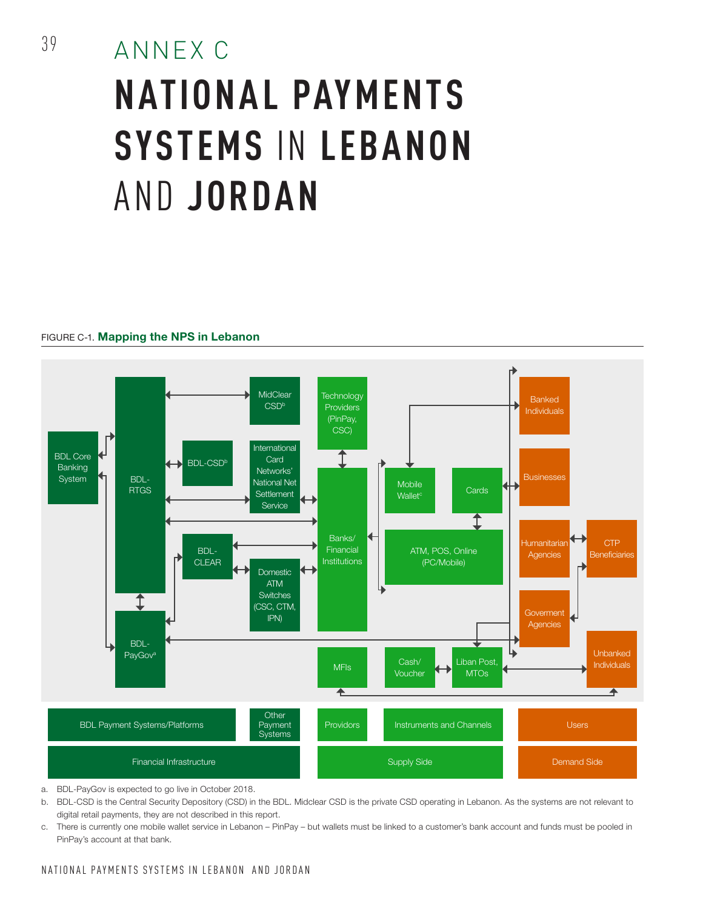# ANNEX C

# NATIONAL PAYMENTS SYSTEMS IN LEBANON AND JORDAN

FIGURE C-1. **Mapping the NPS in Lebanon**

BDL Core Banking System | BDL-RTGS | MidClear CSD[b] | BDL-CSD[b] | International Card Networks' National Net Settlement Service | BDL-CLEAR | Domestic ATM Switches (CSC, CTM, IPN) | BDL-PayGov[a] | Technology Providers (PinPay, CSC) | Banks/ Financial Institutions | MFIs | Mobile Wallet[c] | Cards | ATM, POS, Online (PC/Mobile) | Cash/ Voucher | Liban Post, MTOs | Banked Individuals | Businesses | Humanitarian Agencies | CTP Beneficiaries | Goverment Agencies | Unbanked Individuals

BDL Payment Systems/Platforms | Other Payment Systems | Providors | Instruments and Channels | Users

Financial Infrastructure | Supply Side | Demand Side

a. BDL-PayGov is expected to go live in October 2018.

b. BDL-CSD is the Central Security Depository (CSD) in the BDL. Midclear CSD is the private CSD operating in Lebanon. As the systems are not relevant to digital retail payments, they are not described in this report.

c. There is currently one mobile wallet service in Lebanon – PinPay – but wallets must be linked to a customer's bank account and funds must be pooled in PinPay's account at that bank.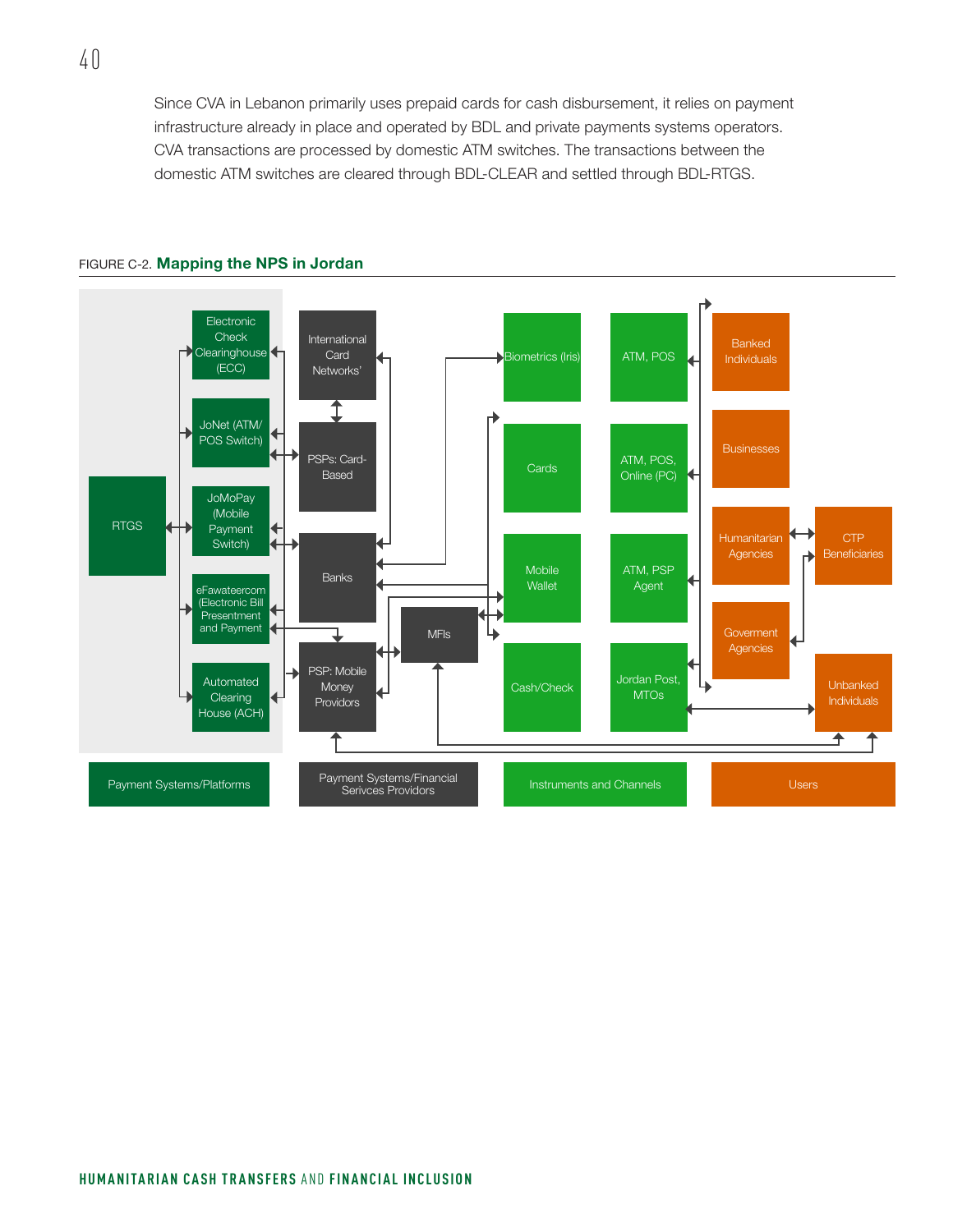Since CVA in Lebanon primarily uses prepaid cards for cash disbursement, it relies on payment infrastructure already in place and operated by BDL and private payments systems operators. CVA transactions are processed by domestic ATM switches. The transactions between the domestic ATM switches are cleared through BDL-CLEAR and settled through BDL-RTGS.

FIGURE C-2. **Mapping the NPS in Jordan**

RTGS

Electronic Check Clearinghouse (ECC)

JoNet (ATM/ POS Switch)

JoMoPay (Mobile Payment Switch)

eFawateercom (Electronic Bill Presentment and Payment

Automated Clearing House (ACH)

International Card Networks'

PSPs: Card-Based

Banks

MFIs

PSP: Mobile Money Providors

Biometrics (Iris)

Cards

Mobile Wallet

Cash/Check

ATM, POS

ATM, POS, Online (PC)

ATM, PSP Agent

Jordan Post, MTOs

Banked Individuals

Businesses

Humanitarian Agencies

CTP Beneficiaries

Goverment Agencies

Unbanked Individuals

Payment Systems/Platforms | Payment Systems/Financial Serivces Providors | Instruments and Channels | Users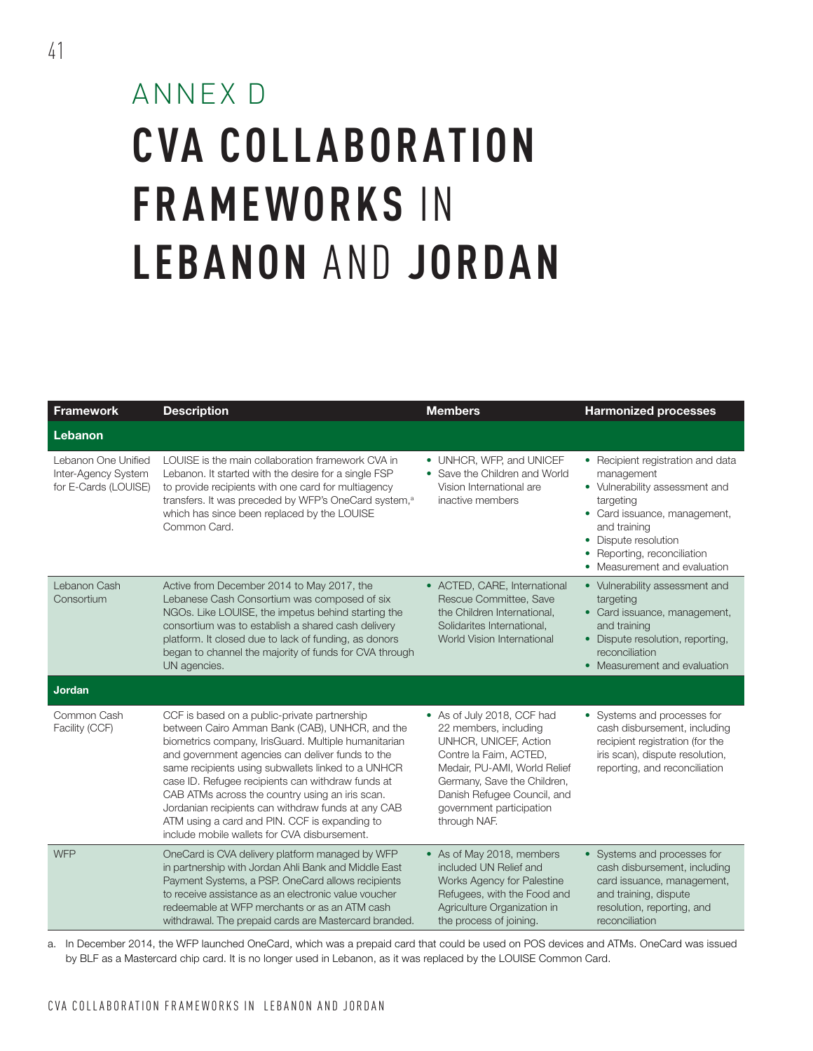# ANNEX D

# CVA COLLABORATION FRAMEWORKS IN LEBANON AND JORDAN

| Framework | Description | Members | Harmonized processes |
|---|---|---|---|
| **Lebanon** | | | |
| Lebanon One Unified Inter-Agency System for E-Cards (LOUISE) | LOUISE is the main collaboration framework CVA in Lebanon. It started with the desire for a single FSP to provide recipients with one card for multiagency transfers. It was preceded by WFP's OneCard system,[a] which has since been replaced by the LOUISE Common Card. | • UNHCR, WFP, and UNICEF<br>• Save the Children and World Vision International are inactive members | • Recipient registration and data management<br>• Vulnerability assessment and targeting<br>• Card issuance, management, and training<br>• Dispute resolution<br>• Reporting, reconciliation<br>• Measurement and evaluation |
| Lebanon Cash Consortium | Active from December 2014 to May 2017, the Lebanese Cash Consortium was composed of six NGOs. Like LOUISE, the impetus behind starting the consortium was to establish a shared cash delivery platform. It closed due to lack of funding, as donors began to channel the majority of funds for CVA through UN agencies. | • ACTED, CARE, International Rescue Committee, Save the Children International, Solidarites International, World Vision International | • Vulnerability assessment and targeting<br>• Card issuance, management, and training<br>• Dispute resolution, reporting, reconciliation<br>• Measurement and evaluation |
| **Jordan** | | | |
| Common Cash Facility (CCF) | CCF is based on a public-private partnership between Cairo Amman Bank (CAB), UNHCR, and the biometrics company, IrisGuard. Multiple humanitarian and government agencies can deliver funds to the same recipients using subwallets linked to a UNHCR case ID. Refugee recipients can withdraw funds at CAB ATMs across the country using an iris scan. Jordanian recipients can withdraw funds at any CAB ATM using a card and PIN. CCF is expanding to include mobile wallets for CVA disbursement. | • As of July 2018, CCF had 22 members, including UNHCR, UNICEF, Action Contre la Faim, ACTED, Medair, PU-AMI, World Relief Germany, Save the Children, Danish Refugee Council, and government participation through NAF. | • Systems and processes for cash disbursement, including recipient registration (for the iris scan), dispute resolution, reporting, and reconciliation |
| WFP | OneCard is CVA delivery platform managed by WFP in partnership with Jordan Ahli Bank and Middle East Payment Systems, a PSP. OneCard allows recipients to receive assistance as an electronic value voucher redeemable at WFP merchants or as an ATM cash withdrawal. The prepaid cards are Mastercard branded. | • As of May 2018, members included UN Relief and Works Agency for Palestine Refugees, with the Food and Agriculture Organization in the process of joining. | • Systems and processes for cash disbursement, including card issuance, management, and training, dispute resolution, reporting, and reconciliation |

a. In December 2014, the WFP launched OneCard, which was a prepaid card that could be used on POS devices and ATMs. OneCard was issued by BLF as a Mastercard chip card. It is no longer used in Lebanon, as it was replaced by the LOUISE Common Card.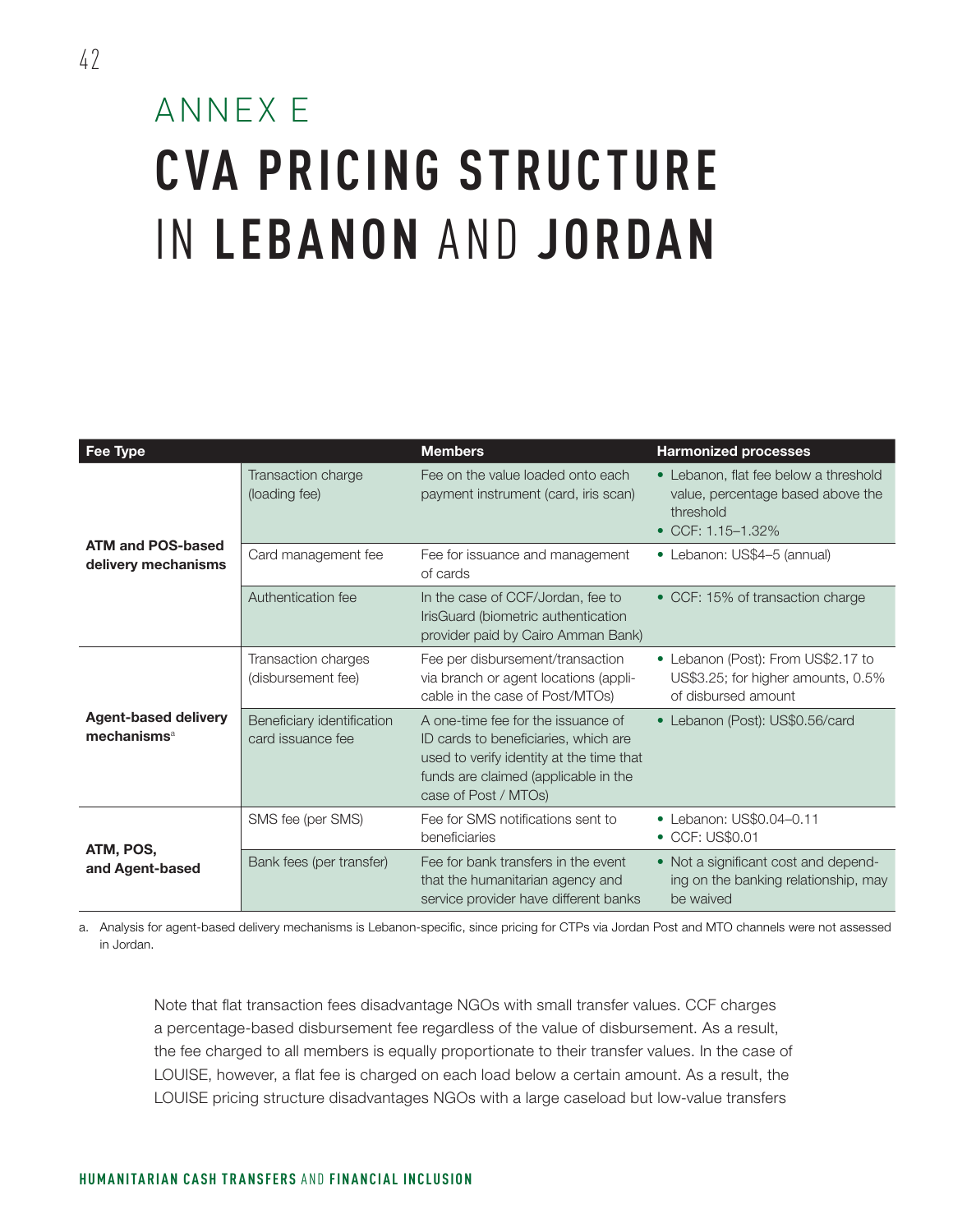# ANNEX E

# CVA PRICING STRUCTURE IN LEBANON AND JORDAN

| Fee Type | | Members | Harmonized processes |
|---|---|---|---|
| **ATM and POS-based delivery mechanisms** | Transaction charge (loading fee) | Fee on the value loaded onto each payment instrument (card, iris scan) | • Lebanon, flat fee below a threshold value, percentage based above the threshold<br>• CCF: 1.15–1.32% |
| | Card management fee | Fee for issuance and management of cards | • Lebanon: US$4–5 (annual) |
| | Authentication fee | In the case of CCF/Jordan, fee to IrisGuard (biometric authentication provider paid by Cairo Amman Bank) | • CCF: 15% of transaction charge |
| **Agent-based delivery mechanisms**[a] | Transaction charges (disbursement fee) | Fee per disbursement/transaction via branch or agent locations (applicable in the case of Post/MTOs) | • Lebanon (Post): From US$2.17 to US$3.25; for higher amounts, 0.5% of disbursed amount |
| | Beneficiary identification card issuance fee | A one-time fee for the issuance of ID cards to beneficiaries, which are used to verify identity at the time that funds are claimed (applicable in the case of Post / MTOs) | • Lebanon (Post): US$0.56/card |
| **ATM, POS, and Agent-based** | SMS fee (per SMS) | Fee for SMS notifications sent to beneficiaries | • Lebanon: US$0.04–0.11<br>• CCF: US$0.01 |
| | Bank fees (per transfer) | Fee for bank transfers in the event that the humanitarian agency and service provider have different banks | • Not a significant cost and depending on the banking relationship, may be waived |

a. Analysis for agent-based delivery mechanisms is Lebanon-specific, since pricing for CTPs via Jordan Post and MTO channels were not assessed in Jordan.

Note that flat transaction fees disadvantage NGOs with small transfer values. CCF charges a percentage-based disbursement fee regardless of the value of disbursement. As a result, the fee charged to all members is equally proportionate to their transfer values. In the case of LOUISE, however, a flat fee is charged on each load below a certain amount. As a result, the LOUISE pricing structure disadvantages NGOs with a large caseload but low-value transfers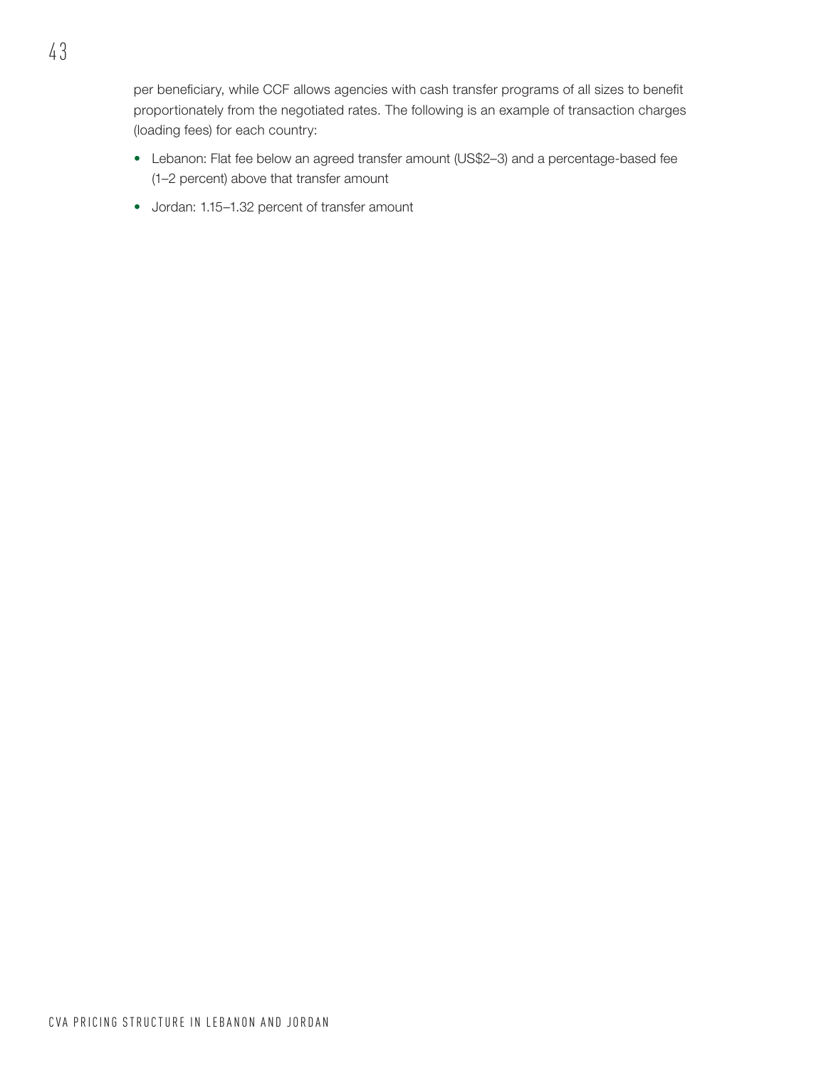per beneficiary, while CCF allows agencies with cash transfer programs of all sizes to benefit proportionately from the negotiated rates. The following is an example of transaction charges (loading fees) for each country:

- Lebanon: Flat fee below an agreed transfer amount (US$2–3) and a percentage-based fee (1–2 percent) above that transfer amount
- Jordan: 1.15–1.32 percent of transfer amount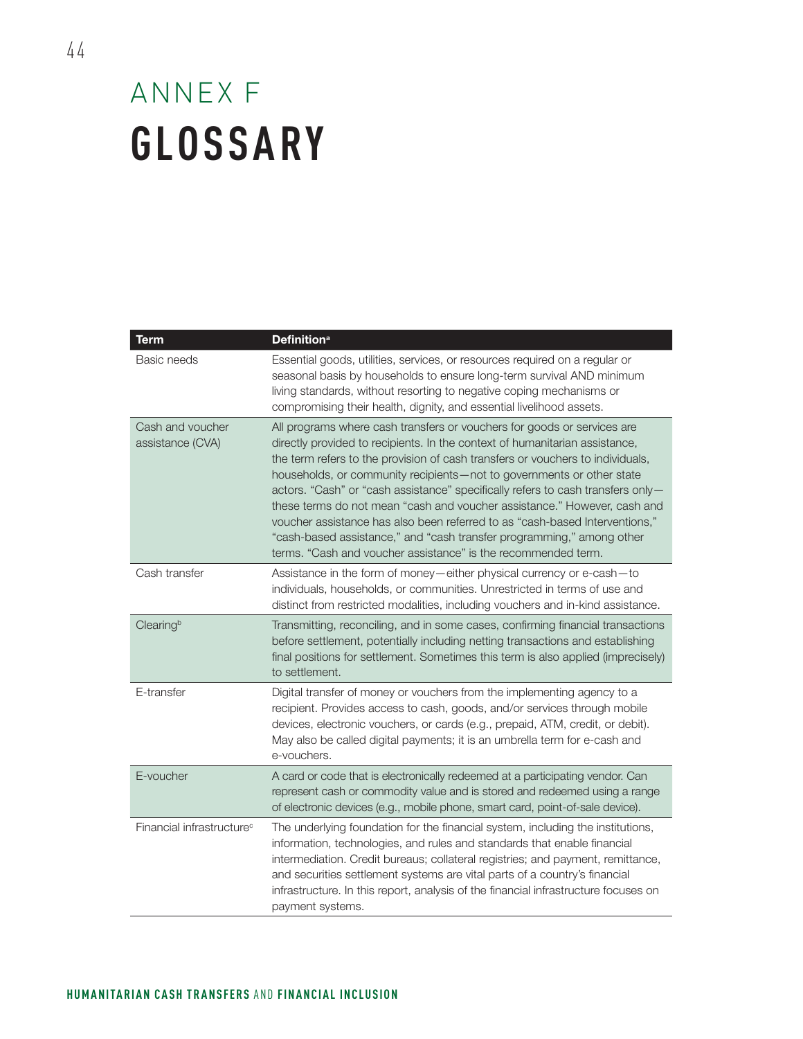# ANNEX F
## GLOSSARY

| Term | Definition[a] |
|---|---|
| Basic needs | Essential goods, utilities, services, or resources required on a regular or seasonal basis by households to ensure long-term survival AND minimum living standards, without resorting to negative coping mechanisms or compromising their health, dignity, and essential livelihood assets. |
| Cash and voucher assistance (CVA) | All programs where cash transfers or vouchers for goods or services are directly provided to recipients. In the context of humanitarian assistance, the term refers to the provision of cash transfers or vouchers to individuals, households, or community recipients—not to governments or other state actors. "Cash" or "cash assistance" specifically refers to cash transfers only—these terms do not mean "cash and voucher assistance." However, cash and voucher assistance has also been referred to as "cash-based Interventions," "cash-based assistance," and "cash transfer programming," among other terms. "Cash and voucher assistance" is the recommended term. |
| Cash transfer | Assistance in the form of money—either physical currency or e-cash—to individuals, households, or communities. Unrestricted in terms of use and distinct from restricted modalities, including vouchers and in-kind assistance. |
| Clearing[b] | Transmitting, reconciling, and in some cases, confirming financial transactions before settlement, potentially including netting transactions and establishing final positions for settlement. Sometimes this term is also applied (imprecisely) to settlement. |
| E-transfer | Digital transfer of money or vouchers from the implementing agency to a recipient. Provides access to cash, goods, and/or services through mobile devices, electronic vouchers, or cards (e.g., prepaid, ATM, credit, or debit). May also be called digital payments; it is an umbrella term for e-cash and e-vouchers. |
| E-voucher | A card or code that is electronically redeemed at a participating vendor. Can represent cash or commodity value and is stored and redeemed using a range of electronic devices (e.g., mobile phone, smart card, point-of-sale device). |
| Financial infrastructure[c] | The underlying foundation for the financial system, including the institutions, information, technologies, and rules and standards that enable financial intermediation. Credit bureaus; collateral registries; and payment, remittance, and securities settlement systems are vital parts of a country's financial infrastructure. In this report, analysis of the financial infrastructure focuses on payment systems. |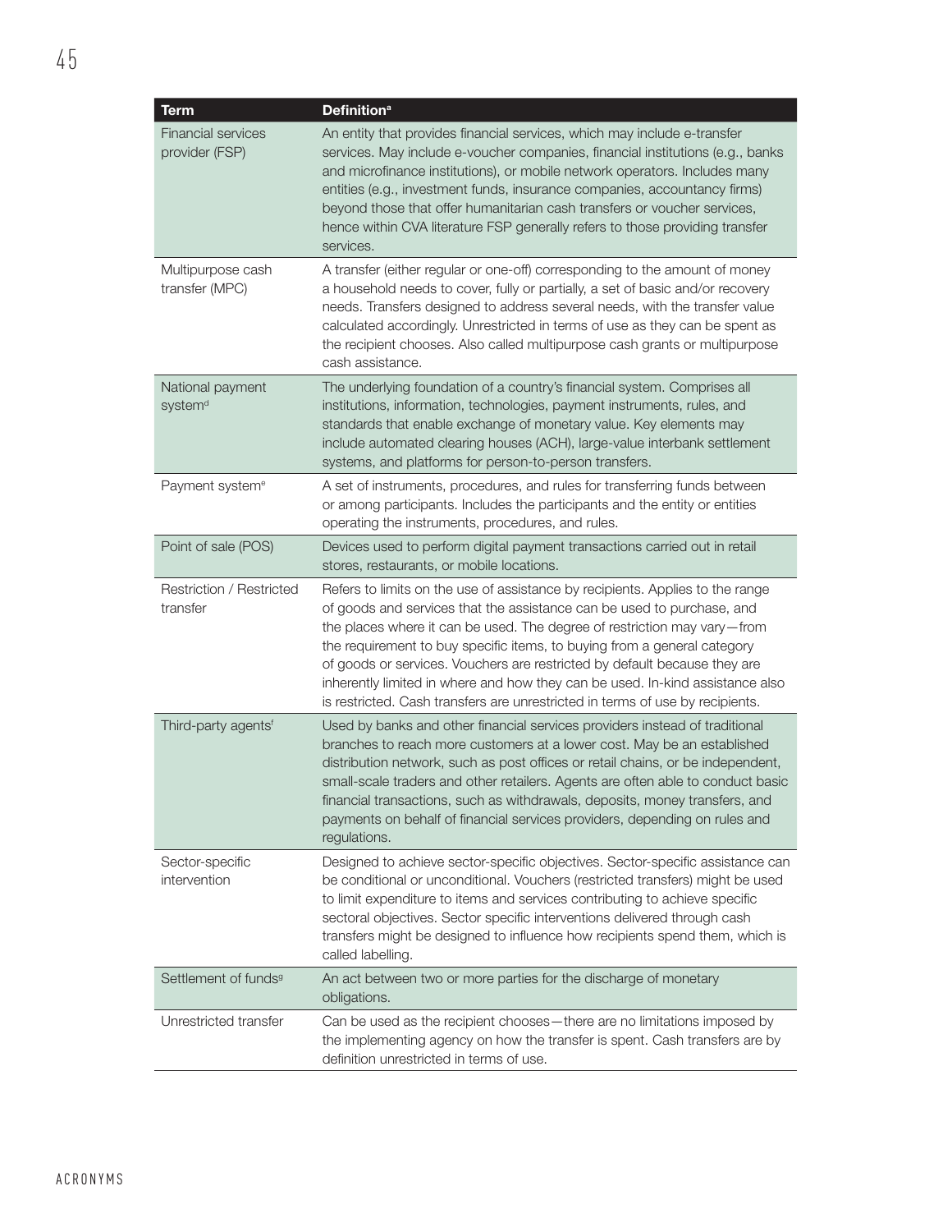| Term | Definition[a] |
|---|---|
| Financial services provider (FSP) | An entity that provides financial services, which may include e-transfer services. May include e-voucher companies, financial institutions (e.g., banks and microfinance institutions), or mobile network operators. Includes many entities (e.g., investment funds, insurance companies, accountancy firms) beyond those that offer humanitarian cash transfers or voucher services, hence within CVA literature FSP generally refers to those providing transfer services. |
| Multipurpose cash transfer (MPC) | A transfer (either regular or one-off) corresponding to the amount of money a household needs to cover, fully or partially, a set of basic and/or recovery needs. Transfers designed to address several needs, with the transfer value calculated accordingly. Unrestricted in terms of use as they can be spent as the recipient chooses. Also called multipurpose cash grants or multipurpose cash assistance. |
| National payment system[d] | The underlying foundation of a country's financial system. Comprises all institutions, information, technologies, payment instruments, rules, and standards that enable exchange of monetary value. Key elements may include automated clearing houses (ACH), large-value interbank settlement systems, and platforms for person-to-person transfers. |
| Payment system[e] | A set of instruments, procedures, and rules for transferring funds between or among participants. Includes the participants and the entity or entities operating the instruments, procedures, and rules. |
| Point of sale (POS) | Devices used to perform digital payment transactions carried out in retail stores, restaurants, or mobile locations. |
| Restriction / Restricted transfer | Refers to limits on the use of assistance by recipients. Applies to the range of goods and services that the assistance can be used to purchase, and the places where it can be used. The degree of restriction may vary—from the requirement to buy specific items, to buying from a general category of goods or services. Vouchers are restricted by default because they are inherently limited in where and how they can be used. In-kind assistance also is restricted. Cash transfers are unrestricted in terms of use by recipients. |
| Third-party agents[f] | Used by banks and other financial services providers instead of traditional branches to reach more customers at a lower cost. May be an established distribution network, such as post offices or retail chains, or be independent, small-scale traders and other retailers. Agents are often able to conduct basic financial transactions, such as withdrawals, deposits, money transfers, and payments on behalf of financial services providers, depending on rules and regulations. |
| Sector-specific intervention | Designed to achieve sector-specific objectives. Sector-specific assistance can be conditional or unconditional. Vouchers (restricted transfers) might be used to limit expenditure to items and services contributing to achieve specific sectoral objectives. Sector specific interventions delivered through cash transfers might be designed to influence how recipients spend them, which is called labelling. |
| Settlement of funds[g] | An act between two or more parties for the discharge of monetary obligations. |
| Unrestricted transfer | Can be used as the recipient chooses—there are no limitations imposed by the implementing agency on how the transfer is spent. Cash transfers are by definition unrestricted in terms of use. |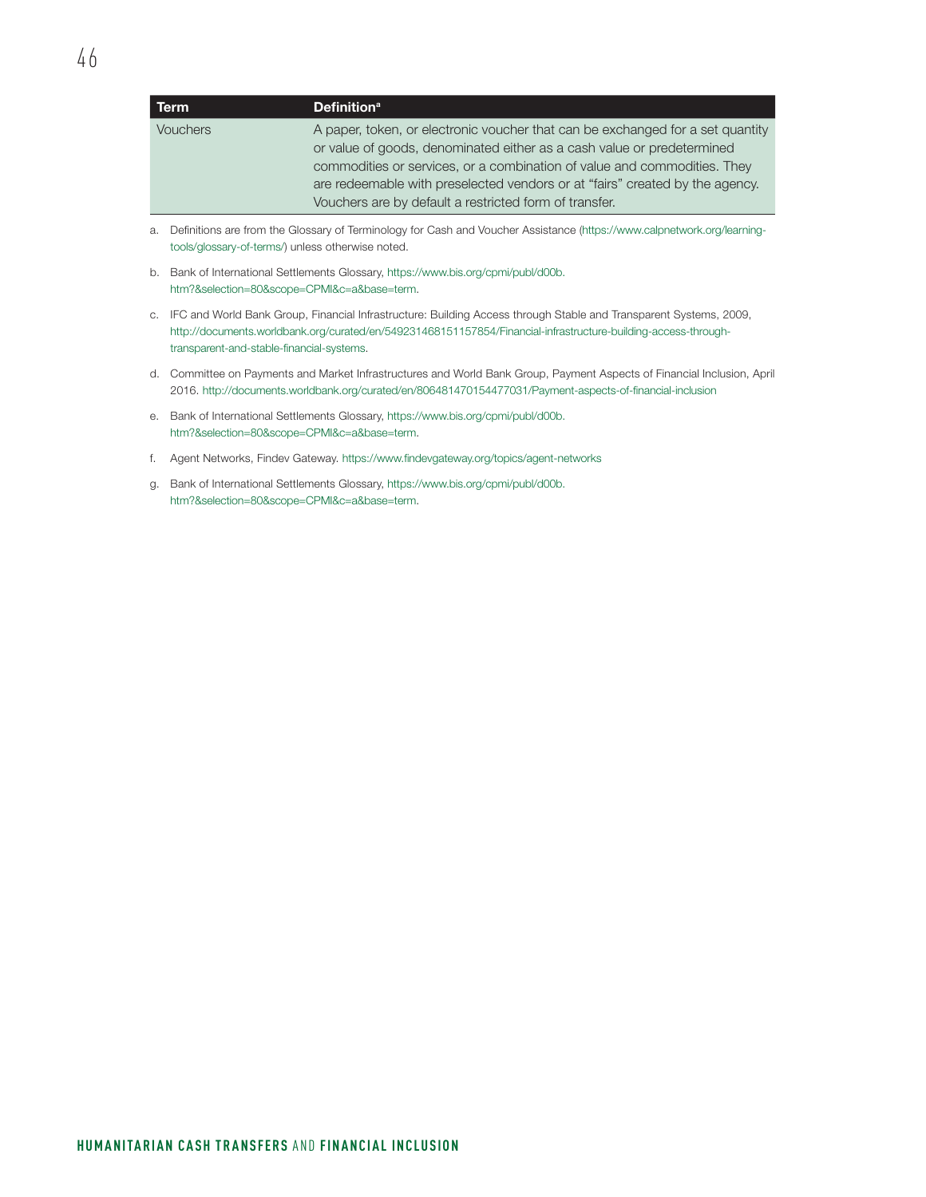| Term | Definition[a] |
|---|---|
| Vouchers | A paper, token, or electronic voucher that can be exchanged for a set quantity or value of goods, denominated either as a cash value or predetermined commodities or services, or a combination of value and commodities. They are redeemable with preselected vendors or at "fairs" created by the agency. Vouchers are by default a restricted form of transfer. |

a. Definitions are from the Glossary of Terminology for Cash and Voucher Assistance (https://www.calpnetwork.org/learning-tools/glossary-of-terms/) unless otherwise noted.

b. Bank of International Settlements Glossary, https://www.bis.org/cpmi/publ/d00b.htm?&selection=80&scope=CPMI&c=a&base=term.

c. IFC and World Bank Group, Financial Infrastructure: Building Access through Stable and Transparent Systems, 2009, http://documents.worldbank.org/curated/en/549231468151157854/Financial-infrastructure-building-access-through-transparent-and-stable-financial-systems.

d. Committee on Payments and Market Infrastructures and World Bank Group, Payment Aspects of Financial Inclusion, April 2016. http://documents.worldbank.org/curated/en/806481470154477031/Payment-aspects-of-financial-inclusion

e. Bank of International Settlements Glossary, https://www.bis.org/cpmi/publ/d00b.htm?&selection=80&scope=CPMI&c=a&base=term.

f. Agent Networks, Findev Gateway. https://www.findevgateway.org/topics/agent-networks

g. Bank of International Settlements Glossary, https://www.bis.org/cpmi/publ/d00b.htm?&selection=80&scope=CPMI&c=a&base=term.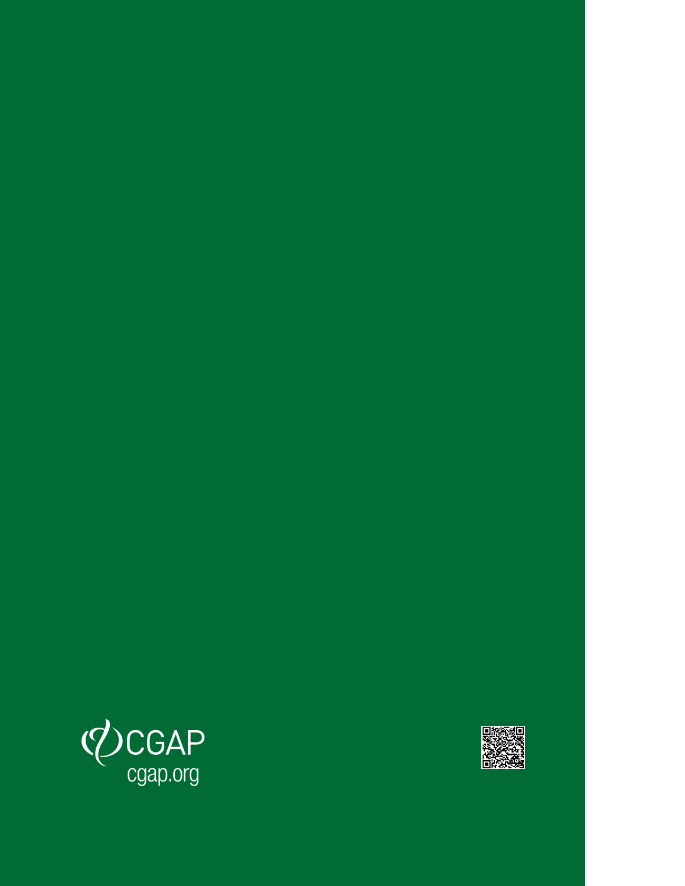CGAP
cgap.org